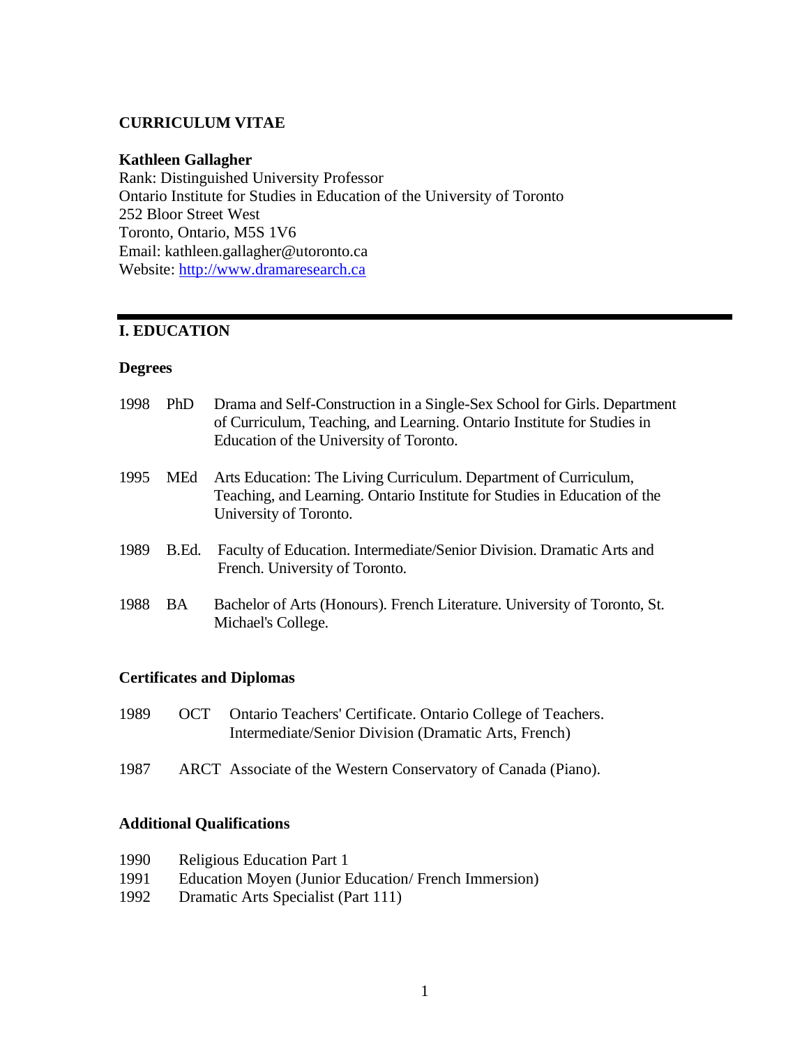# CURRICULUM VITAE

**Kathleen Gallagher**
Rank: Distinguished University Professor
Ontario Institute for Studies in Education of the University of Toronto
252 Bloor Street West
Toronto, Ontario, M5S 1V6
Email: kathleen.gallagher@utoronto.ca
Website: http://www.dramaresearch.ca

## I. EDUCATION

### Degrees

1998 PhD Drama and Self-Construction in a Single-Sex School for Girls. Department of Curriculum, Teaching, and Learning. Ontario Institute for Studies in Education of the University of Toronto.

1995 MEd Arts Education: The Living Curriculum. Department of Curriculum, Teaching, and Learning. Ontario Institute for Studies in Education of the University of Toronto.

1989 B.Ed. Faculty of Education. Intermediate/Senior Division. Dramatic Arts and French. University of Toronto.

1988 BA Bachelor of Arts (Honours). French Literature. University of Toronto, St. Michael's College.

### Certificates and Diplomas

1989 OCT Ontario Teachers' Certificate. Ontario College of Teachers. Intermediate/Senior Division (Dramatic Arts, French)

1987 ARCT Associate of the Western Conservatory of Canada (Piano).

### Additional Qualifications

1990 Religious Education Part 1
1991 Education Moyen (Junior Education/ French Immersion)
1992 Dramatic Arts Specialist (Part 111)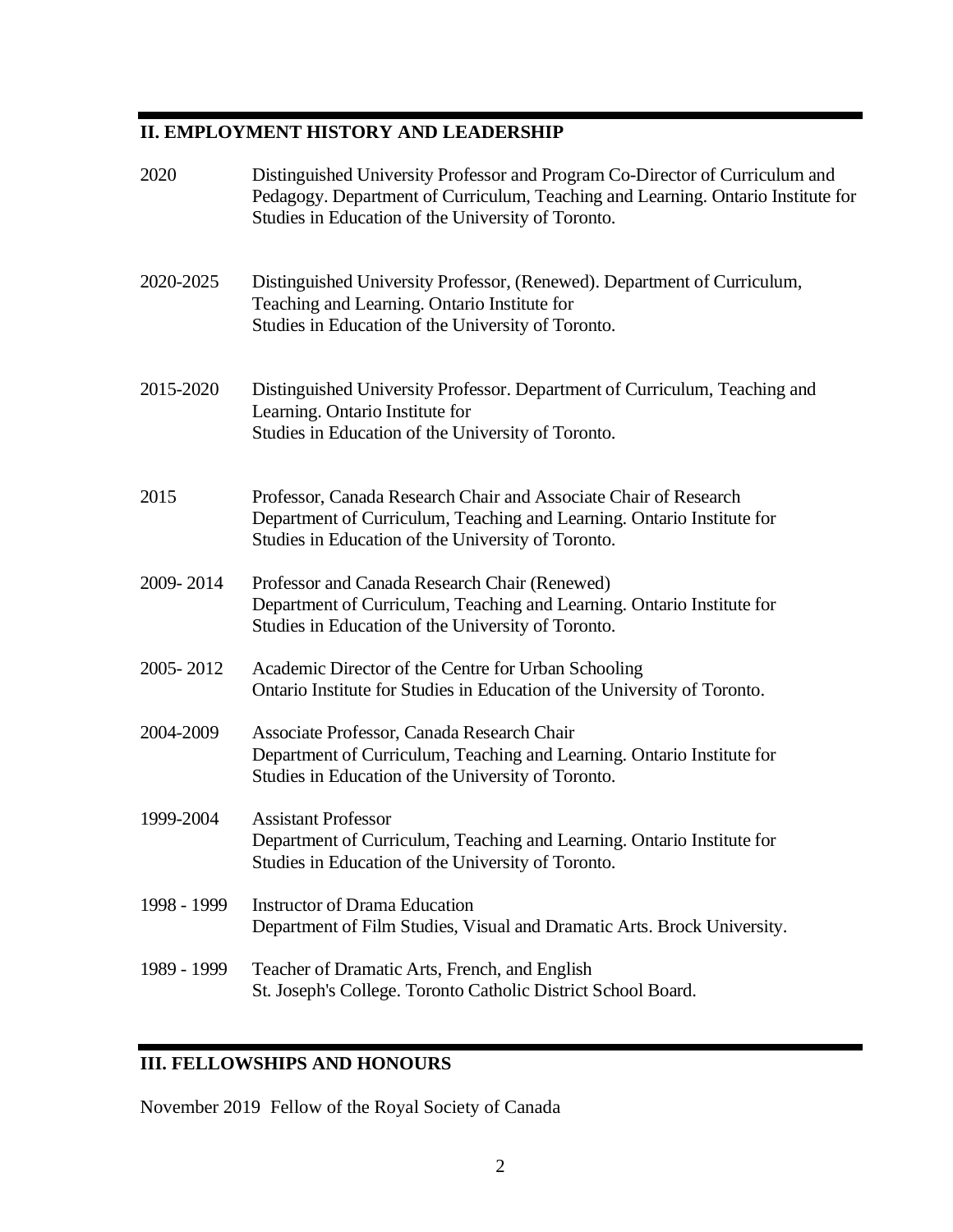## II. EMPLOYMENT HISTORY AND LEADERSHIP

2020 Distinguished University Professor and Program Co-Director of Curriculum and Pedagogy. Department of Curriculum, Teaching and Learning. Ontario Institute for Studies in Education of the University of Toronto.

2020-2025 Distinguished University Professor, (Renewed). Department of Curriculum, Teaching and Learning. Ontario Institute for Studies in Education of the University of Toronto.

2015-2020 Distinguished University Professor. Department of Curriculum, Teaching and Learning. Ontario Institute for Studies in Education of the University of Toronto.

2015 Professor, Canada Research Chair and Associate Chair of Research Department of Curriculum, Teaching and Learning. Ontario Institute for Studies in Education of the University of Toronto.

2009- 2014 Professor and Canada Research Chair (Renewed) Department of Curriculum, Teaching and Learning. Ontario Institute for Studies in Education of the University of Toronto.

2005- 2012 Academic Director of the Centre for Urban Schooling Ontario Institute for Studies in Education of the University of Toronto.

2004-2009 Associate Professor, Canada Research Chair Department of Curriculum, Teaching and Learning. Ontario Institute for Studies in Education of the University of Toronto.

1999-2004 Assistant Professor Department of Curriculum, Teaching and Learning. Ontario Institute for Studies in Education of the University of Toronto.

1998 - 1999 Instructor of Drama Education Department of Film Studies, Visual and Dramatic Arts. Brock University.

1989 - 1999 Teacher of Dramatic Arts, French, and English St. Joseph's College. Toronto Catholic District School Board.

## III. FELLOWSHIPS AND HONOURS

November 2019 Fellow of the Royal Society of Canada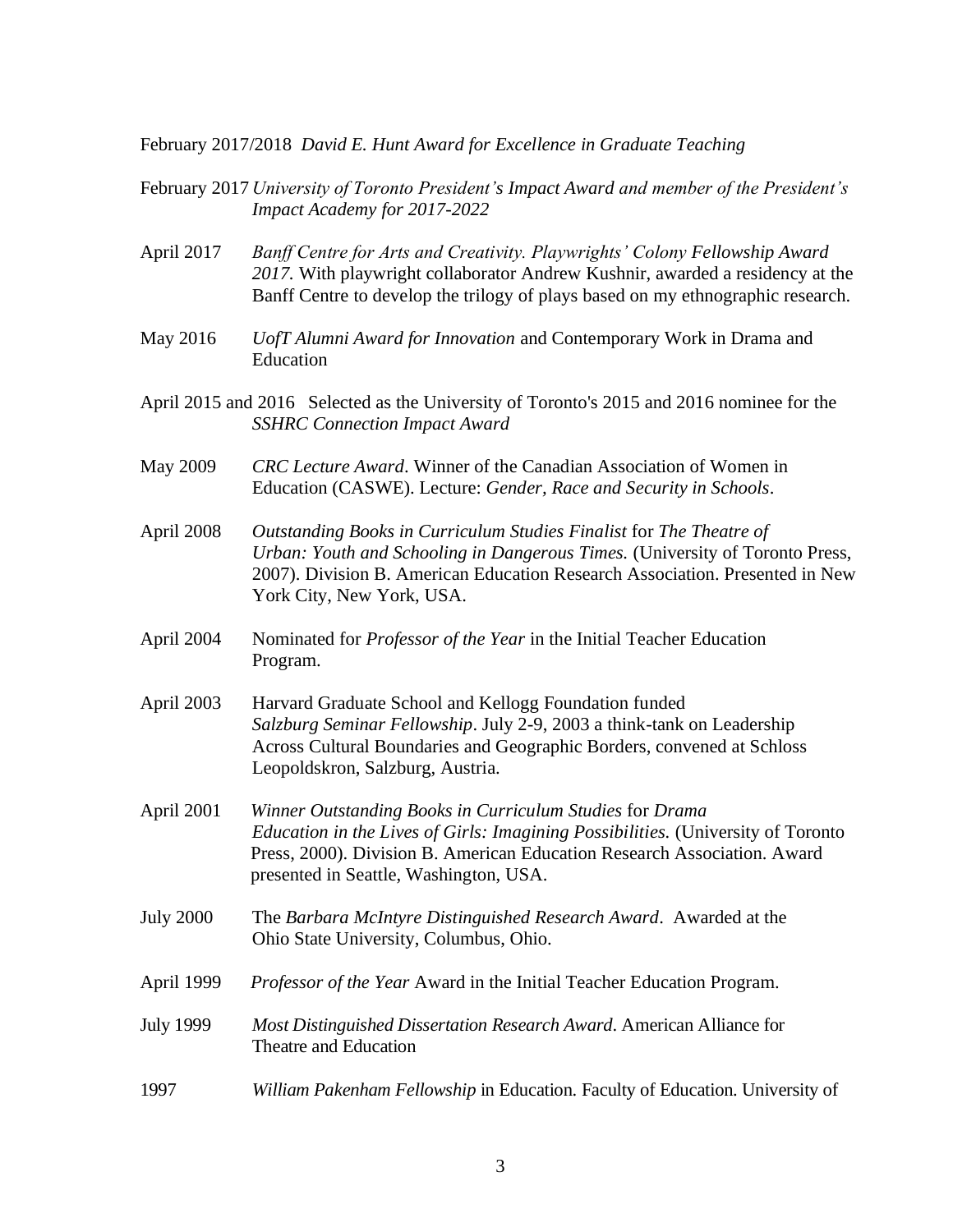February 2017/2018 *David E. Hunt Award for Excellence in Graduate Teaching*

February 2017 *University of Toronto President's Impact Award and member of the President's Impact Academy for 2017-2022*

April 2017 *Banff Centre for Arts and Creativity. Playwrights' Colony Fellowship Award 2017.* With playwright collaborator Andrew Kushnir, awarded a residency at the Banff Centre to develop the trilogy of plays based on my ethnographic research.

May 2016 *UofT Alumni Award for Innovation* and Contemporary Work in Drama and Education

April 2015 and 2016 Selected as the University of Toronto's 2015 and 2016 nominee for the *SSHRC Connection Impact Award*

May 2009 *CRC Lecture Award*. Winner of the Canadian Association of Women in Education (CASWE). Lecture: *Gender, Race and Security in Schools*.

April 2008 *Outstanding Books in Curriculum Studies Finalist* for *The Theatre of Urban: Youth and Schooling in Dangerous Times.* (University of Toronto Press, 2007). Division B. American Education Research Association. Presented in New York City, New York, USA.

April 2004 Nominated for *Professor of the Year* in the Initial Teacher Education Program.

April 2003 Harvard Graduate School and Kellogg Foundation funded *Salzburg Seminar Fellowship*. July 2-9, 2003 a think-tank on Leadership Across Cultural Boundaries and Geographic Borders, convened at Schloss Leopoldskron, Salzburg, Austria.

April 2001 *Winner Outstanding Books in Curriculum Studies* for *Drama Education in the Lives of Girls: Imagining Possibilities.* (University of Toronto Press, 2000). Division B. American Education Research Association. Award presented in Seattle, Washington, USA.

July 2000 The *Barbara McIntyre Distinguished Research Award*. Awarded at the Ohio State University, Columbus, Ohio.

April 1999 *Professor of the Year* Award in the Initial Teacher Education Program.

July 1999 *Most Distinguished Dissertation Research Award*. American Alliance for Theatre and Education

1997 *William Pakenham Fellowship* in Education. Faculty of Education. University of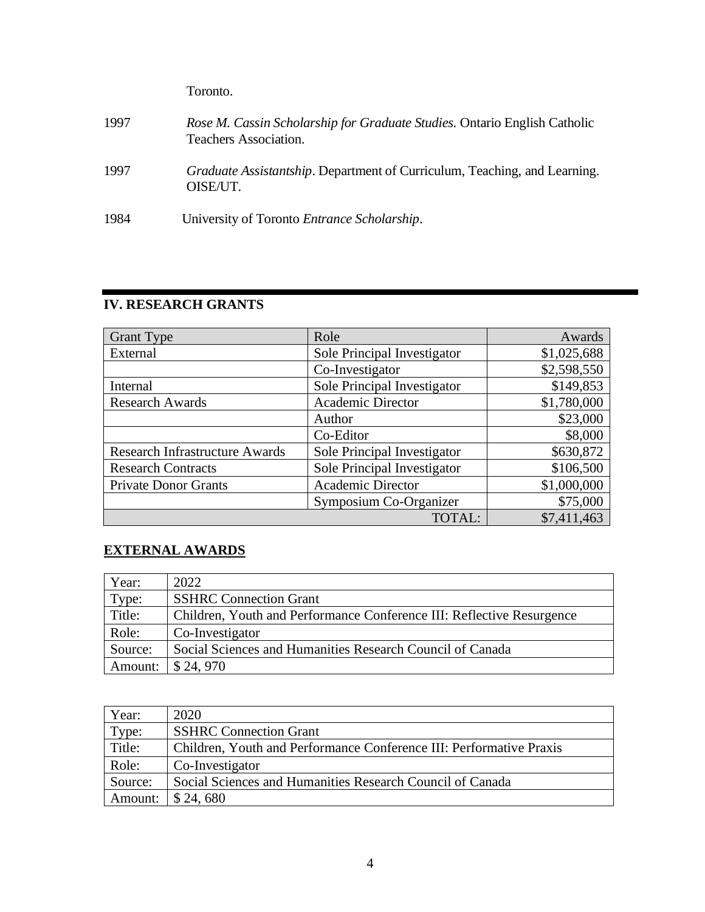Toronto.

1997 *Rose M. Cassin Scholarship for Graduate Studies.* Ontario English Catholic Teachers Association.

1997 *Graduate Assistantship*. Department of Curriculum, Teaching, and Learning. OISE/UT.

1984 University of Toronto *Entrance Scholarship*.

## IV. RESEARCH GRANTS

| Grant Type | Role | Awards |
|---|---|---:|
| External | Sole Principal Investigator | $1,025,688 |
| | Co-Investigator | $2,598,550 |
| Internal | Sole Principal Investigator | $149,853 |
| Research Awards | Academic Director | $1,780,000 |
| | Author | $23,000 |
| | Co-Editor | $8,000 |
| Research Infrastructure Awards | Sole Principal Investigator | $630,872 |
| Research Contracts | Sole Principal Investigator | $106,500 |
| Private Donor Grants | Academic Director | $1,000,000 |
| | Symposium Co-Organizer | $75,000 |
| | TOTAL: | $7,411,463 |

### EXTERNAL AWARDS

| Year: | 2022 |
|---|---|
| Type: | SSHRC Connection Grant |
| Title: | Children, Youth and Performance Conference III: Reflective Resurgence |
| Role: | Co-Investigator |
| Source: | Social Sciences and Humanities Research Council of Canada |
| Amount: | $ 24, 970 |

| Year: | 2020 |
|---|---|
| Type: | SSHRC Connection Grant |
| Title: | Children, Youth and Performance Conference III: Performative Praxis |
| Role: | Co-Investigator |
| Source: | Social Sciences and Humanities Research Council of Canada |
| Amount: | $ 24, 680 |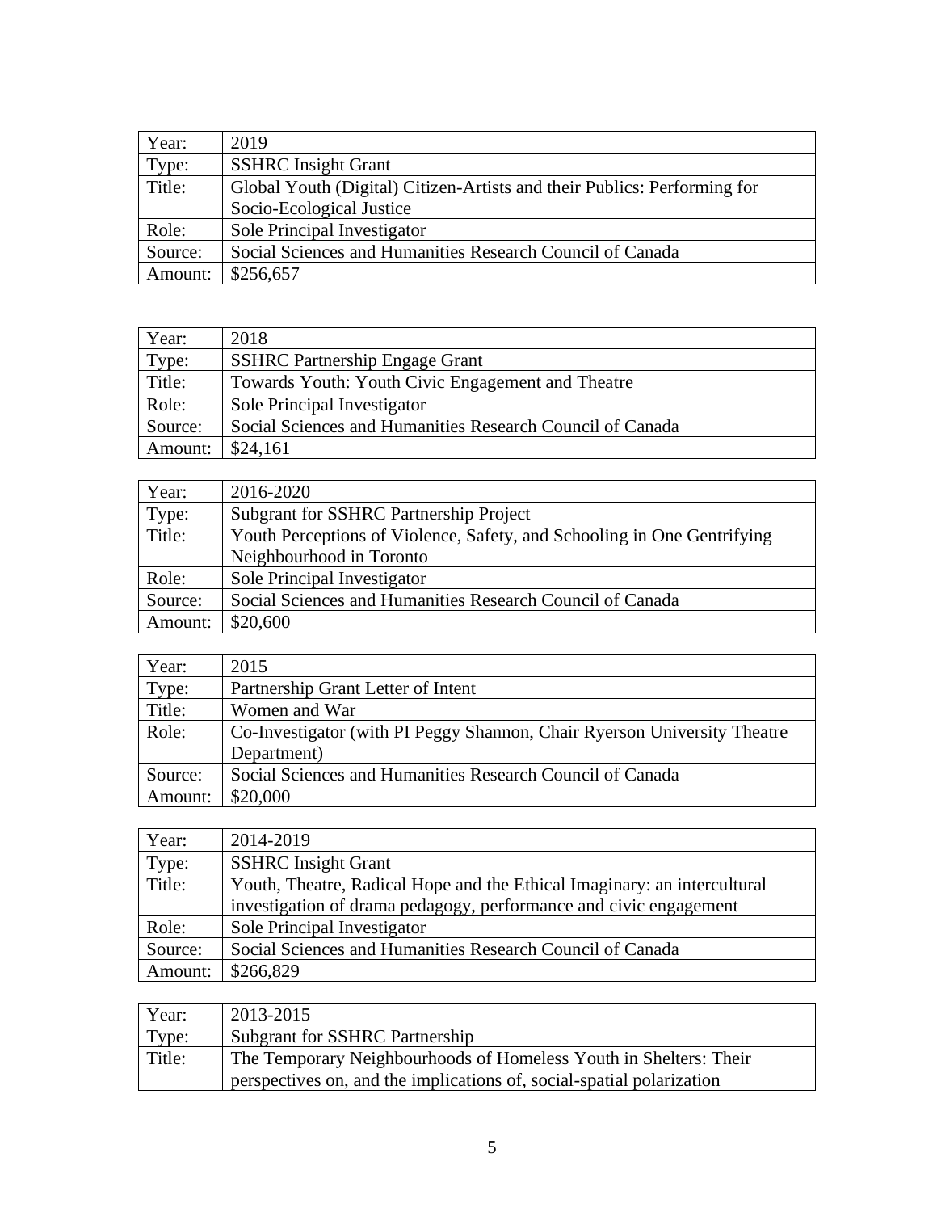| Year: | 2019 |
|---|---|
| Type: | SSHRC Insight Grant |
| Title: | Global Youth (Digital) Citizen-Artists and their Publics: Performing for Socio-Ecological Justice |
| Role: | Sole Principal Investigator |
| Source: | Social Sciences and Humanities Research Council of Canada |
| Amount: | $256,657 |

| Year: | 2018 |
|---|---|
| Type: | SSHRC Partnership Engage Grant |
| Title: | Towards Youth: Youth Civic Engagement and Theatre |
| Role: | Sole Principal Investigator |
| Source: | Social Sciences and Humanities Research Council of Canada |
| Amount: | $24,161 |

| Year: | 2016-2020 |
|---|---|
| Type: | Subgrant for SSHRC Partnership Project |
| Title: | Youth Perceptions of Violence, Safety, and Schooling in One Gentrifying Neighbourhood in Toronto |
| Role: | Sole Principal Investigator |
| Source: | Social Sciences and Humanities Research Council of Canada |
| Amount: | $20,600 |

| Year: | 2015 |
|---|---|
| Type: | Partnership Grant Letter of Intent |
| Title: | Women and War |
| Role: | Co-Investigator (with PI Peggy Shannon, Chair Ryerson University Theatre Department) |
| Source: | Social Sciences and Humanities Research Council of Canada |
| Amount: | $20,000 |

| Year: | 2014-2019 |
|---|---|
| Type: | SSHRC Insight Grant |
| Title: | Youth, Theatre, Radical Hope and the Ethical Imaginary: an intercultural investigation of drama pedagogy, performance and civic engagement |
| Role: | Sole Principal Investigator |
| Source: | Social Sciences and Humanities Research Council of Canada |
| Amount: | $266,829 |

| Year: | 2013-2015 |
|---|---|
| Type: | Subgrant for SSHRC Partnership |
| Title: | The Temporary Neighbourhoods of Homeless Youth in Shelters: Their perspectives on, and the implications of, social-spatial polarization |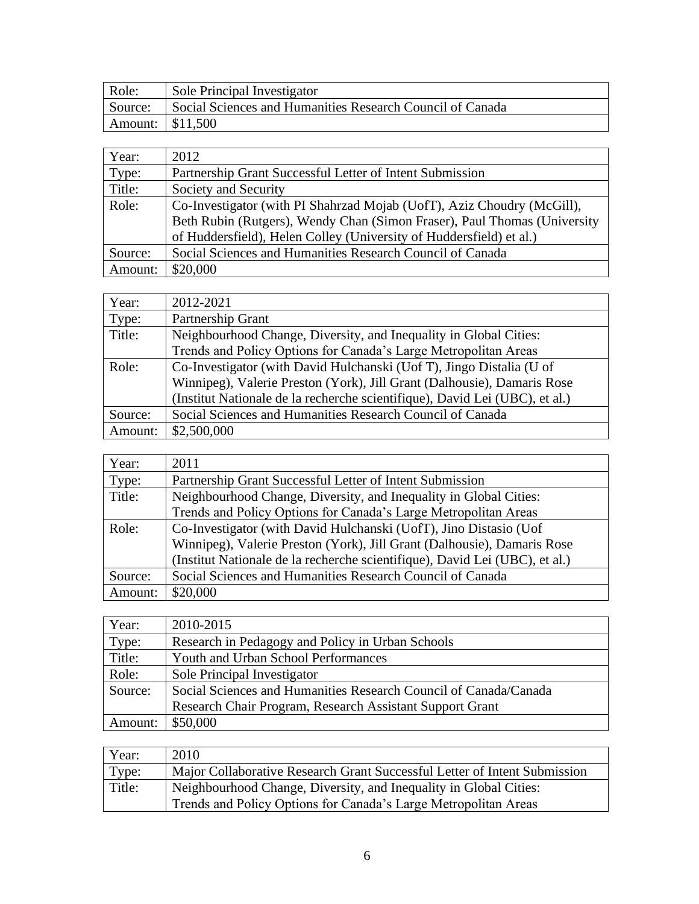| | |
|---|---|
| Role: | Sole Principal Investigator |
| Source: | Social Sciences and Humanities Research Council of Canada |
| Amount: | $11,500 |

| | |
|---|---|
| Year: | 2012 |
| Type: | Partnership Grant Successful Letter of Intent Submission |
| Title: | Society and Security |
| Role: | Co-Investigator (with PI Shahrzad Mojab (UofT), Aziz Choudry (McGill), Beth Rubin (Rutgers), Wendy Chan (Simon Fraser), Paul Thomas (University of Huddersfield), Helen Colley (University of Huddersfield) et al.) |
| Source: | Social Sciences and Humanities Research Council of Canada |
| Amount: | $20,000 |

| | |
|---|---|
| Year: | 2012-2021 |
| Type: | Partnership Grant |
| Title: | Neighbourhood Change, Diversity, and Inequality in Global Cities: Trends and Policy Options for Canada's Large Metropolitan Areas |
| Role: | Co-Investigator (with David Hulchanski (Uof T), Jingo Distalia (U of Winnipeg), Valerie Preston (York), Jill Grant (Dalhousie), Damaris Rose (Institut Nationale de la recherche scientifique), David Lei (UBC), et al.) |
| Source: | Social Sciences and Humanities Research Council of Canada |
| Amount: | $2,500,000 |

| | |
|---|---|
| Year: | 2011 |
| Type: | Partnership Grant Successful Letter of Intent Submission |
| Title: | Neighbourhood Change, Diversity, and Inequality in Global Cities: Trends and Policy Options for Canada's Large Metropolitan Areas |
| Role: | Co-Investigator (with David Hulchanski (UofT), Jino Distasio (Uof Winnipeg), Valerie Preston (York), Jill Grant (Dalhousie), Damaris Rose (Institut Nationale de la recherche scientifique), David Lei (UBC), et al.) |
| Source: | Social Sciences and Humanities Research Council of Canada |
| Amount: | $20,000 |

| | |
|---|---|
| Year: | 2010-2015 |
| Type: | Research in Pedagogy and Policy in Urban Schools |
| Title: | Youth and Urban School Performances |
| Role: | Sole Principal Investigator |
| Source: | Social Sciences and Humanities Research Council of Canada/Canada Research Chair Program, Research Assistant Support Grant |
| Amount: | $50,000 |

| | |
|---|---|
| Year: | 2010 |
| Type: | Major Collaborative Research Grant Successful Letter of Intent Submission |
| Title: | Neighbourhood Change, Diversity, and Inequality in Global Cities: Trends and Policy Options for Canada's Large Metropolitan Areas |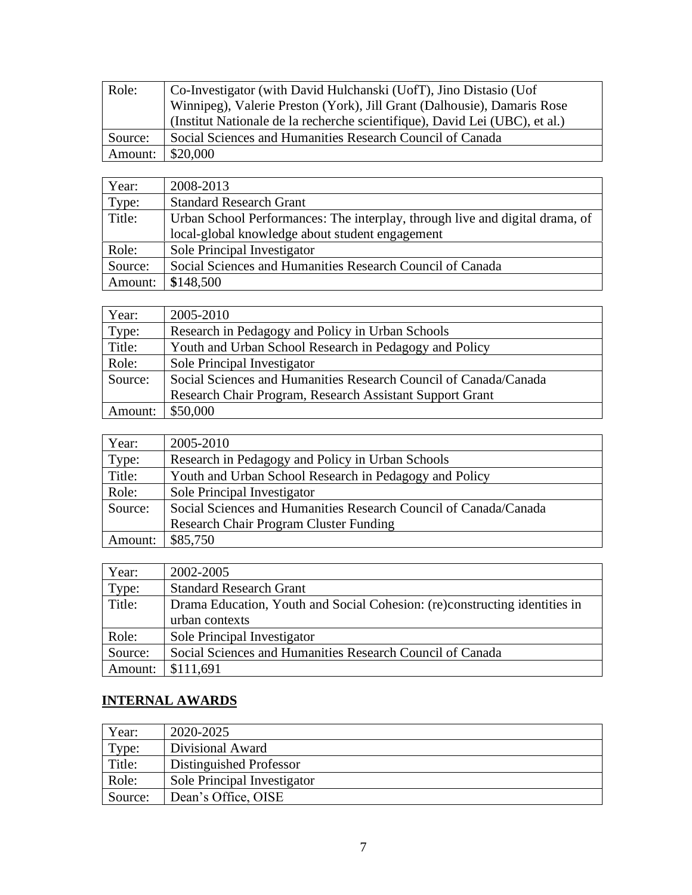| Role: | Co-Investigator (with David Hulchanski (UofT), Jino Distasio (Uof Winnipeg), Valerie Preston (York), Jill Grant (Dalhousie), Damaris Rose (Institut Nationale de la recherche scientifique), David Lei (UBC), et al.) |
|---|---|
| Source: | Social Sciences and Humanities Research Council of Canada |
| Amount: | $20,000 |

| Year: | 2008-2013 |
|---|---|
| Type: | Standard Research Grant |
| Title: | Urban School Performances: The interplay, through live and digital drama, of local-global knowledge about student engagement |
| Role: | Sole Principal Investigator |
| Source: | Social Sciences and Humanities Research Council of Canada |
| Amount: | **$**148,500 |

| Year: | 2005-2010 |
|---|---|
| Type: | Research in Pedagogy and Policy in Urban Schools |
| Title: | Youth and Urban School Research in Pedagogy and Policy |
| Role: | Sole Principal Investigator |
| Source: | Social Sciences and Humanities Research Council of Canada/Canada Research Chair Program, Research Assistant Support Grant |
| Amount: | $50,000 |

| Year: | 2005-2010 |
|---|---|
| Type: | Research in Pedagogy and Policy in Urban Schools |
| Title: | Youth and Urban School Research in Pedagogy and Policy |
| Role: | Sole Principal Investigator |
| Source: | Social Sciences and Humanities Research Council of Canada/Canada Research Chair Program Cluster Funding |
| Amount: | $85,750 |

| Year: | 2002-2005 |
|---|---|
| Type: | Standard Research Grant |
| Title: | Drama Education, Youth and Social Cohesion: (re)constructing identities in urban contexts |
| Role: | Sole Principal Investigator |
| Source: | Social Sciences and Humanities Research Council of Canada |
| Amount: | $111,691 |

## INTERNAL AWARDS

| Year: | 2020-2025 |
|---|---|
| Type: | Divisional Award |
| Title: | Distinguished Professor |
| Role: | Sole Principal Investigator |
| Source: | Dean's Office, OISE |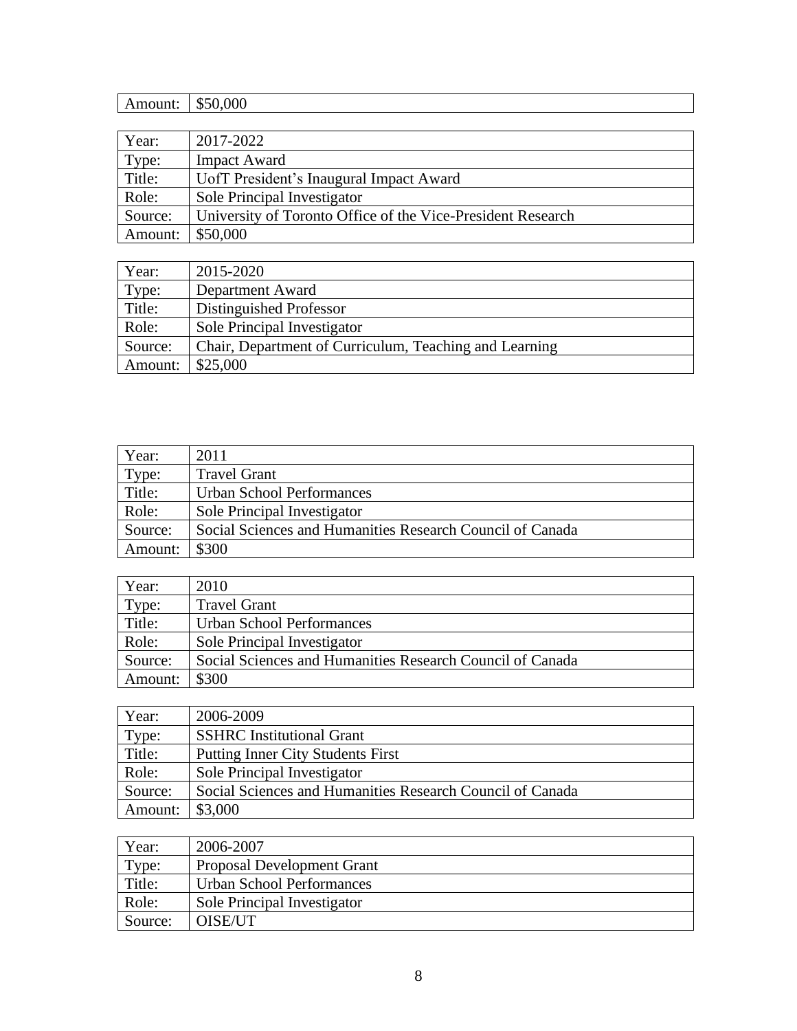| Amount: | $50,000 |
|---|---|

| Year: | 2017-2022 |
|---|---|
| Type: | Impact Award |
| Title: | UofT President's Inaugural Impact Award |
| Role: | Sole Principal Investigator |
| Source: | University of Toronto Office of the Vice-President Research |
| Amount: | $50,000 |

| Year: | 2015-2020 |
|---|---|
| Type: | Department Award |
| Title: | Distinguished Professor |
| Role: | Sole Principal Investigator |
| Source: | Chair, Department of Curriculum, Teaching and Learning |
| Amount: | $25,000 |

| Year: | 2011 |
|---|---|
| Type: | Travel Grant |
| Title: | Urban School Performances |
| Role: | Sole Principal Investigator |
| Source: | Social Sciences and Humanities Research Council of Canada |
| Amount: | $300 |

| Year: | 2010 |
|---|---|
| Type: | Travel Grant |
| Title: | Urban School Performances |
| Role: | Sole Principal Investigator |
| Source: | Social Sciences and Humanities Research Council of Canada |
| Amount: | $300 |

| Year: | 2006-2009 |
|---|---|
| Type: | SSHRC Institutional Grant |
| Title: | Putting Inner City Students First |
| Role: | Sole Principal Investigator |
| Source: | Social Sciences and Humanities Research Council of Canada |
| Amount: | $3,000 |

| Year: | 2006-2007 |
|---|---|
| Type: | Proposal Development Grant |
| Title: | Urban School Performances |
| Role: | Sole Principal Investigator |
| Source: | OISE/UT |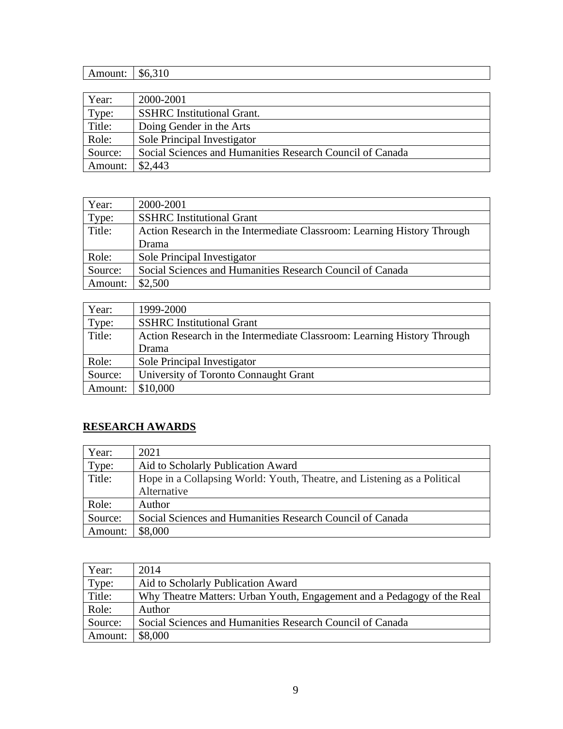| Amount: | $6,310 |
|---|---|

| Year: | 2000-2001 |
|---|---|
| Type: | SSHRC Institutional Grant. |
| Title: | Doing Gender in the Arts |
| Role: | Sole Principal Investigator |
| Source: | Social Sciences and Humanities Research Council of Canada |
| Amount: | $2,443 |

| Year: | 2000-2001 |
|---|---|
| Type: | SSHRC Institutional Grant |
| Title: | Action Research in the Intermediate Classroom: Learning History Through Drama |
| Role: | Sole Principal Investigator |
| Source: | Social Sciences and Humanities Research Council of Canada |
| Amount: | $2,500 |

| Year: | 1999-2000 |
|---|---|
| Type: | SSHRC Institutional Grant |
| Title: | Action Research in the Intermediate Classroom: Learning History Through Drama |
| Role: | Sole Principal Investigator |
| Source: | University of Toronto Connaught Grant |
| Amount: | $10,000 |

## **RESEARCH AWARDS**

| Year: | 2021 |
|---|---|
| Type: | Aid to Scholarly Publication Award |
| Title: | Hope in a Collapsing World: Youth, Theatre, and Listening as a Political Alternative |
| Role: | Author |
| Source: | Social Sciences and Humanities Research Council of Canada |
| Amount: | $8,000 |

| Year: | 2014 |
|---|---|
| Type: | Aid to Scholarly Publication Award |
| Title: | Why Theatre Matters: Urban Youth, Engagement and a Pedagogy of the Real |
| Role: | Author |
| Source: | Social Sciences and Humanities Research Council of Canada |
| Amount: | $8,000 |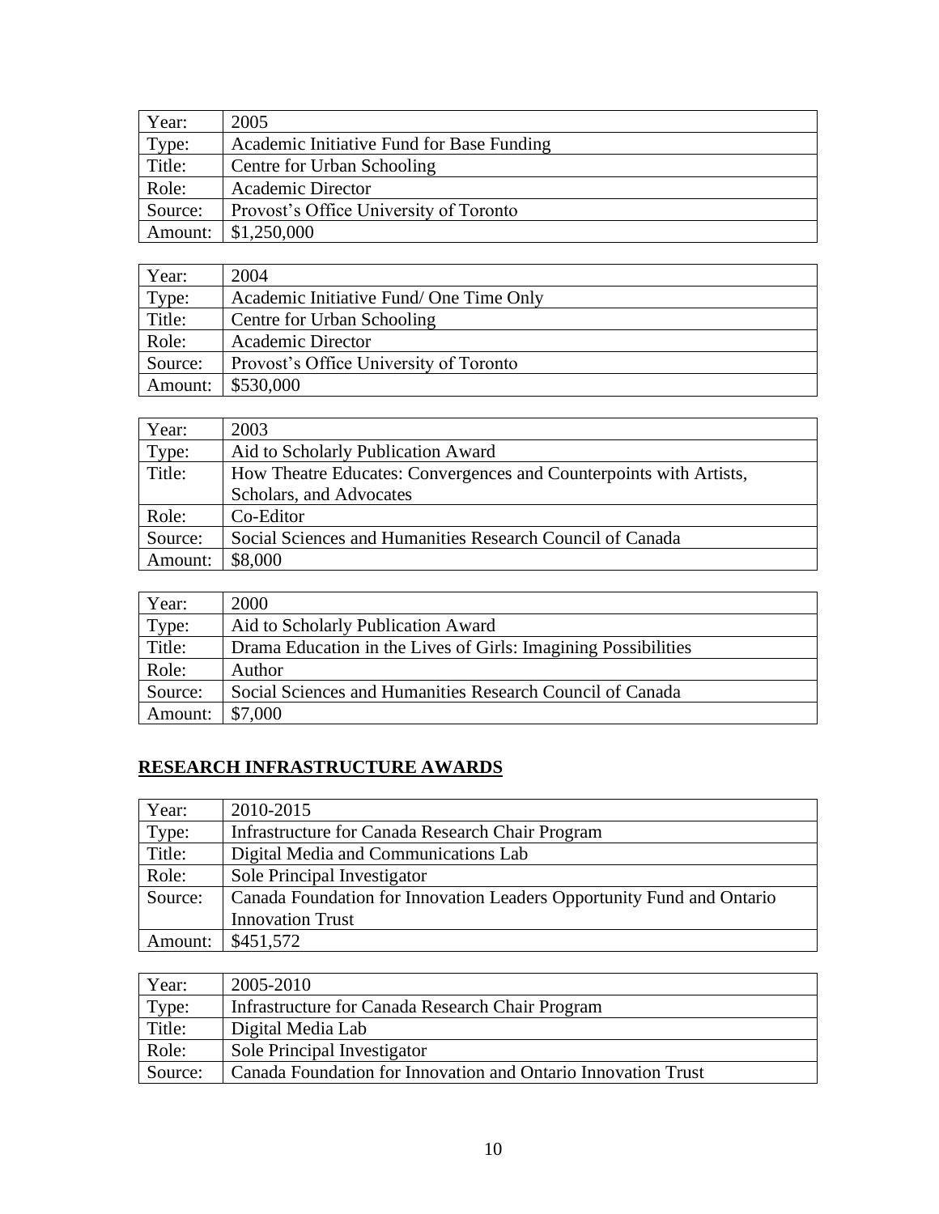| Year: | 2005 |
|---|---|
| Type: | Academic Initiative Fund for Base Funding |
| Title: | Centre for Urban Schooling |
| Role: | Academic Director |
| Source: | Provost's Office University of Toronto |
| Amount: | $1,250,000 |

| Year: | 2004 |
|---|---|
| Type: | Academic Initiative Fund/ One Time Only |
| Title: | Centre for Urban Schooling |
| Role: | Academic Director |
| Source: | Provost's Office University of Toronto |
| Amount: | $530,000 |

| Year: | 2003 |
|---|---|
| Type: | Aid to Scholarly Publication Award |
| Title: | How Theatre Educates: Convergences and Counterpoints with Artists, Scholars, and Advocates |
| Role: | Co-Editor |
| Source: | Social Sciences and Humanities Research Council of Canada |
| Amount: | $8,000 |

| Year: | 2000 |
|---|---|
| Type: | Aid to Scholarly Publication Award |
| Title: | Drama Education in the Lives of Girls: Imagining Possibilities |
| Role: | Author |
| Source: | Social Sciences and Humanities Research Council of Canada |
| Amount: | $7,000 |

## **RESEARCH INFRASTRUCTURE AWARDS**

| Year: | 2010-2015 |
|---|---|
| Type: | Infrastructure for Canada Research Chair Program |
| Title: | Digital Media and Communications Lab |
| Role: | Sole Principal Investigator |
| Source: | Canada Foundation for Innovation Leaders Opportunity Fund and Ontario Innovation Trust |
| Amount: | $451,572 |

| Year: | 2005-2010 |
|---|---|
| Type: | Infrastructure for Canada Research Chair Program |
| Title: | Digital Media Lab |
| Role: | Sole Principal Investigator |
| Source: | Canada Foundation for Innovation and Ontario Innovation Trust |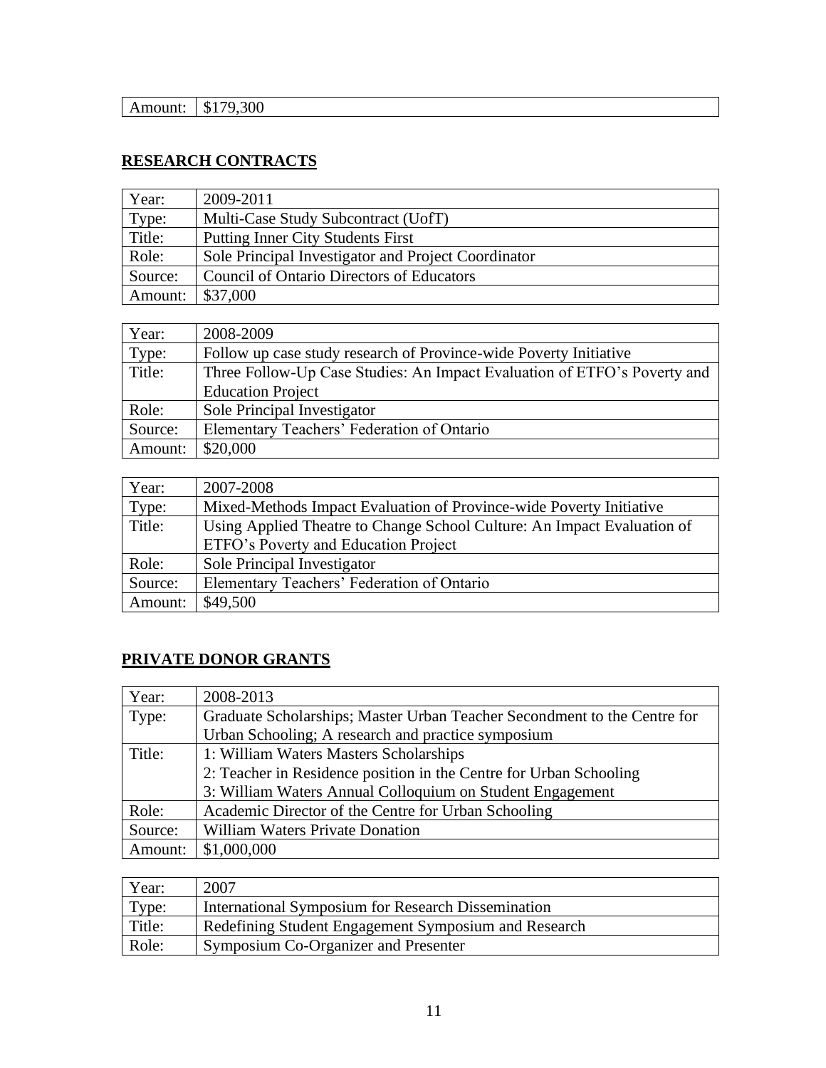| Amount: | $179,300 |
|---|---|

## RESEARCH CONTRACTS

| Year: | 2009-2011 |
|---|---|
| Type: | Multi-Case Study Subcontract (UofT) |
| Title: | Putting Inner City Students First |
| Role: | Sole Principal Investigator and Project Coordinator |
| Source: | Council of Ontario Directors of Educators |
| Amount: | $37,000 |

| Year: | 2008-2009 |
|---|---|
| Type: | Follow up case study research of Province-wide Poverty Initiative |
| Title: | Three Follow-Up Case Studies: An Impact Evaluation of ETFO's Poverty and Education Project |
| Role: | Sole Principal Investigator |
| Source: | Elementary Teachers' Federation of Ontario |
| Amount: | $20,000 |

| Year: | 2007-2008 |
|---|---|
| Type: | Mixed-Methods Impact Evaluation of Province-wide Poverty Initiative |
| Title: | Using Applied Theatre to Change School Culture: An Impact Evaluation of ETFO's Poverty and Education Project |
| Role: | Sole Principal Investigator |
| Source: | Elementary Teachers' Federation of Ontario |
| Amount: | $49,500 |

## PRIVATE DONOR GRANTS

| Year: | 2008-2013 |
|---|---|
| Type: | Graduate Scholarships; Master Urban Teacher Secondment to the Centre for Urban Schooling; A research and practice symposium |
| Title: | 1: William Waters Masters Scholarships<br>2: Teacher in Residence position in the Centre for Urban Schooling<br>3: William Waters Annual Colloquium on Student Engagement |
| Role: | Academic Director of the Centre for Urban Schooling |
| Source: | William Waters Private Donation |
| Amount: | $1,000,000 |

| Year: | 2007 |
|---|---|
| Type: | International Symposium for Research Dissemination |
| Title: | Redefining Student Engagement Symposium and Research |
| Role: | Symposium Co-Organizer and Presenter |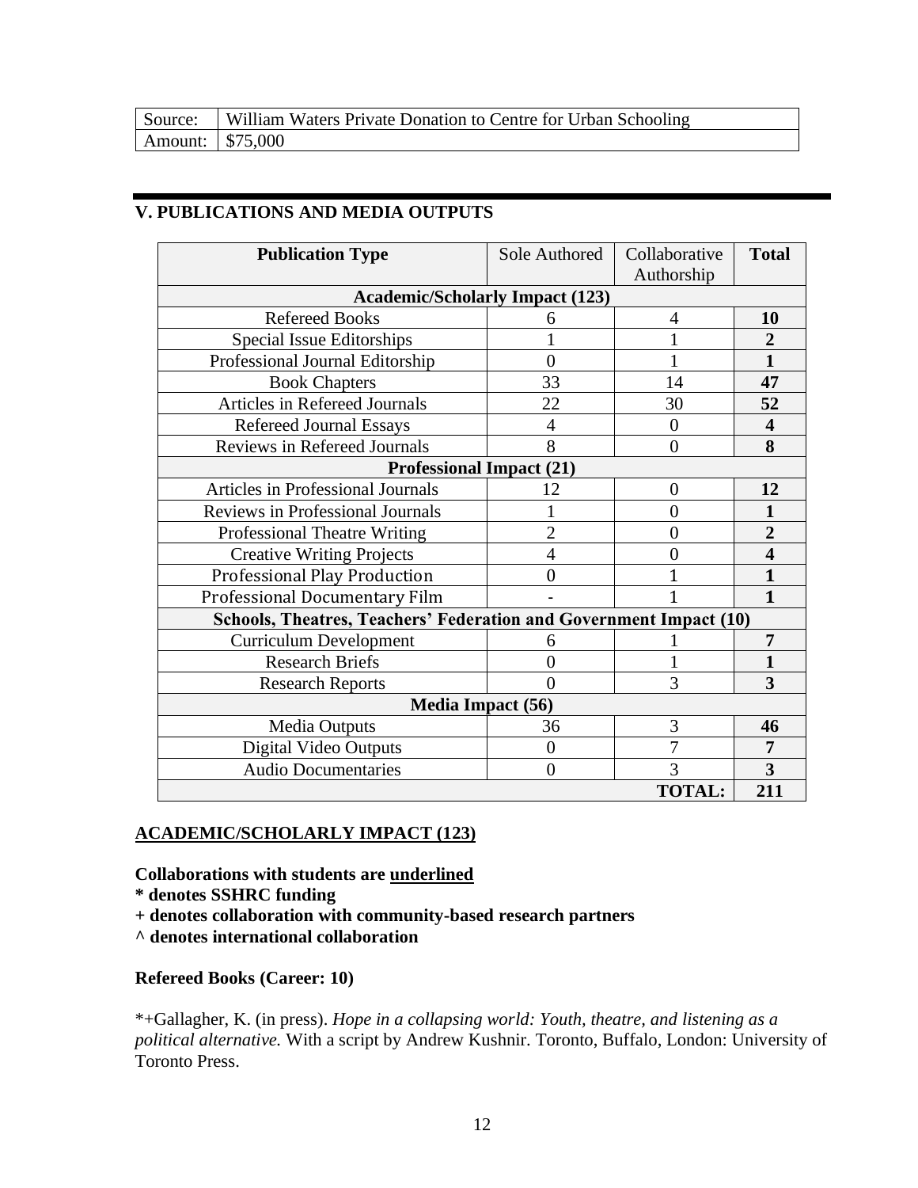| Source: | William Waters Private Donation to Centre for Urban Schooling |
|---|---|
| Amount: | $75,000 |

## V. PUBLICATIONS AND MEDIA OUTPUTS

| Publication Type | Sole Authored | Collaborative Authorship | Total |
|---|---|---|---|
| **Academic/Scholarly Impact (123)** | | | |
| Refereed Books | 6 | 4 | **10** |
| Special Issue Editorships | 1 | 1 | **2** |
| Professional Journal Editorship | 0 | 1 | **1** |
| Book Chapters | 33 | 14 | **47** |
| Articles in Refereed Journals | 22 | 30 | **52** |
| Refereed Journal Essays | 4 | 0 | **4** |
| Reviews in Refereed Journals | 8 | 0 | **8** |
| **Professional Impact (21)** | | | |
| Articles in Professional Journals | 12 | 0 | **12** |
| Reviews in Professional Journals | 1 | 0 | **1** |
| Professional Theatre Writing | 2 | 0 | **2** |
| Creative Writing Projects | 4 | 0 | **4** |
| Professional Play Production | 0 | 1 | **1** |
| Professional Documentary Film | - | 1 | **1** |
| **Schools, Theatres, Teachers' Federation and Government Impact (10)** | | | |
| Curriculum Development | 6 | 1 | **7** |
| Research Briefs | 0 | 1 | **1** |
| Research Reports | 0 | 3 | **3** |
| **Media Impact (56)** | | | |
| Media Outputs | 36 | 3 | **46** |
| Digital Video Outputs | 0 | 7 | **7** |
| Audio Documentaries | 0 | 3 | **3** |
| | | **TOTAL:** | **211** |

### ACADEMIC/SCHOLARLY IMPACT (123)

**Collaborations with students are underlined**
**\* denotes SSHRC funding**
**+ denotes collaboration with community-based research partners**
**^ denotes international collaboration**

#### Refereed Books (Career: 10)

*+Gallagher, K. (in press). *Hope in a collapsing world: Youth, theatre, and listening as a political alternative.* With a script by Andrew Kushnir. Toronto, Buffalo, London: University of Toronto Press.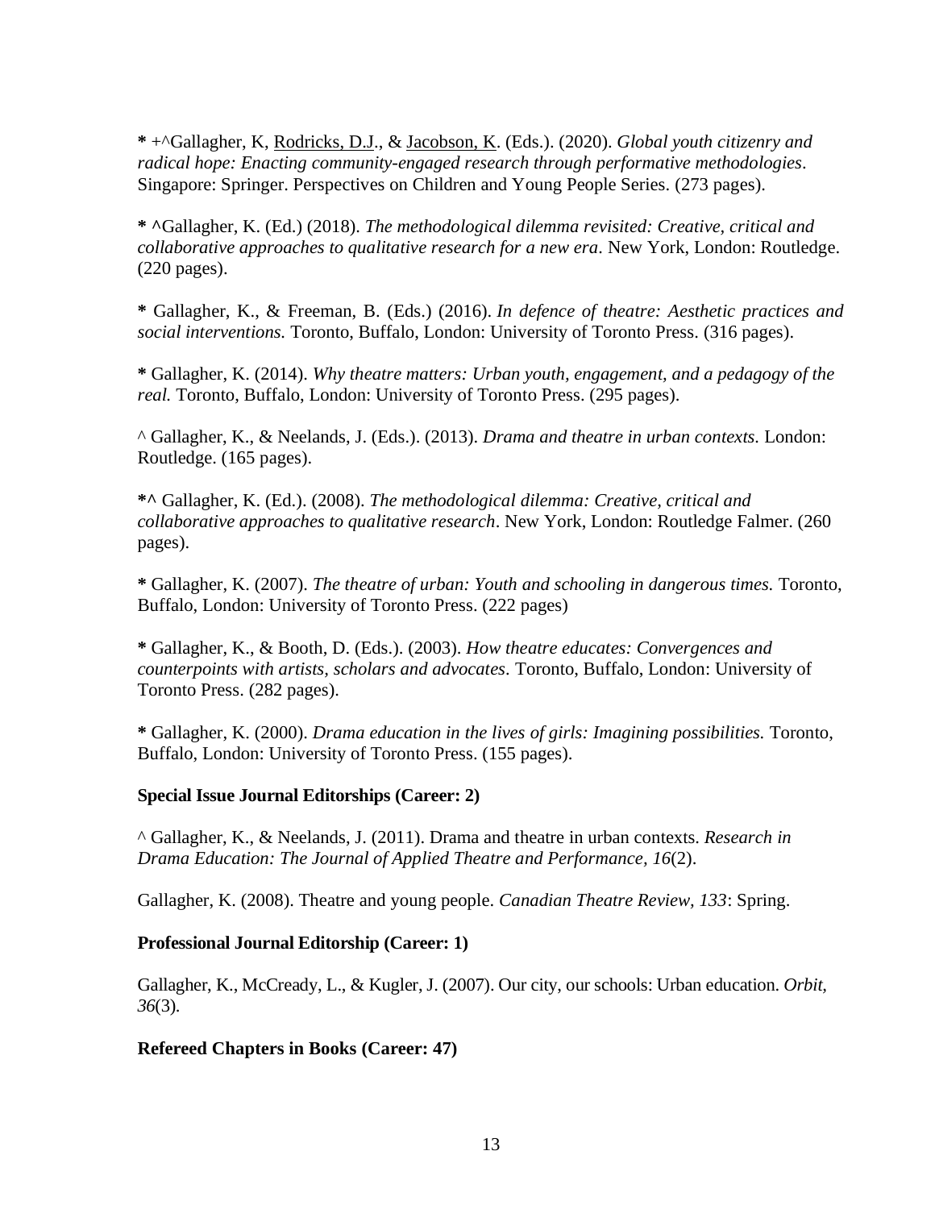**\*** +^Gallagher, K, <u>Rodricks, D.J</u>., & <u>Jacobson, K</u>. (Eds.). (2020). *Global youth citizenry and radical hope: Enacting community-engaged research through performative methodologies*. Singapore: Springer. Perspectives on Children and Young People Series. (273 pages).

**\* ^**Gallagher, K. (Ed.) (2018). *The methodological dilemma revisited: Creative, critical and collaborative approaches to qualitative research for a new era*. New York, London: Routledge. (220 pages).

**\*** Gallagher, K., & Freeman, B. (Eds.) (2016). *In defence of theatre: Aesthetic practices and social interventions.* Toronto, Buffalo, London: University of Toronto Press. (316 pages).

**\*** Gallagher, K. (2014). *Why theatre matters: Urban youth, engagement, and a pedagogy of the real.* Toronto, Buffalo, London: University of Toronto Press. (295 pages).

^ Gallagher, K., & Neelands, J. (Eds.). (2013). *Drama and theatre in urban contexts.* London: Routledge. (165 pages).

**\*^** Gallagher, K. (Ed.). (2008). *The methodological dilemma: Creative, critical and collaborative approaches to qualitative research*. New York, London: Routledge Falmer. (260 pages).

**\*** Gallagher, K. (2007). *The theatre of urban: Youth and schooling in dangerous times.* Toronto, Buffalo, London: University of Toronto Press. (222 pages)

**\*** Gallagher, K., & Booth, D. (Eds.). (2003). *How theatre educates: Convergences and counterpoints with artists, scholars and advocates*. Toronto, Buffalo, London: University of Toronto Press. (282 pages).

**\*** Gallagher, K. (2000). *Drama education in the lives of girls: Imagining possibilities.* Toronto, Buffalo, London: University of Toronto Press. (155 pages).

**Special Issue Journal Editorships (Career: 2)**

^ Gallagher, K., & Neelands, J. (2011). Drama and theatre in urban contexts. *Research in Drama Education: The Journal of Applied Theatre and Performance, 16*(2).

Gallagher, K. (2008). Theatre and young people. *Canadian Theatre Review, 133*: Spring.

**Professional Journal Editorship (Career: 1)**

Gallagher, K., McCready, L., & Kugler, J. (2007). Our city, our schools: Urban education. *Orbit, 36*(3).

**Refereed Chapters in Books (Career: 47)**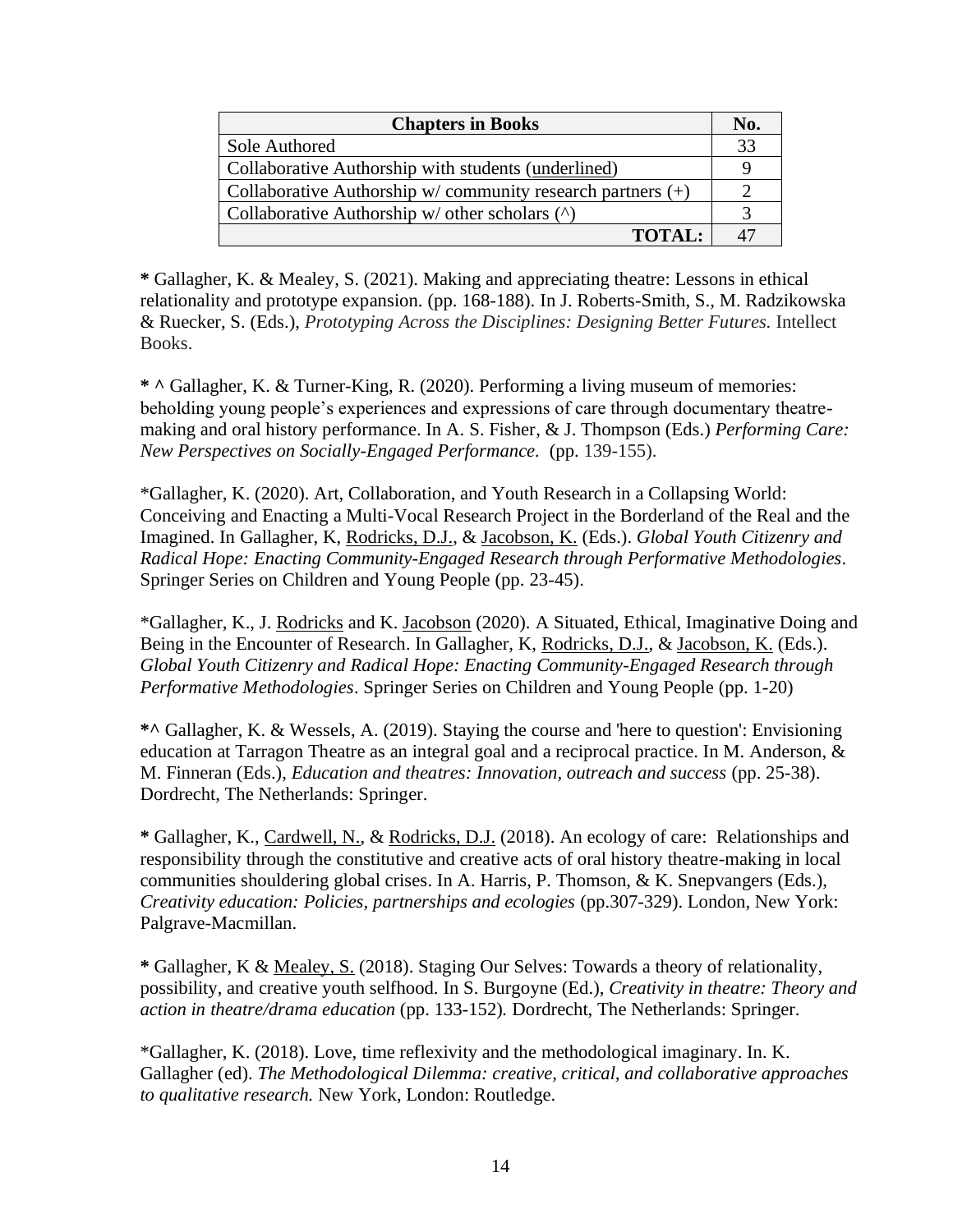| Chapters in Books | No. |
|---|---|
| Sole Authored | 33 |
| Collaborative Authorship with students (<u>underlined</u>) | 9 |
| Collaborative Authorship w/ community research partners (+) | 2 |
| Collaborative Authorship w/ other scholars (^) | 3 |
| **TOTAL:** | 47 |

**\*** Gallagher, K. & Mealey, S. (2021). Making and appreciating theatre: Lessons in ethical relationality and prototype expansion. (pp. 168-188). In J. Roberts-Smith, S., M. Radzikowska & Ruecker, S. (Eds.), *Prototyping Across the Disciplines: Designing Better Futures.* Intellect Books.

**\* ^** Gallagher, K. & Turner-King, R. (2020). Performing a living museum of memories: beholding young people's experiences and expressions of care through documentary theatre-making and oral history performance. In A. S. Fisher, & J. Thompson (Eds.) *Performing Care: New Perspectives on Socially-Engaged Performance*. (pp. 139-155).

*Gallagher, K. (2020). Art, Collaboration, and Youth Research in a Collapsing World: Conceiving and Enacting a Multi-Vocal Research Project in the Borderland of the Real and the Imagined. In Gallagher, K, <u>Rodricks, D.J.</u>, & <u>Jacobson, K.</u> (Eds.). *Global Youth Citizenry and Radical Hope: Enacting Community-Engaged Research through Performative Methodologies*. Springer Series on Children and Young People (pp. 23-45).

*Gallagher, K., J. <u>Rodricks</u> and K. <u>Jacobson</u> (2020). A Situated, Ethical, Imaginative Doing and Being in the Encounter of Research. In Gallagher, K, <u>Rodricks, D.J.</u>, & <u>Jacobson, K.</u> (Eds.). *Global Youth Citizenry and Radical Hope: Enacting Community-Engaged Research through Performative Methodologies*. Springer Series on Children and Young People (pp. 1-20)

**\*^** Gallagher, K. & Wessels, A. (2019). Staying the course and 'here to question': Envisioning education at Tarragon Theatre as an integral goal and a reciprocal practice. In M. Anderson, & M. Finneran (Eds.), *Education and theatres: Innovation, outreach and success* (pp. 25-38). Dordrecht, The Netherlands: Springer.

**\*** Gallagher, K., <u>Cardwell, N.</u>, & <u>Rodricks, D.J.</u> (2018). An ecology of care: Relationships and responsibility through the constitutive and creative acts of oral history theatre-making in local communities shouldering global crises. In A. Harris, P. Thomson, & K. Snepvangers (Eds.), *Creativity education: Policies, partnerships and ecologies* (pp.307-329). London, New York: Palgrave-Macmillan.

**\*** Gallagher, K & <u>Mealey, S.</u> (2018). Staging Our Selves: Towards a theory of relationality, possibility, and creative youth selfhood. In S. Burgoyne (Ed.), *Creativity in theatre: Theory and action in theatre/drama education* (pp. 133-152)*.* Dordrecht, The Netherlands: Springer.

*Gallagher, K. (2018). Love, time reflexivity and the methodological imaginary. In. K. Gallagher (ed). *The Methodological Dilemma: creative, critical, and collaborative approaches to qualitative research.* New York, London: Routledge.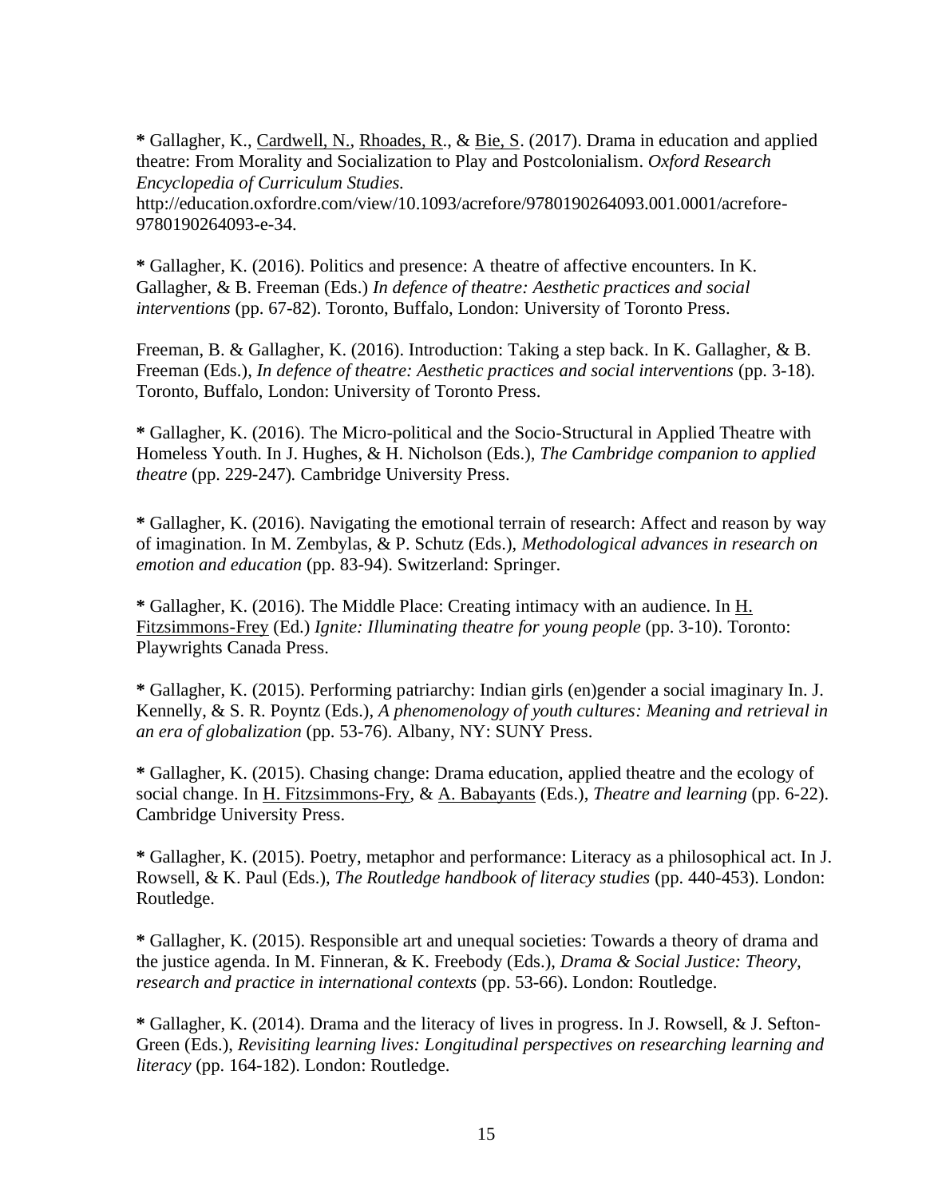**\*** Gallagher, K., Cardwell, N., Rhoades, R., & Bie, S. (2017). Drama in education and applied theatre: From Morality and Socialization to Play and Postcolonialism. *Oxford Research Encyclopedia of Curriculum Studies.* http://education.oxfordre.com/view/10.1093/acrefore/9780190264093.001.0001/acrefore-9780190264093-e-34.

**\*** Gallagher, K. (2016). Politics and presence: A theatre of affective encounters. In K. Gallagher, & B. Freeman (Eds.) *In defence of theatre: Aesthetic practices and social interventions* (pp. 67-82). Toronto, Buffalo, London: University of Toronto Press.

Freeman, B. & Gallagher, K. (2016). Introduction: Taking a step back. In K. Gallagher, & B. Freeman (Eds.), *In defence of theatre: Aesthetic practices and social interventions* (pp. 3-18). Toronto, Buffalo, London: University of Toronto Press.

**\*** Gallagher, K. (2016). The Micro-political and the Socio-Structural in Applied Theatre with Homeless Youth. In J. Hughes, & H. Nicholson (Eds.), *The Cambridge companion to applied theatre* (pp. 229-247). Cambridge University Press.

**\*** Gallagher, K. (2016). Navigating the emotional terrain of research: Affect and reason by way of imagination. In M. Zembylas, & P. Schutz (Eds.), *Methodological advances in research on emotion and education* (pp. 83-94). Switzerland: Springer.

**\*** Gallagher, K. (2016). The Middle Place: Creating intimacy with an audience. In H. Fitzsimmons-Frey (Ed.) *Ignite: Illuminating theatre for young people* (pp. 3-10). Toronto: Playwrights Canada Press.

**\*** Gallagher, K. (2015). Performing patriarchy: Indian girls (en)gender a social imaginary In. J. Kennelly, & S. R. Poyntz (Eds.), *A phenomenology of youth cultures: Meaning and retrieval in an era of globalization* (pp. 53-76). Albany, NY: SUNY Press.

**\*** Gallagher, K. (2015). Chasing change: Drama education, applied theatre and the ecology of social change. In H. Fitzsimmons-Fry, & A. Babayants (Eds.), *Theatre and learning* (pp. 6-22). Cambridge University Press.

**\*** Gallagher, K. (2015). Poetry, metaphor and performance: Literacy as a philosophical act. In J. Rowsell, & K. Paul (Eds.), *The Routledge handbook of literacy studies* (pp. 440-453). London: Routledge.

**\*** Gallagher, K. (2015). Responsible art and unequal societies: Towards a theory of drama and the justice agenda. In M. Finneran, & K. Freebody (Eds.), *Drama & Social Justice: Theory, research and practice in international contexts* (pp. 53-66). London: Routledge.

**\*** Gallagher, K. (2014). Drama and the literacy of lives in progress. In J. Rowsell, & J. Sefton-Green (Eds.), *Revisiting learning lives: Longitudinal perspectives on researching learning and literacy* (pp. 164-182). London: Routledge.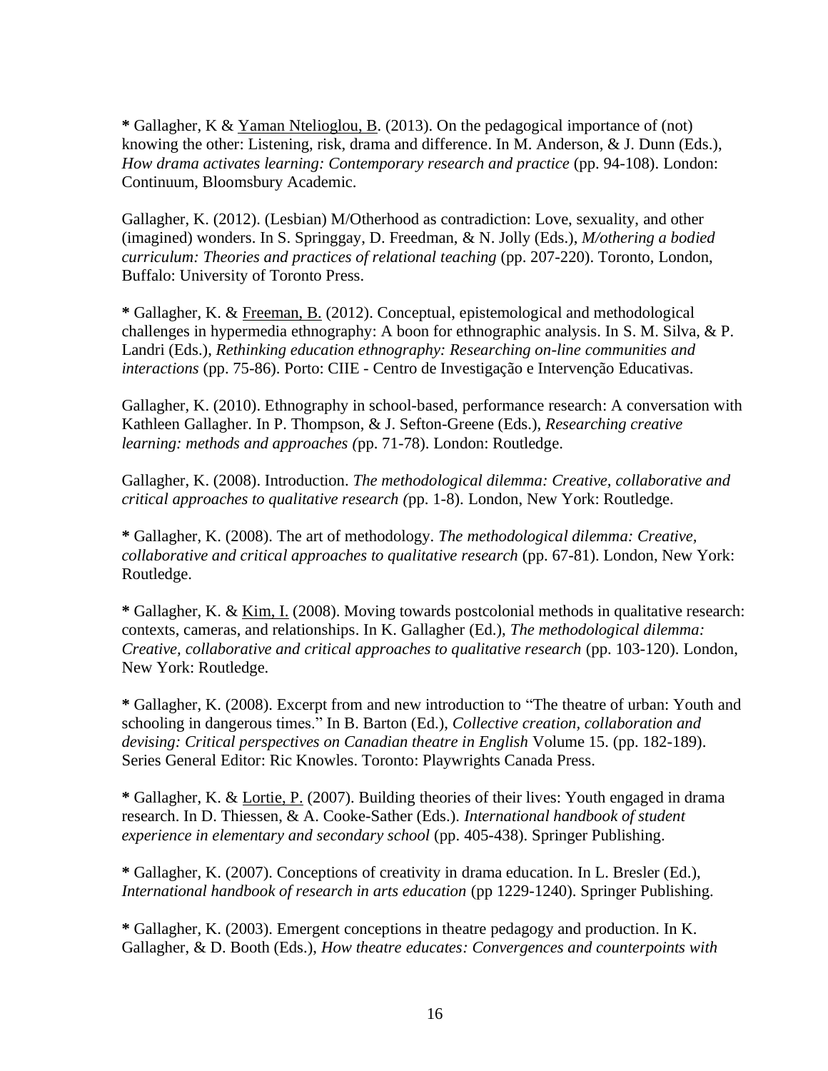**\*** Gallagher, K & <u>Yaman Ntelioglou, B</u>. (2013). On the pedagogical importance of (not) knowing the other: Listening, risk, drama and difference. In M. Anderson, & J. Dunn (Eds.), *How drama activates learning: Contemporary research and practice* (pp. 94-108). London: Continuum, Bloomsbury Academic.

Gallagher, K. (2012). (Lesbian) M/Otherhood as contradiction: Love, sexuality, and other (imagined) wonders. In S. Springgay, D. Freedman, & N. Jolly (Eds.), *M/othering a bodied curriculum: Theories and practices of relational teaching* (pp. 207-220). Toronto, London, Buffalo: University of Toronto Press.

**\*** Gallagher, K. & <u>Freeman, B.</u> (2012). Conceptual, epistemological and methodological challenges in hypermedia ethnography: A boon for ethnographic analysis. In S. M. Silva, & P. Landri (Eds.), *Rethinking education ethnography: Researching on-line communities and interactions* (pp. 75-86). Porto: CIIE - Centro de Investigação e Intervenção Educativas.

Gallagher, K. (2010). Ethnography in school-based, performance research: A conversation with Kathleen Gallagher. In P. Thompson, & J. Sefton-Greene (Eds.), *Researching creative learning: methods and approaches (*pp. 71-78). London: Routledge.

Gallagher, K. (2008). Introduction. *The methodological dilemma: Creative, collaborative and critical approaches to qualitative research (*pp. 1-8). London, New York: Routledge.

**\*** Gallagher, K. (2008). The art of methodology. *The methodological dilemma: Creative, collaborative and critical approaches to qualitative research* (pp. 67-81). London, New York: Routledge.

**\*** Gallagher, K. & <u>Kim, I.</u> (2008). Moving towards postcolonial methods in qualitative research: contexts, cameras, and relationships. In K. Gallagher (Ed.), *The methodological dilemma: Creative, collaborative and critical approaches to qualitative research* (pp. 103-120). London, New York: Routledge.

**\*** Gallagher, K. (2008). Excerpt from and new introduction to "The theatre of urban: Youth and schooling in dangerous times." In B. Barton (Ed.), *Collective creation, collaboration and devising: Critical perspectives on Canadian theatre in English* Volume 15. (pp. 182-189). Series General Editor: Ric Knowles. Toronto: Playwrights Canada Press.

**\*** Gallagher, K. & <u>Lortie, P.</u> (2007). Building theories of their lives: Youth engaged in drama research. In D. Thiessen, & A. Cooke-Sather (Eds.). *International handbook of student experience in elementary and secondary school* (pp. 405-438). Springer Publishing.

**\*** Gallagher, K. (2007). Conceptions of creativity in drama education. In L. Bresler (Ed.), *International handbook of research in arts education* (pp 1229-1240). Springer Publishing.

**\*** Gallagher, K. (2003). Emergent conceptions in theatre pedagogy and production. In K. Gallagher, & D. Booth (Eds.), *How theatre educates: Convergences and counterpoints with*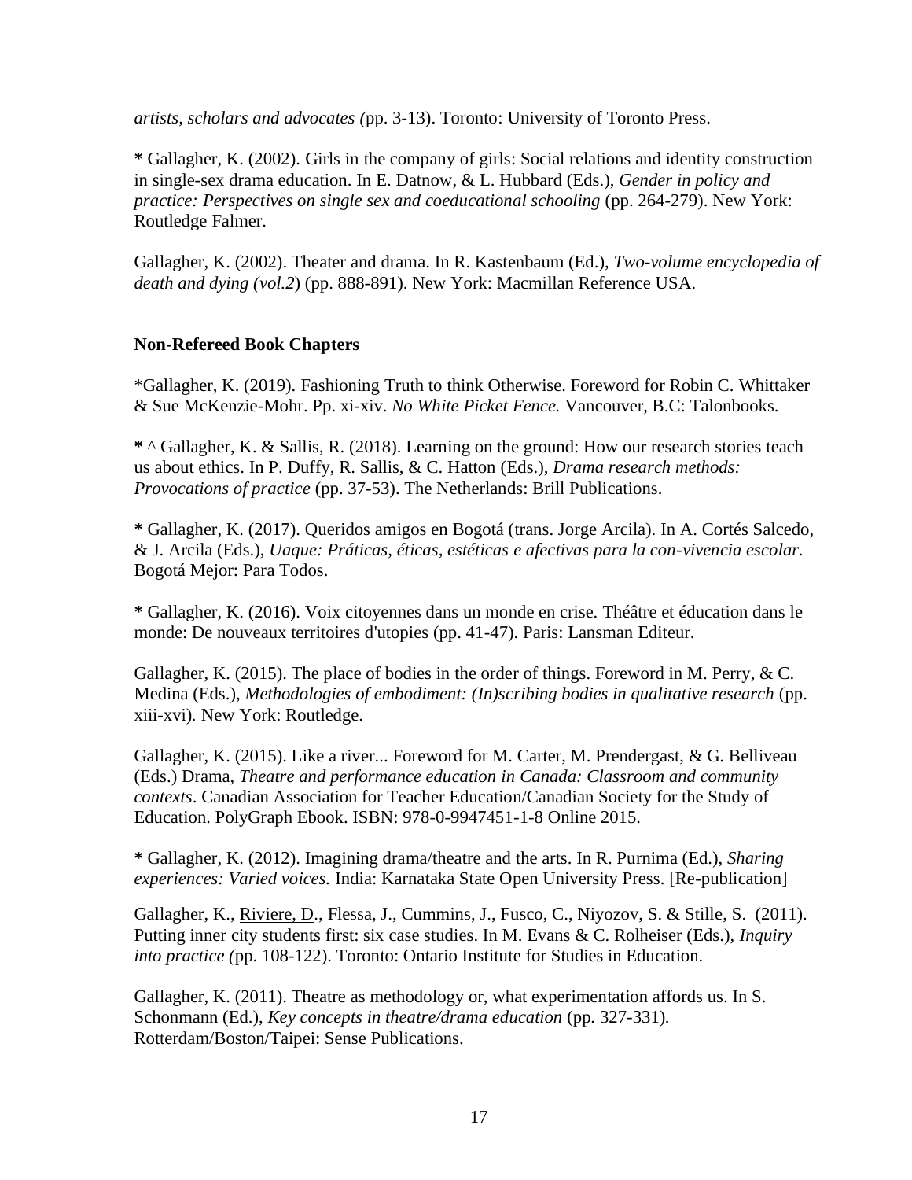*artists, scholars and advocates (*pp. 3-13). Toronto: University of Toronto Press.

**\*** Gallagher, K. (2002). Girls in the company of girls: Social relations and identity construction in single-sex drama education. In E. Datnow, & L. Hubbard (Eds.), *Gender in policy and practice: Perspectives on single sex and coeducational schooling* (pp. 264-279). New York: Routledge Falmer.

Gallagher, K. (2002). Theater and drama. In R. Kastenbaum (Ed.), *Two-volume encyclopedia of death and dying (vol.2*) (pp. 888-891). New York: Macmillan Reference USA.

**Non-Refereed Book Chapters**

*Gallagher, K. (2019). Fashioning Truth to think Otherwise. Foreword for Robin C. Whittaker & Sue McKenzie-Mohr. Pp. xi-xiv. *No White Picket Fence.* Vancouver, B.C: Talonbooks.

**\*** ^ Gallagher, K. & Sallis, R. (2018). Learning on the ground: How our research stories teach us about ethics. In P. Duffy, R. Sallis, & C. Hatton (Eds.), *Drama research methods: Provocations of practice* (pp. 37-53). The Netherlands: Brill Publications.

**\*** Gallagher, K. (2017). Queridos amigos en Bogotá (trans. Jorge Arcila). In A. Cortés Salcedo, & J. Arcila (Eds.), *Uaque: Práticas, éticas, estéticas e afectivas para la con-vivencia escolar.* Bogotá Mejor: Para Todos.

**\*** Gallagher, K. (2016). Voix citoyennes dans un monde en crise. Théâtre et éducation dans le monde: De nouveaux territoires d'utopies (pp. 41-47). Paris: Lansman Editeur.

Gallagher, K. (2015). The place of bodies in the order of things. Foreword in M. Perry, & C. Medina (Eds.), *Methodologies of embodiment: (In)scribing bodies in qualitative research* (pp. xiii-xvi)*.* New York: Routledge.

Gallagher, K. (2015). Like a river... Foreword for M. Carter, M. Prendergast, & G. Belliveau (Eds.) Drama, *Theatre and performance education in Canada: Classroom and community contexts*. Canadian Association for Teacher Education/Canadian Society for the Study of Education. PolyGraph Ebook. ISBN: 978-0-9947451-1-8 Online 2015.

**\*** Gallagher, K. (2012). Imagining drama/theatre and the arts. In R. Purnima (Ed.), *Sharing experiences: Varied voices.* India: Karnataka State Open University Press. [Re-publication]

Gallagher, K., <u>Riviere, D</u>., Flessa, J., Cummins, J., Fusco, C., Niyozov, S. & Stille, S. (2011). Putting inner city students first: six case studies. In M. Evans & C. Rolheiser (Eds.), *Inquiry into practice (*pp. 108-122). Toronto: Ontario Institute for Studies in Education.

Gallagher, K. (2011). Theatre as methodology or, what experimentation affords us. In S. Schonmann (Ed.), *Key concepts in theatre/drama education* (pp. 327-331)*.* Rotterdam/Boston/Taipei: Sense Publications.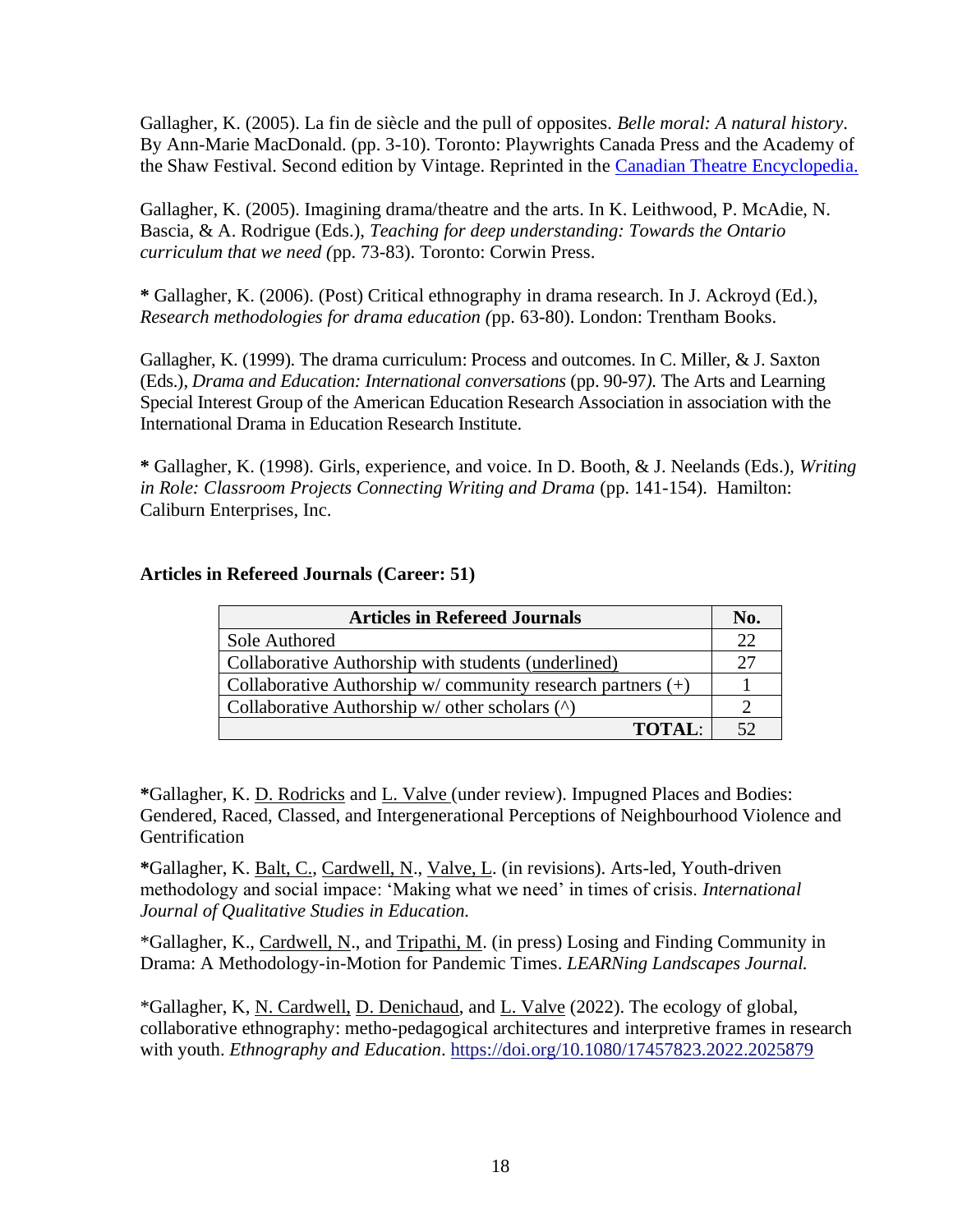Gallagher, K. (2005). La fin de siècle and the pull of opposites. *Belle moral: A natural history*. By Ann-Marie MacDonald. (pp. 3-10). Toronto: Playwrights Canada Press and the Academy of the Shaw Festival. Second edition by Vintage. Reprinted in the Canadian Theatre Encyclopedia.

Gallagher, K. (2005). Imagining drama/theatre and the arts. In K. Leithwood, P. McAdie, N. Bascia, & A. Rodrigue (Eds.), *Teaching for deep understanding: Towards the Ontario curriculum that we need (*pp. 73-83). Toronto: Corwin Press.

**\*** Gallagher, K. (2006). (Post) Critical ethnography in drama research. In J. Ackroyd (Ed.), *Research methodologies for drama education (*pp. 63-80). London: Trentham Books.

Gallagher, K. (1999). The drama curriculum: Process and outcomes. In C. Miller, & J. Saxton (Eds.), *Drama and Education: International conversations* (pp. 90-97*).* The Arts and Learning Special Interest Group of the American Education Research Association in association with the International Drama in Education Research Institute.

**\*** Gallagher, K. (1998). Girls, experience, and voice. In D. Booth, & J. Neelands (Eds.), *Writing in Role: Classroom Projects Connecting Writing and Drama* (pp. 141-154). Hamilton: Caliburn Enterprises, Inc.

**Articles in Refereed Journals (Career: 51)**

| Articles in Refereed Journals | No. |
|---|---|
| Sole Authored | 22 |
| Collaborative Authorship with students (underlined) | 27 |
| Collaborative Authorship w/ community research partners (+) | 1 |
| Collaborative Authorship w/ other scholars (^) | 2 |
| **TOTAL**: | 52 |

**\***Gallagher, K. D. Rodricks and L. Valve (under review). Impugned Places and Bodies: Gendered, Raced, Classed, and Intergenerational Perceptions of Neighbourhood Violence and Gentrification

**\***Gallagher, K. Balt, C., Cardwell, N., Valve, L. (in revisions). Arts-led, Youth-driven methodology and social impace: 'Making what we need' in times of crisis. *International Journal of Qualitative Studies in Education.*

\*Gallagher, K., Cardwell, N., and Tripathi, M. (in press) Losing and Finding Community in Drama: A Methodology-in-Motion for Pandemic Times. *LEARNing Landscapes Journal.*

\*Gallagher, K, N. Cardwell, D. Denichaud, and L. Valve (2022). The ecology of global, collaborative ethnography: metho-pedagogical architectures and interpretive frames in research with youth. *Ethnography and Education*. https://doi.org/10.1080/17457823.2022.2025879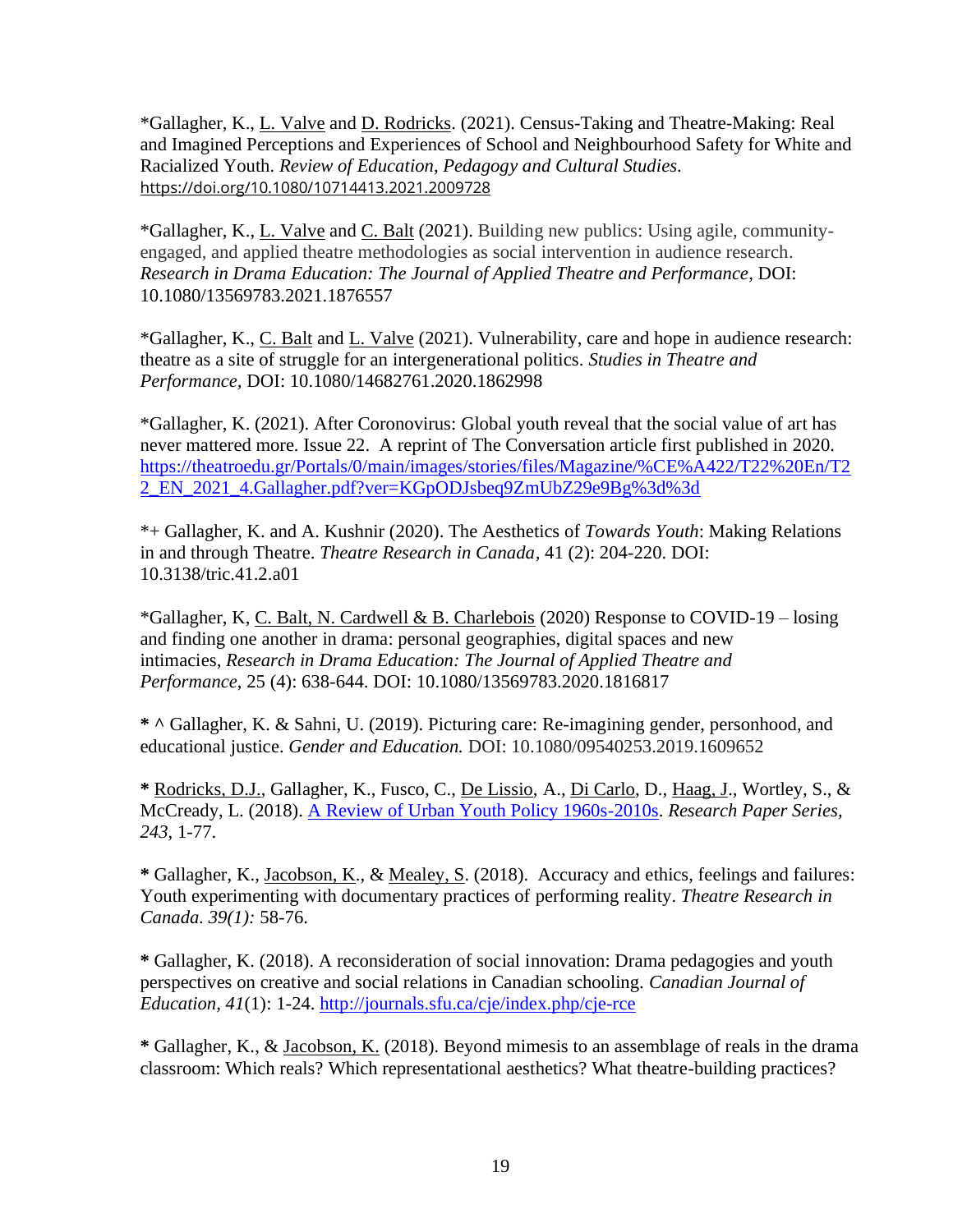*Gallagher, K., L. Valve and D. Rodricks. (2021). Census-Taking and Theatre-Making: Real and Imagined Perceptions and Experiences of School and Neighbourhood Safety for White and Racialized Youth. *Review of Education, Pedagogy and Cultural Studies.* https://doi.org/10.1080/10714413.2021.2009728

*Gallagher, K., L. Valve and C. Balt (2021). Building new publics: Using agile, community-engaged, and applied theatre methodologies as social intervention in audience research. *Research in Drama Education: The Journal of Applied Theatre and Performance,* DOI: 10.1080/13569783.2021.1876557

*Gallagher, K., C. Balt and L. Valve (2021). Vulnerability, care and hope in audience research: theatre as a site of struggle for an intergenerational politics. *Studies in Theatre and Performance,* DOI: 10.1080/14682761.2020.1862998

*Gallagher, K. (2021). After Coronovirus: Global youth reveal that the social value of art has never mattered more. Issue 22. A reprint of The Conversation article first published in 2020. https://theatroedu.gr/Portals/0/main/images/stories/files/Magazine/%CE%A422/T22%20En/T22_EN_2021_4.Gallagher.pdf?ver=KGpODJsbeq9ZmUbZ29e9Bg%3d%3d

*+ Gallagher, K. and A. Kushnir (2020). The Aesthetics of *Towards Youth*: Making Relations in and through Theatre. *Theatre Research in Canada*, 41 (2): 204-220. DOI: 10.3138/tric.41.2.a01

*Gallagher, K, C. Balt, N. Cardwell & B. Charlebois (2020) Response to COVID-19 – losing and finding one another in drama: personal geographies, digital spaces and new intimacies, *Research in Drama Education: The Journal of Applied Theatre and Performance*, 25 (4): 638-644. DOI: 10.1080/13569783.2020.1816817

**\* ^** Gallagher, K. & Sahni, U. (2019). Picturing care: Re-imagining gender, personhood, and educational justice. *Gender and Education.* DOI: 10.1080/09540253.2019.1609652

**\*** Rodricks, D.J., Gallagher, K., Fusco, C., De Lissio, A., Di Carlo, D., Haag, J., Wortley, S., & McCready, L. (2018). A Review of Urban Youth Policy 1960s-2010s. *Research Paper Series, 243*, 1-77.

**\*** Gallagher, K., Jacobson, K., & Mealey, S. (2018). Accuracy and ethics, feelings and failures: Youth experimenting with documentary practices of performing reality. *Theatre Research in Canada. 39(1):* 58-76.

**\*** Gallagher, K. (2018). A reconsideration of social innovation: Drama pedagogies and youth perspectives on creative and social relations in Canadian schooling. *Canadian Journal of Education, 41*(1): 1-24. http://journals.sfu.ca/cje/index.php/cje-rce

**\*** Gallagher, K., & Jacobson, K. (2018). Beyond mimesis to an assemblage of reals in the drama classroom: Which reals? Which representational aesthetics? What theatre-building practices?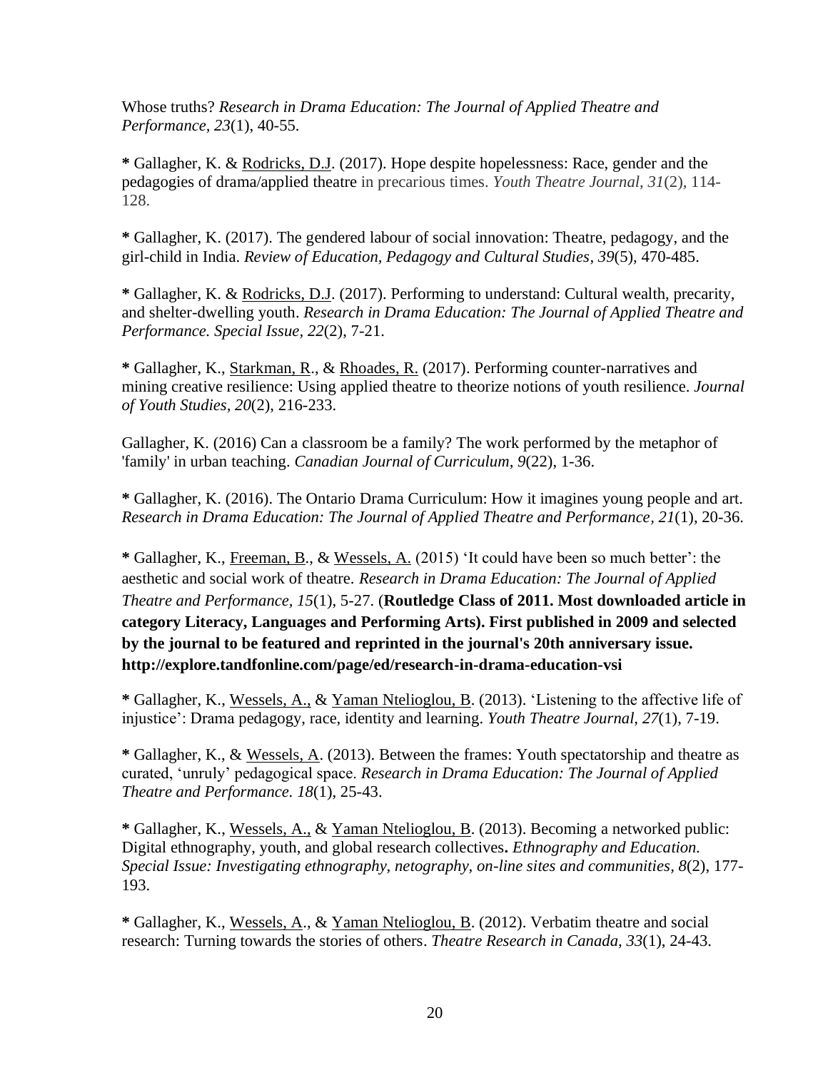Whose truths? *Research in Drama Education: The Journal of Applied Theatre and Performance*, *23*(1), 40-55.

**\*** Gallagher, K. & <u>Rodricks, D.J</u>. (2017). Hope despite hopelessness: Race, gender and the pedagogies of drama/applied theatre in precarious times. *Youth Theatre Journal*, *31*(2), 114-128.

**\*** Gallagher, K. (2017). The gendered labour of social innovation: Theatre, pedagogy, and the girl-child in India. *Review of Education, Pedagogy and Cultural Studies*, *39*(5), 470-485.

**\*** Gallagher, K. & <u>Rodricks, D.J</u>. (2017). Performing to understand: Cultural wealth, precarity, and shelter-dwelling youth. *Research in Drama Education: The Journal of Applied Theatre and Performance. Special Issue*, *22*(2), 7-21.

**\*** Gallagher, K., <u>Starkman, R</u>., & <u>Rhoades, R.</u> (2017). Performing counter-narratives and mining creative resilience: Using applied theatre to theorize notions of youth resilience. *Journal of Youth Studies*, *20*(2), 216-233.

Gallagher, K. (2016) Can a classroom be a family? The work performed by the metaphor of 'family' in urban teaching. *Canadian Journal of Curriculum, 9*(22), 1-36.

**\*** Gallagher, K. (2016). The Ontario Drama Curriculum: How it imagines young people and art. *Research in Drama Education: The Journal of Applied Theatre and Performance*, *21*(1), 20-36.

**\*** Gallagher, K., <u>Freeman, B</u>., & <u>Wessels, A.</u> (2015) 'It could have been so much better': the aesthetic and social work of theatre. *Research in Drama Education: The Journal of Applied Theatre and Performance, 15*(1), 5-27. (**Routledge Class of 2011. Most downloaded article in category Literacy, Languages and Performing Arts). First published in 2009 and selected by the journal to be featured and reprinted in the journal's 20th anniversary issue. http://explore.tandfonline.com/page/ed/research-in-drama-education-vsi**

**\*** Gallagher, K., <u>Wessels, A.</u>, & <u>Yaman Ntelioglou, B</u>. (2013). 'Listening to the affective life of injustice': Drama pedagogy, race, identity and learning. *Youth Theatre Journal*, *27*(1), 7-19.

**\*** Gallagher, K., & <u>Wessels, A</u>. (2013). Between the frames: Youth spectatorship and theatre as curated, 'unruly' pedagogical space. *Research in Drama Education: The Journal of Applied Theatre and Performance. 18*(1), 25-43.

**\*** Gallagher, K., <u>Wessels, A.</u>, & <u>Yaman Ntelioglou, B</u>. (2013). Becoming a networked public: Digital ethnography, youth, and global research collectives**.** *Ethnography and Education. Special Issue: Investigating ethnography, netography, on-line sites and communities, 8*(2), 177-193.

**\*** Gallagher, K., <u>Wessels, A</u>., & <u>Yaman Ntelioglou, B</u>. (2012). Verbatim theatre and social research: Turning towards the stories of others. *Theatre Research in Canada, 33*(1), 24-43.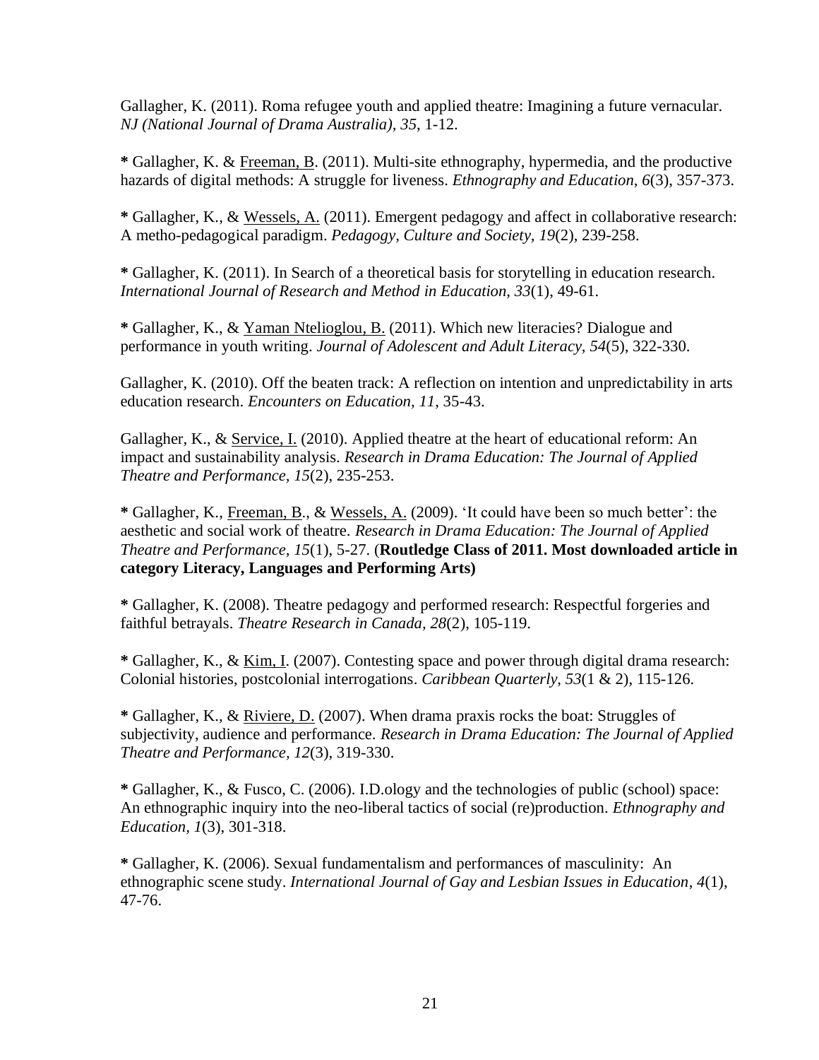Gallagher, K. (2011). Roma refugee youth and applied theatre: Imagining a future vernacular. *NJ (National Journal of Drama Australia), 35*, 1-12.

**\*** Gallagher, K. & <u>Freeman, B</u>. (2011). Multi-site ethnography, hypermedia, and the productive hazards of digital methods: A struggle for liveness. *Ethnography and Education, 6*(3), 357-373.

**\*** Gallagher, K., & <u>Wessels, A.</u> (2011). Emergent pedagogy and affect in collaborative research: A metho-pedagogical paradigm. *Pedagogy, Culture and Society, 19*(2), 239-258.

**\*** Gallagher, K. (2011). In Search of a theoretical basis for storytelling in education research. *International Journal of Research and Method in Education, 33*(1), 49-61.

**\*** Gallagher, K., & <u>Yaman Ntelioglou, B.</u> (2011). Which new literacies? Dialogue and performance in youth writing. *Journal of Adolescent and Adult Literacy, 54*(5), 322-330.

Gallagher, K. (2010). Off the beaten track: A reflection on intention and unpredictability in arts education research. *Encounters on Education, 11*, 35-43.

Gallagher, K., & <u>Service, I.</u> (2010). Applied theatre at the heart of educational reform: An impact and sustainability analysis. *Research in Drama Education: The Journal of Applied Theatre and Performance, 15*(2), 235-253.

**\*** Gallagher, K., <u>Freeman, B</u>., & <u>Wessels, A.</u> (2009). 'It could have been so much better': the aesthetic and social work of theatre. *Research in Drama Education: The Journal of Applied Theatre and Performance, 15*(1), 5-27. (**Routledge Class of 2011. Most downloaded article in category Literacy, Languages and Performing Arts)**

**\*** Gallagher, K. (2008). Theatre pedagogy and performed research: Respectful forgeries and faithful betrayals. *Theatre Research in Canada, 28*(2), 105-119.

**\*** Gallagher, K., & <u>Kim, I</u>. (2007). Contesting space and power through digital drama research: Colonial histories, postcolonial interrogations. *Caribbean Quarterly, 53*(1 & 2), 115-126.

**\*** Gallagher, K., & <u>Riviere, D.</u> (2007). When drama praxis rocks the boat: Struggles of subjectivity, audience and performance. *Research in Drama Education: The Journal of Applied Theatre and Performance, 12*(3), 319-330.

**\*** Gallagher, K., & Fusco, C. (2006). I.D.ology and the technologies of public (school) space: An ethnographic inquiry into the neo-liberal tactics of social (re)production. *Ethnography and Education, 1*(3), 301-318.

**\*** Gallagher, K. (2006). Sexual fundamentalism and performances of masculinity: An ethnographic scene study. *International Journal of Gay and Lesbian Issues in Education, 4*(1), 47-76.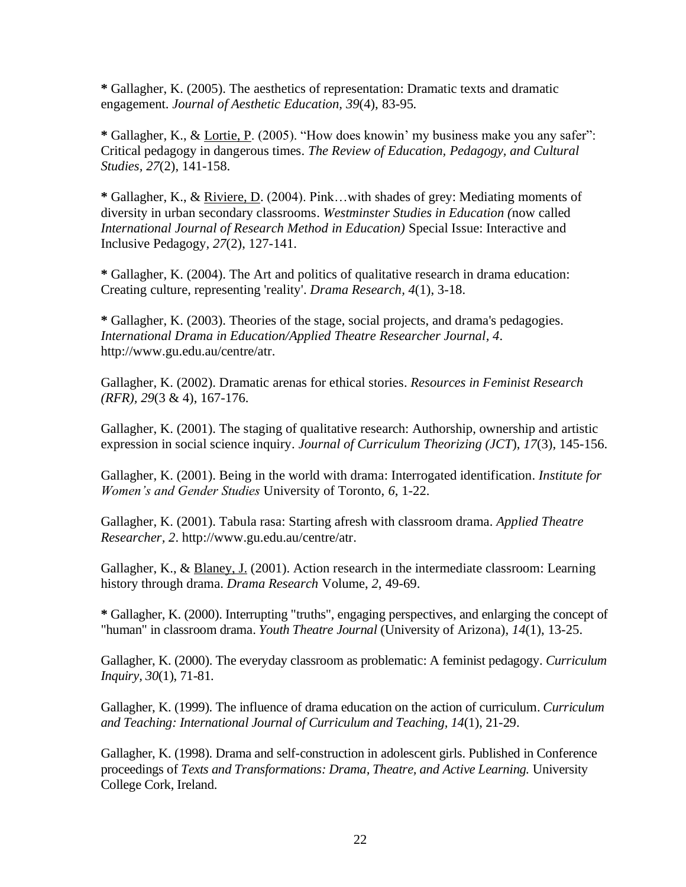**\*** Gallagher, K. (2005). The aesthetics of representation: Dramatic texts and dramatic engagement. *Journal of Aesthetic Education, 39*(4), 83-95.

**\*** Gallagher, K., & <u>Lortie, P</u>. (2005). "How does knowin' my business make you any safer": Critical pedagogy in dangerous times. *The Review of Education, Pedagogy, and Cultural Studies, 27*(2), 141-158.

**\*** Gallagher, K., & <u>Riviere, D</u>. (2004). Pink…with shades of grey: Mediating moments of diversity in urban secondary classrooms. *Westminster Studies in Education (*now called *International Journal of Research Method in Education)* Special Issue: Interactive and Inclusive Pedagogy*, 27*(2), 127-141.

**\*** Gallagher, K. (2004). The Art and politics of qualitative research in drama education: Creating culture, representing 'reality'. *Drama Research*, *4*(1), 3-18.

**\*** Gallagher, K. (2003). Theories of the stage, social projects, and drama's pedagogies. *International Drama in Education/Applied Theatre Researcher Journal*, *4*. http://www.gu.edu.au/centre/atr.

Gallagher, K. (2002). Dramatic arenas for ethical stories. *Resources in Feminist Research (RFR)*, *29*(3 & 4), 167-176.

Gallagher, K. (2001). The staging of qualitative research: Authorship, ownership and artistic expression in social science inquiry. *Journal of Curriculum Theorizing (JCT*), *17*(3), 145-156.

Gallagher, K. (2001). Being in the world with drama: Interrogated identification. *Institute for Women's and Gender Studies* University of Toronto, *6*, 1-22.

Gallagher, K. (2001). Tabula rasa: Starting afresh with classroom drama. *Applied Theatre Researcher, 2*. http://www.gu.edu.au/centre/atr.

Gallagher, K., & <u>Blaney, J.</u> (2001). Action research in the intermediate classroom: Learning history through drama. *Drama Research* Volume, *2,* 49-69.

**\*** Gallagher, K. (2000). Interrupting "truths", engaging perspectives, and enlarging the concept of "human" in classroom drama. *Youth Theatre Journal* (University of Arizona), *14*(1), 13-25.

Gallagher, K. (2000). The everyday classroom as problematic: A feminist pedagogy. *Curriculum Inquiry, 30*(1), 71-81.

Gallagher, K. (1999). The influence of drama education on the action of curriculum. *Curriculum and Teaching: International Journal of Curriculum and Teaching, 14*(1), 21-29.

Gallagher, K. (1998). Drama and self-construction in adolescent girls. Published in Conference proceedings of *Texts and Transformations: Drama, Theatre, and Active Learning.* University College Cork, Ireland.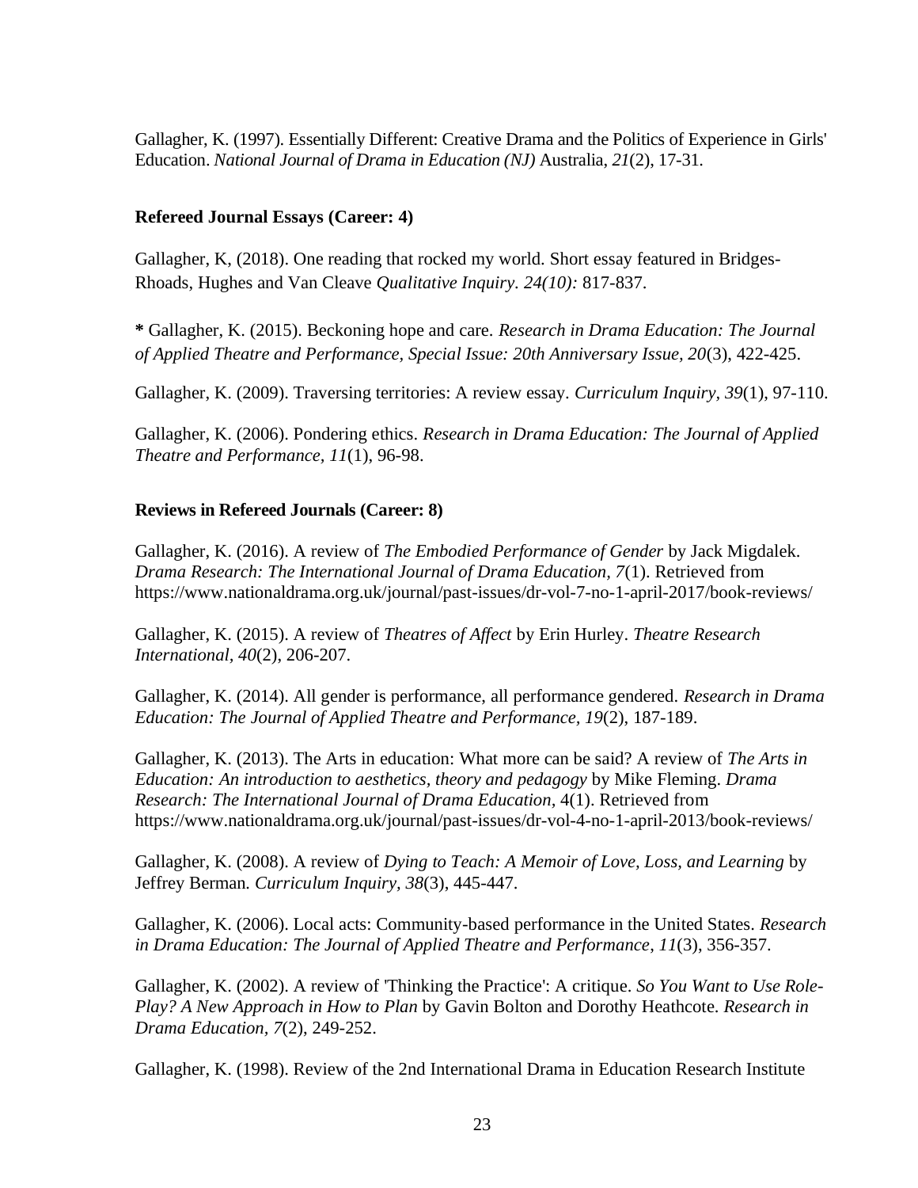Gallagher, K. (1997). Essentially Different: Creative Drama and the Politics of Experience in Girls' Education. *National Journal of Drama in Education (NJ)* Australia, *21*(2), 17-31.

**Refereed Journal Essays (Career: 4)**

Gallagher, K, (2018). One reading that rocked my world. Short essay featured in Bridges-Rhoads, Hughes and Van Cleave *Qualitative Inquiry. 24(10):* 817-837.

**\*** Gallagher, K. (2015). Beckoning hope and care. *Research in Drama Education: The Journal of Applied Theatre and Performance, Special Issue: 20th Anniversary Issue, 20*(3), 422-425.

Gallagher, K. (2009). Traversing territories: A review essay. *Curriculum Inquiry, 39*(1), 97-110.

Gallagher, K. (2006). Pondering ethics. *Research in Drama Education: The Journal of Applied Theatre and Performance, 11*(1), 96-98.

**Reviews in Refereed Journals (Career: 8)**

Gallagher, K. (2016). A review of *The Embodied Performance of Gender* by Jack Migdalek. *Drama Research: The International Journal of Drama Education*, *7*(1). Retrieved from https://www.nationaldrama.org.uk/journal/past-issues/dr-vol-7-no-1-april-2017/book-reviews/

Gallagher, K. (2015). A review of *Theatres of Affect* by Erin Hurley. *Theatre Research International, 40*(2), 206-207.

Gallagher, K. (2014). All gender is performance, all performance gendered. *Research in Drama Education: The Journal of Applied Theatre and Performance*, *19*(2), 187-189.

Gallagher, K. (2013). The Arts in education: What more can be said? A review of *The Arts in Education: An introduction to aesthetics, theory and pedagogy* by Mike Fleming. *Drama Research: The International Journal of Drama Education,* 4(1). Retrieved from https://www.nationaldrama.org.uk/journal/past-issues/dr-vol-4-no-1-april-2013/book-reviews/

Gallagher, K. (2008). A review of *Dying to Teach: A Memoir of Love, Loss, and Learning* by Jeffrey Berman. *Curriculum Inquiry, 38*(3), 445-447.

Gallagher, K. (2006). Local acts: Community-based performance in the United States. *Research in Drama Education: The Journal of Applied Theatre and Performance*, *11*(3), 356-357.

Gallagher, K. (2002). A review of 'Thinking the Practice': A critique. *So You Want to Use Role-Play? A New Approach in How to Plan* by Gavin Bolton and Dorothy Heathcote. *Research in Drama Education, 7*(2), 249-252.

Gallagher, K. (1998). Review of the 2nd International Drama in Education Research Institute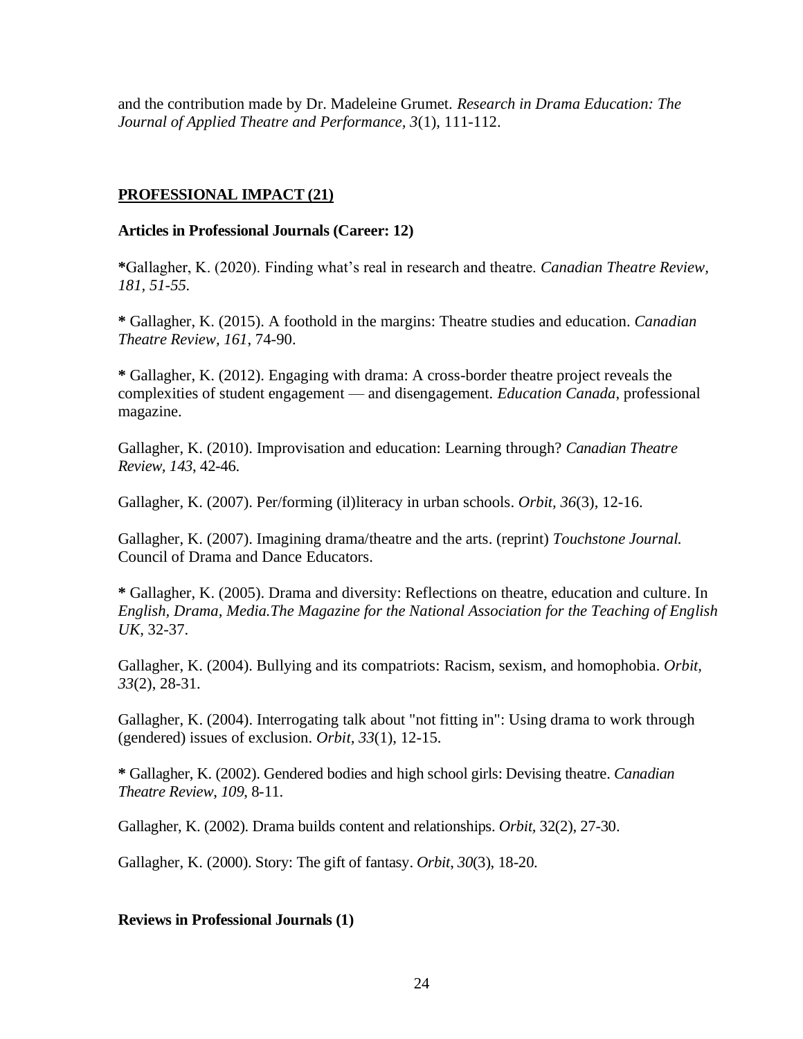and the contribution made by Dr. Madeleine Grumet. *Research in Drama Education: The Journal of Applied Theatre and Performance, 3*(1), 111-112.

## **PROFESSIONAL IMPACT (21)**

### **Articles in Professional Journals (Career: 12)**

**\***Gallagher, K. (2020). Finding what's real in research and theatre. *Canadian Theatre Review, 181, 51-55.*

**\*** Gallagher, K. (2015). A foothold in the margins: Theatre studies and education. *Canadian Theatre Review, 161*, 74-90.

**\*** Gallagher, K. (2012). Engaging with drama: A cross-border theatre project reveals the complexities of student engagement — and disengagement. *Education Canada*, professional magazine.

Gallagher, K. (2010). Improvisation and education: Learning through? *Canadian Theatre Review, 143*, 42-46.

Gallagher, K. (2007). Per/forming (il)literacy in urban schools. *Orbit, 36*(3), 12-16.

Gallagher, K. (2007). Imagining drama/theatre and the arts. (reprint) *Touchstone Journal.* Council of Drama and Dance Educators.

**\*** Gallagher, K. (2005). Drama and diversity: Reflections on theatre, education and culture. In *English, Drama, Media.The Magazine for the National Association for the Teaching of English UK,* 32-37.

Gallagher, K. (2004). Bullying and its compatriots: Racism, sexism, and homophobia. *Orbit, 33*(2), 28-31.

Gallagher, K. (2004). Interrogating talk about "not fitting in": Using drama to work through (gendered) issues of exclusion. *Orbit, 33*(1), 12-15.

**\*** Gallagher, K. (2002). Gendered bodies and high school girls: Devising theatre. *Canadian Theatre Review, 109*, 8-11.

Gallagher, K. (2002). Drama builds content and relationships. *Orbit,* 32(2), 27-30.

Gallagher, K. (2000). Story: The gift of fantasy. *Orbit*, *30*(3), 18-20.

### **Reviews in Professional Journals (1)**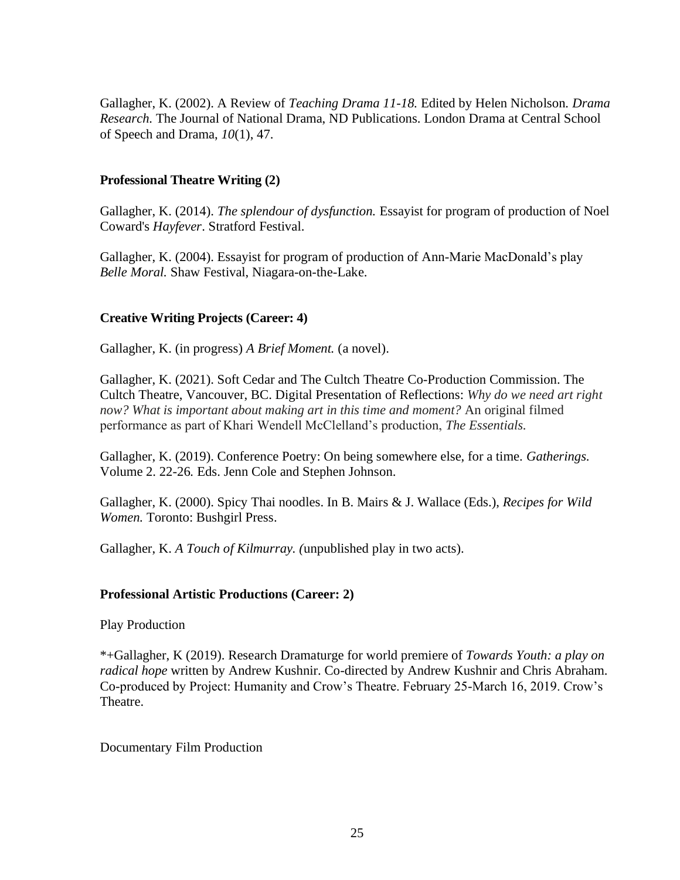Gallagher, K. (2002). A Review of *Teaching Drama 11-18.* Edited by Helen Nicholson. *Drama Research.* The Journal of National Drama, ND Publications. London Drama at Central School of Speech and Drama, *10*(1), 47.

**Professional Theatre Writing (2)**

Gallagher, K. (2014). *The splendour of dysfunction.* Essayist for program of production of Noel Coward's *Hayfever*. Stratford Festival.

Gallagher, K. (2004). Essayist for program of production of Ann-Marie MacDonald's play *Belle Moral.* Shaw Festival, Niagara-on-the-Lake.

**Creative Writing Projects (Career: 4)**

Gallagher, K. (in progress) *A Brief Moment.* (a novel).

Gallagher, K. (2021). Soft Cedar and The Cultch Theatre Co-Production Commission. The Cultch Theatre, Vancouver, BC. Digital Presentation of Reflections: *Why do we need art right now? What is important about making art in this time and moment?* An original filmed performance as part of Khari Wendell McClelland's production, *The Essentials.*

Gallagher, K. (2019). Conference Poetry: On being somewhere else, for a time. *Gatherings.* Volume 2. 22-26*.* Eds. Jenn Cole and Stephen Johnson.

Gallagher, K. (2000). Spicy Thai noodles. In B. Mairs & J. Wallace (Eds.), *Recipes for Wild Women.* Toronto: Bushgirl Press.

Gallagher, K. *A Touch of Kilmurray. (*unpublished play in two acts).

**Professional Artistic Productions (Career: 2)**

Play Production

*+Gallagher, K (2019). Research Dramaturge for world premiere of *Towards Youth: a play on radical hope* written by Andrew Kushnir. Co-directed by Andrew Kushnir and Chris Abraham. Co-produced by Project: Humanity and Crow's Theatre. February 25-March 16, 2019. Crow's Theatre.

Documentary Film Production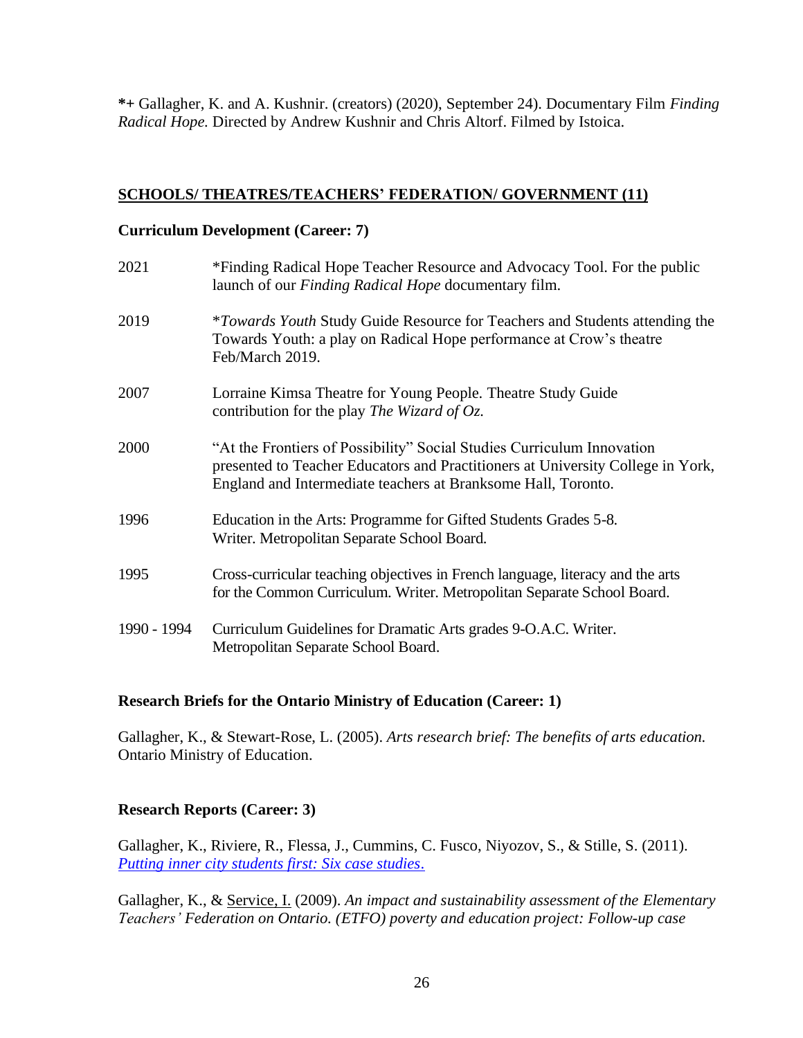**\*+** Gallagher, K. and A. Kushnir. (creators) (2020), September 24). Documentary Film *Finding Radical Hope.* Directed by Andrew Kushnir and Chris Altorf. Filmed by Istoica.

## SCHOOLS/ THEATRES/TEACHERS' FEDERATION/ GOVERNMENT (11)

### Curriculum Development (Career: 7)

| | |
|---|---|
| 2021 | *Finding Radical Hope Teacher Resource and Advocacy Tool. For the public launch of our *Finding Radical Hope* documentary film. |
| 2019 | \**Towards Youth* Study Guide Resource for Teachers and Students attending the Towards Youth: a play on Radical Hope performance at Crow's theatre Feb/March 2019. |
| 2007 | Lorraine Kimsa Theatre for Young People. Theatre Study Guide contribution for the play *The Wizard of Oz.* |
| 2000 | "At the Frontiers of Possibility" Social Studies Curriculum Innovation presented to Teacher Educators and Practitioners at University College in York, England and Intermediate teachers at Branksome Hall, Toronto. |
| 1996 | Education in the Arts: Programme for Gifted Students Grades 5-8. Writer. Metropolitan Separate School Board. |
| 1995 | Cross-curricular teaching objectives in French language, literacy and the arts for the Common Curriculum. Writer. Metropolitan Separate School Board. |
| 1990 - 1994 | Curriculum Guidelines for Dramatic Arts grades 9-O.A.C. Writer. Metropolitan Separate School Board. |

### Research Briefs for the Ontario Ministry of Education (Career: 1)

Gallagher, K., & Stewart-Rose, L. (2005). *Arts research brief: The benefits of arts education.* Ontario Ministry of Education.

### Research Reports (Career: 3)

Gallagher, K., Riviere, R., Flessa, J., Cummins, C. Fusco, Niyozov, S., & Stille, S. (2011). *Putting inner city students first: Six case studies*.

Gallagher, K., & Service, I. (2009). *An impact and sustainability assessment of the Elementary Teachers' Federation on Ontario. (ETFO) poverty and education project: Follow-up case*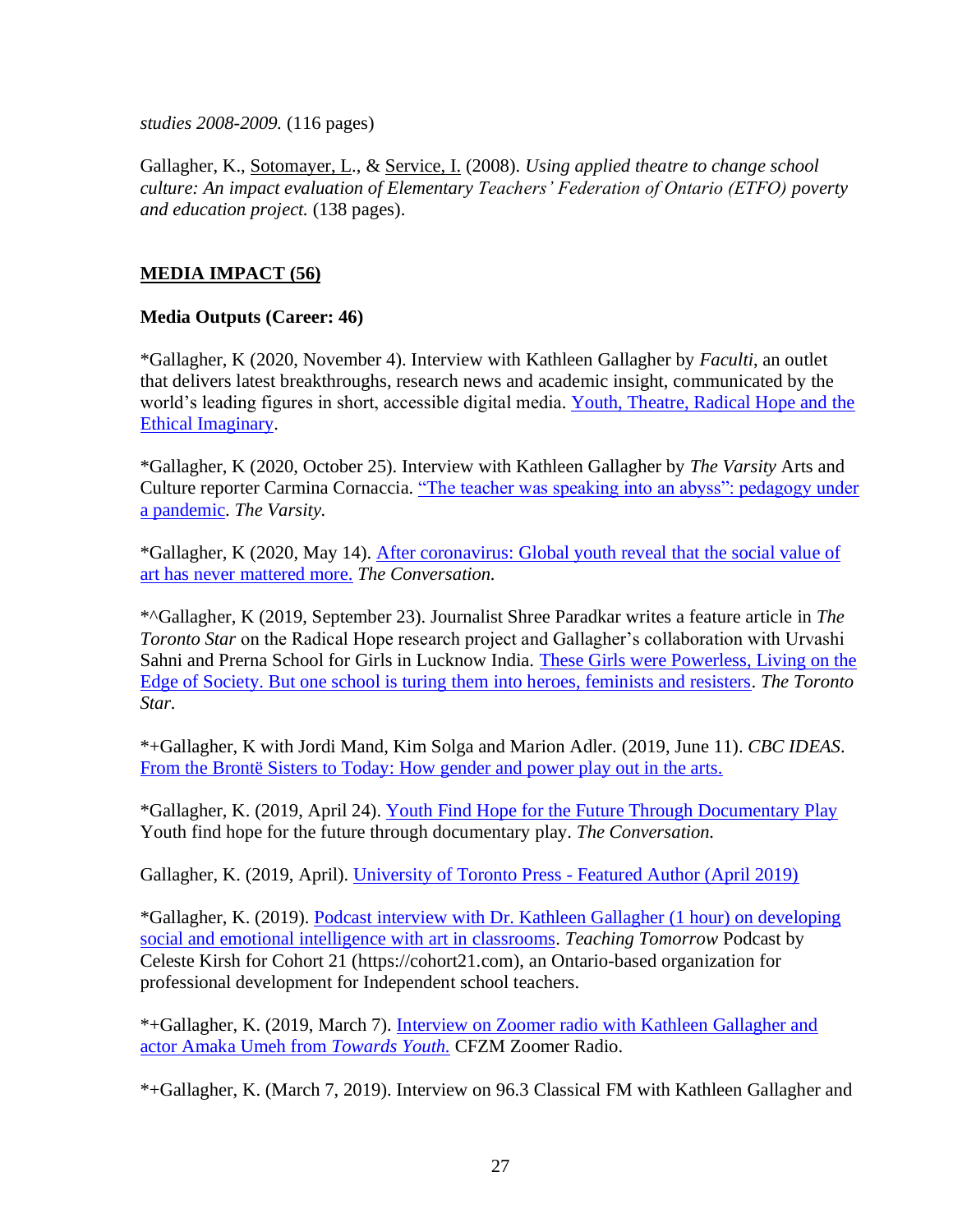*studies 2008-2009.* (116 pages)

Gallagher, K., Sotomayer, L., & Service, I. (2008). *Using applied theatre to change school culture: An impact evaluation of Elementary Teachers' Federation of Ontario (ETFO) poverty and education project.* (138 pages).

## MEDIA IMPACT (56)

### Media Outputs (Career: 46)

*Gallagher, K (2020, November 4). Interview with Kathleen Gallagher by *Faculti*, an outlet that delivers latest breakthroughs, research news and academic insight, communicated by the world's leading figures in short, accessible digital media. Youth, Theatre, Radical Hope and the Ethical Imaginary.

*Gallagher, K (2020, October 25). Interview with Kathleen Gallagher by *The Varsity* Arts and Culture reporter Carmina Cornaccia. "The teacher was speaking into an abyss": pedagogy under a pandemic. *The Varsity.*

*Gallagher, K (2020, May 14). After coronavirus: Global youth reveal that the social value of art has never mattered more. *The Conversation.*

*^Gallagher, K (2019, September 23). Journalist Shree Paradkar writes a feature article in *The Toronto Star* on the Radical Hope research project and Gallagher's collaboration with Urvashi Sahni and Prerna School for Girls in Lucknow India. These Girls were Powerless, Living on the Edge of Society. But one school is turing them into heroes, feminists and resisters. *The Toronto Star.*

*+Gallagher, K with Jordi Mand, Kim Solga and Marion Adler. (2019, June 11). *CBC IDEAS*. From the Brontë Sisters to Today: How gender and power play out in the arts.

*Gallagher, K. (2019, April 24). Youth Find Hope for the Future Through Documentary Play Youth find hope for the future through documentary play. *The Conversation.*

Gallagher, K. (2019, April). University of Toronto Press - Featured Author (April 2019)

*Gallagher, K. (2019). Podcast interview with Dr. Kathleen Gallagher (1 hour) on developing social and emotional intelligence with art in classrooms. *Teaching Tomorrow* Podcast by Celeste Kirsh for Cohort 21 (https://cohort21.com), an Ontario-based organization for professional development for Independent school teachers.

*+Gallagher, K. (2019, March 7). Interview on Zoomer radio with Kathleen Gallagher and actor Amaka Umeh from *Towards Youth.* CFZM Zoomer Radio.

*+Gallagher, K. (March 7, 2019). Interview on 96.3 Classical FM with Kathleen Gallagher and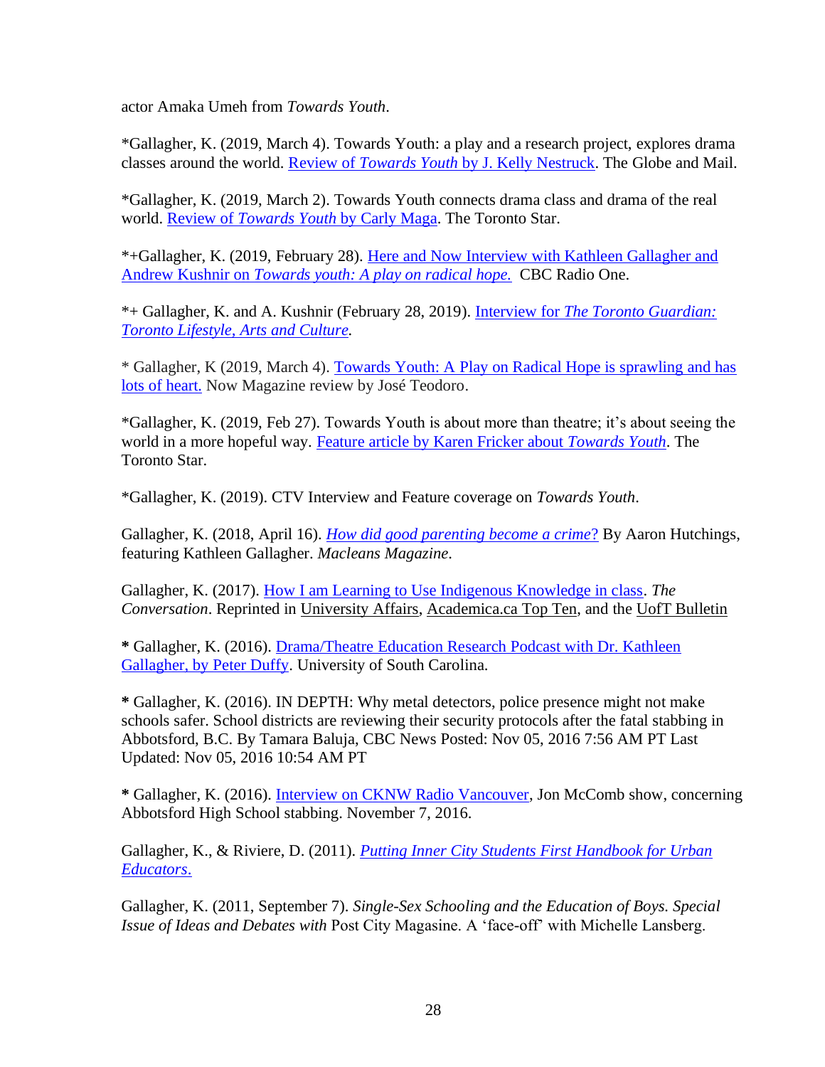actor Amaka Umeh from *Towards Youth*.

*Gallagher, K. (2019, March 4). Towards Youth: a play and a research project, explores drama classes around the world. Review of *Towards Youth* by J. Kelly Nestruck. The Globe and Mail.

*Gallagher, K. (2019, March 2). Towards Youth connects drama class and drama of the real world. Review of *Towards Youth* by Carly Maga. The Toronto Star.

*+Gallagher, K. (2019, February 28). Here and Now Interview with Kathleen Gallagher and Andrew Kushnir on *Towards youth: A play on radical hope.* CBC Radio One.

*+ Gallagher, K. and A. Kushnir (February 28, 2019). Interview for *The Toronto Guardian: Toronto Lifestyle, Arts and Culture.*

* Gallagher, K (2019, March 4). Towards Youth: A Play on Radical Hope is sprawling and has lots of heart. Now Magazine review by José Teodoro.

*Gallagher, K. (2019, Feb 27). Towards Youth is about more than theatre; it's about seeing the world in a more hopeful way. Feature article by Karen Fricker about *Towards Youth*. The Toronto Star.

*Gallagher, K. (2019). CTV Interview and Feature coverage on *Towards Youth*.

Gallagher, K. (2018, April 16). *How did good parenting become a crime*? By Aaron Hutchings, featuring Kathleen Gallagher. *Macleans Magazine*.

Gallagher, K. (2017). How I am Learning to Use Indigenous Knowledge in class. *The Conversation*. Reprinted in University Affairs, Academica.ca Top Ten, and the UofT Bulletin

**\*** Gallagher, K. (2016). Drama/Theatre Education Research Podcast with Dr. Kathleen Gallagher, by Peter Duffy. University of South Carolina.

**\*** Gallagher, K. (2016). IN DEPTH: Why metal detectors, police presence might not make schools safer. School districts are reviewing their security protocols after the fatal stabbing in Abbotsford, B.C. By Tamara Baluja, CBC News Posted: Nov 05, 2016 7:56 AM PT Last Updated: Nov 05, 2016 10:54 AM PT

**\*** Gallagher, K. (2016). Interview on CKNW Radio Vancouver, Jon McComb show, concerning Abbotsford High School stabbing. November 7, 2016.

Gallagher, K., & Riviere, D. (2011). *Putting Inner City Students First Handbook for Urban Educators*.

Gallagher, K. (2011, September 7). *Single-Sex Schooling and the Education of Boys. Special Issue of Ideas and Debates with* Post City Magazine. A 'face-off' with Michelle Lansberg.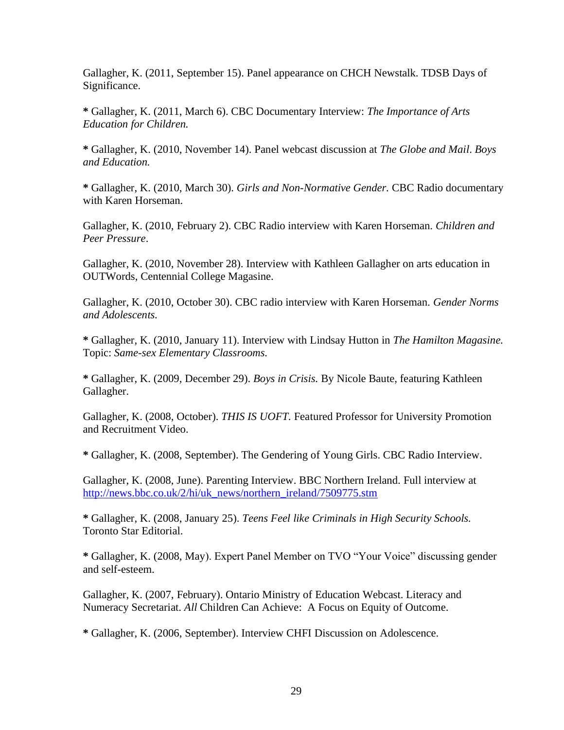Gallagher, K. (2011, September 15). Panel appearance on CHCH Newstalk. TDSB Days of Significance.

**\*** Gallagher, K. (2011, March 6). CBC Documentary Interview: *The Importance of Arts Education for Children.*

**\*** Gallagher, K. (2010, November 14). Panel webcast discussion at *The Globe and Mail*. *Boys and Education.*

**\*** Gallagher, K. (2010, March 30). *Girls and Non-Normative Gender.* CBC Radio documentary with Karen Horseman.

Gallagher, K. (2010, February 2). CBC Radio interview with Karen Horseman. *Children and Peer Pressure*.

Gallagher, K. (2010, November 28). Interview with Kathleen Gallagher on arts education in OUTWords, Centennial College Magasine.

Gallagher, K. (2010, October 30). CBC radio interview with Karen Horseman. *Gender Norms and Adolescents.*

**\*** Gallagher, K. (2010, January 11). Interview with Lindsay Hutton in *The Hamilton Magazine.* Topic: *Same-sex Elementary Classrooms.*

**\*** Gallagher, K. (2009, December 29). *Boys in Crisis.* By Nicole Baute, featuring Kathleen Gallagher.

Gallagher, K. (2008, October). *THIS IS UOFT.* Featured Professor for University Promotion and Recruitment Video.

**\*** Gallagher, K. (2008, September). The Gendering of Young Girls. CBC Radio Interview.

Gallagher, K. (2008, June). Parenting Interview. BBC Northern Ireland. Full interview at [http://news.bbc.co.uk/2/hi/uk_news/northern_ireland/7509775.stm](http://news.bbc.co.uk/2/hi/uk_news/northern_ireland/7509775.stm)

**\*** Gallagher, K. (2008, January 25). *Teens Feel like Criminals in High Security Schools.* Toronto Star Editorial.

**\*** Gallagher, K. (2008, May). Expert Panel Member on TVO "Your Voice" discussing gender and self-esteem.

Gallagher, K. (2007, February). Ontario Ministry of Education Webcast. Literacy and Numeracy Secretariat. *All* Children Can Achieve: A Focus on Equity of Outcome.

**\*** Gallagher, K. (2006, September). Interview CHFI Discussion on Adolescence.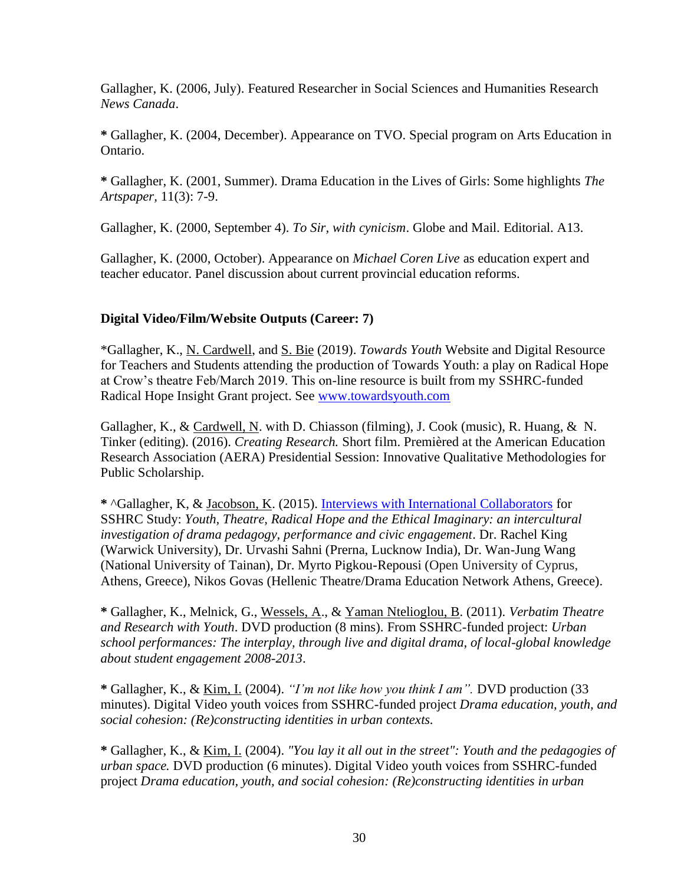Gallagher, K. (2006, July). Featured Researcher in Social Sciences and Humanities Research *News Canada*.

**\*** Gallagher, K. (2004, December). Appearance on TVO. Special program on Arts Education in Ontario.

**\*** Gallagher, K. (2001, Summer). Drama Education in the Lives of Girls: Some highlights *The Artspaper,* 11(3): 7-9.

Gallagher, K. (2000, September 4). *To Sir, with cynicism*. Globe and Mail. Editorial. A13.

Gallagher, K. (2000, October). Appearance on *Michael Coren Live* as education expert and teacher educator. Panel discussion about current provincial education reforms.

**Digital Video/Film/Website Outputs (Career: 7)**

\*Gallagher, K., N. Cardwell, and S. Bie (2019). *Towards Youth* Website and Digital Resource for Teachers and Students attending the production of Towards Youth: a play on Radical Hope at Crow's theatre Feb/March 2019. This on-line resource is built from my SSHRC-funded Radical Hope Insight Grant project. See www.towardsyouth.com

Gallagher, K., & Cardwell, N. with D. Chiasson (filming), J. Cook (music), R. Huang, & N. Tinker (editing). (2016). *Creating Research.* Short film. Premièred at the American Education Research Association (AERA) Presidential Session: Innovative Qualitative Methodologies for Public Scholarship.

**\*** ^Gallagher, K, & Jacobson, K. (2015). Interviews with International Collaborators for SSHRC Study: *Youth, Theatre, Radical Hope and the Ethical Imaginary: an intercultural investigation of drama pedagogy, performance and civic engagement*. Dr. Rachel King (Warwick University), Dr. Urvashi Sahni (Prerna, Lucknow India), Dr. Wan-Jung Wang (National University of Tainan), Dr. Myrto Pigkou-Repousi (Open University of Cyprus, Athens, Greece), Nikos Govas (Hellenic Theatre/Drama Education Network Athens, Greece).

**\*** Gallagher, K., Melnick, G., Wessels, A., & Yaman Ntelioglou, B. (2011). *Verbatim Theatre and Research with Youth*. DVD production (8 mins). From SSHRC-funded project: *Urban school performances: The interplay, through live and digital drama, of local-global knowledge about student engagement 2008-2013*.

**\*** Gallagher, K., & Kim, I. (2004). *"I'm not like how you think I am".* DVD production (33 minutes). Digital Video youth voices from SSHRC-funded project *Drama education, youth, and social cohesion: (Re)constructing identities in urban contexts.*

**\*** Gallagher, K., & Kim, I. (2004). *"You lay it all out in the street": Youth and the pedagogies of urban space.* DVD production (6 minutes). Digital Video youth voices from SSHRC-funded project *Drama education, youth, and social cohesion: (Re)constructing identities in urban*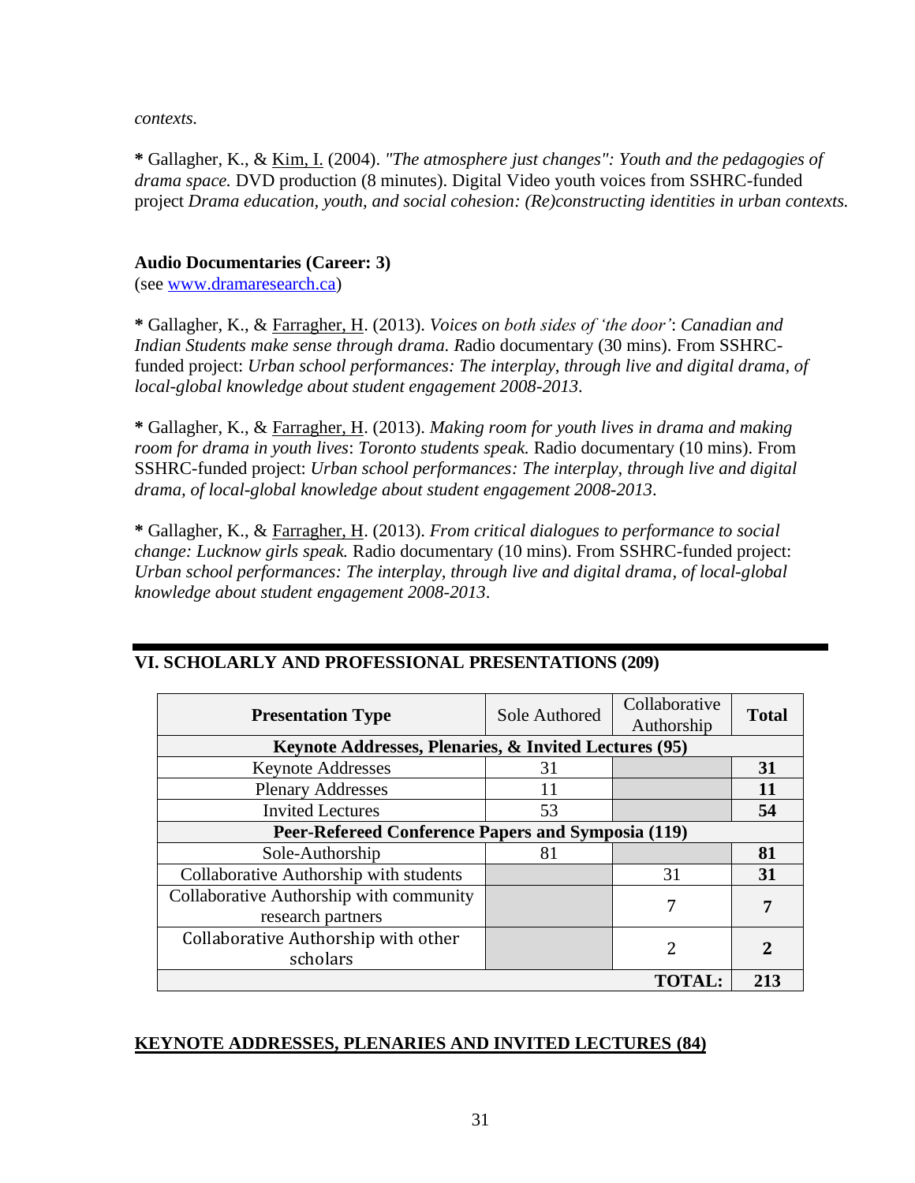*contexts.*

**\*** Gallagher, K., & Kim, I. (2004). *"The atmosphere just changes": Youth and the pedagogies of drama space.* DVD production (8 minutes). Digital Video youth voices from SSHRC-funded project *Drama education, youth, and social cohesion: (Re)constructing identities in urban contexts.*

**Audio Documentaries (Career: 3)**
(see www.dramaresearch.ca)

**\*** Gallagher, K., & Farragher, H. (2013). *Voices on both sides of 'the door': Canadian and Indian Students make sense through drama. R*adio documentary (30 mins). From SSHRC-funded project: *Urban school performances: The interplay, through live and digital drama, of local-global knowledge about student engagement 2008-2013*.

**\*** Gallagher, K., & Farragher, H. (2013). *Making room for youth lives in drama and making room for drama in youth lives*: *Toronto students speak.* Radio documentary (10 mins). From SSHRC-funded project: *Urban school performances: The interplay, through live and digital drama, of local-global knowledge about student engagement 2008-2013*.

**\*** Gallagher, K., & Farragher, H. (2013). *From critical dialogues to performance to social change: Lucknow girls speak.* Radio documentary (10 mins). From SSHRC-funded project: *Urban school performances: The interplay, through live and digital drama, of local-global knowledge about student engagement 2008-2013*.

## VI. SCHOLARLY AND PROFESSIONAL PRESENTATIONS (209)

| Presentation Type | Sole Authored | Collaborative Authorship | Total |
|---|---|---|---|
| **Keynote Addresses, Plenaries, & Invited Lectures (95)** | | | |
| Keynote Addresses | 31 | | **31** |
| Plenary Addresses | 11 | | **11** |
| Invited Lectures | 53 | | **54** |
| **Peer-Refereed Conference Papers and Symposia (119)** | | | |
| Sole-Authorship | 81 | | **81** |
| Collaborative Authorship with students | | 31 | **31** |
| Collaborative Authorship with community research partners | | 7 | **7** |
| Collaborative Authorship with other scholars | | 2 | **2** |
| | | **TOTAL:** | **213** |

**KEYNOTE ADDRESSES, PLENARIES AND INVITED LECTURES (84)**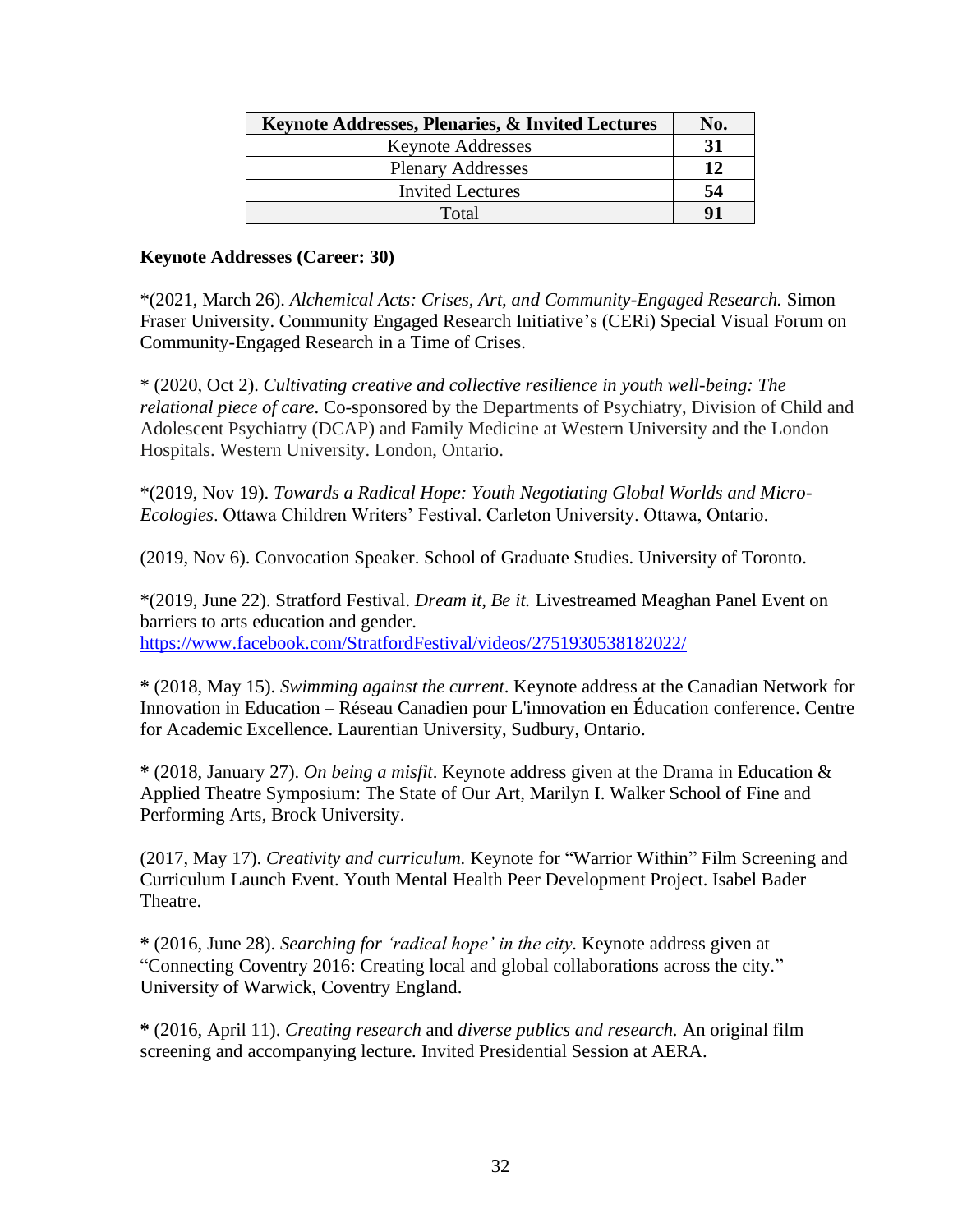| Keynote Addresses, Plenaries, & Invited Lectures | No. |
|---|---|
| Keynote Addresses | **31** |
| Plenary Addresses | **12** |
| Invited Lectures | **54** |
| Total | **91** |

**Keynote Addresses (Career: 30)**

*(2021, March 26). *Alchemical Acts: Crises, Art, and Community-Engaged Research.* Simon Fraser University. Community Engaged Research Initiative's (CERi) Special Visual Forum on Community-Engaged Research in a Time of Crises.

* (2020, Oct 2). *Cultivating creative and collective resilience in youth well-being: The relational piece of care*. Co-sponsored by the Departments of Psychiatry, Division of Child and Adolescent Psychiatry (DCAP) and Family Medicine at Western University and the London Hospitals. Western University. London, Ontario.

*(2019, Nov 19). *Towards a Radical Hope: Youth Negotiating Global Worlds and Micro-Ecologies*. Ottawa Children Writers' Festival. Carleton University. Ottawa, Ontario.

(2019, Nov 6). Convocation Speaker. School of Graduate Studies. University of Toronto.

*(2019, June 22). Stratford Festival. *Dream it, Be it.* Livestreamed Meaghan Panel Event on barriers to arts education and gender. https://www.facebook.com/StratfordFestival/videos/2751930538182022/

**\*** (2018, May 15). *Swimming against the current*. Keynote address at the Canadian Network for Innovation in Education – Réseau Canadien pour L'innovation en Éducation conference. Centre for Academic Excellence. Laurentian University, Sudbury, Ontario.

**\*** (2018, January 27). *On being a misfit*. Keynote address given at the Drama in Education & Applied Theatre Symposium: The State of Our Art, Marilyn I. Walker School of Fine and Performing Arts, Brock University.

(2017, May 17). *Creativity and curriculum.* Keynote for "Warrior Within" Film Screening and Curriculum Launch Event. Youth Mental Health Peer Development Project. Isabel Bader Theatre.

**\*** (2016, June 28). *Searching for 'radical hope' in the city*. Keynote address given at "Connecting Coventry 2016: Creating local and global collaborations across the city." University of Warwick, Coventry England.

**\*** (2016, April 11). *Creating research* and *diverse publics and research.* An original film screening and accompanying lecture. Invited Presidential Session at AERA.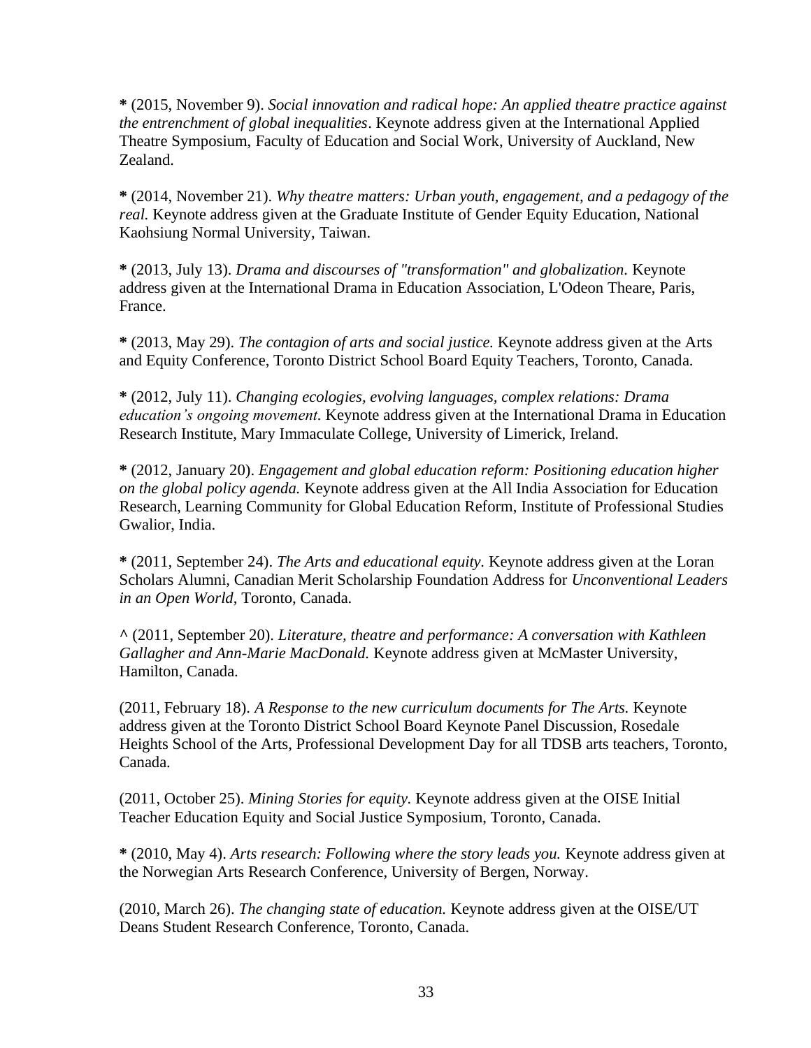**\*** (2015, November 9). *Social innovation and radical hope: An applied theatre practice against the entrenchment of global inequalities*. Keynote address given at the International Applied Theatre Symposium, Faculty of Education and Social Work, University of Auckland, New Zealand.

**\*** (2014, November 21). *Why theatre matters: Urban youth, engagement, and a pedagogy of the real.* Keynote address given at the Graduate Institute of Gender Equity Education, National Kaohsiung Normal University, Taiwan.

**\*** (2013, July 13). *Drama and discourses of "transformation" and globalization.* Keynote address given at the International Drama in Education Association, L'Odeon Theare, Paris, France.

**\*** (2013, May 29). *The contagion of arts and social justice.* Keynote address given at the Arts and Equity Conference, Toronto District School Board Equity Teachers, Toronto, Canada.

**\*** (2012, July 11). *Changing ecologies, evolving languages, complex relations: Drama education's ongoing movement.* Keynote address given at the International Drama in Education Research Institute, Mary Immaculate College, University of Limerick, Ireland.

**\*** (2012, January 20). *Engagement and global education reform: Positioning education higher on the global policy agenda.* Keynote address given at the All India Association for Education Research, Learning Community for Global Education Reform, Institute of Professional Studies Gwalior, India.

**\*** (2011, September 24). *The Arts and educational equity.* Keynote address given at the Loran Scholars Alumni, Canadian Merit Scholarship Foundation Address for *Unconventional Leaders in an Open World*, Toronto, Canada.

**^** (2011, September 20). *Literature, theatre and performance: A conversation with Kathleen Gallagher and Ann-Marie MacDonald.* Keynote address given at McMaster University, Hamilton, Canada.

(2011, February 18). *A Response to the new curriculum documents for The Arts.* Keynote address given at the Toronto District School Board Keynote Panel Discussion, Rosedale Heights School of the Arts, Professional Development Day for all TDSB arts teachers, Toronto, Canada.

(2011, October 25). *Mining Stories for equity.* Keynote address given at the OISE Initial Teacher Education Equity and Social Justice Symposium, Toronto, Canada.

**\*** (2010, May 4). *Arts research: Following where the story leads you.* Keynote address given at the Norwegian Arts Research Conference, University of Bergen, Norway.

(2010, March 26). *The changing state of education.* Keynote address given at the OISE/UT Deans Student Research Conference, Toronto, Canada.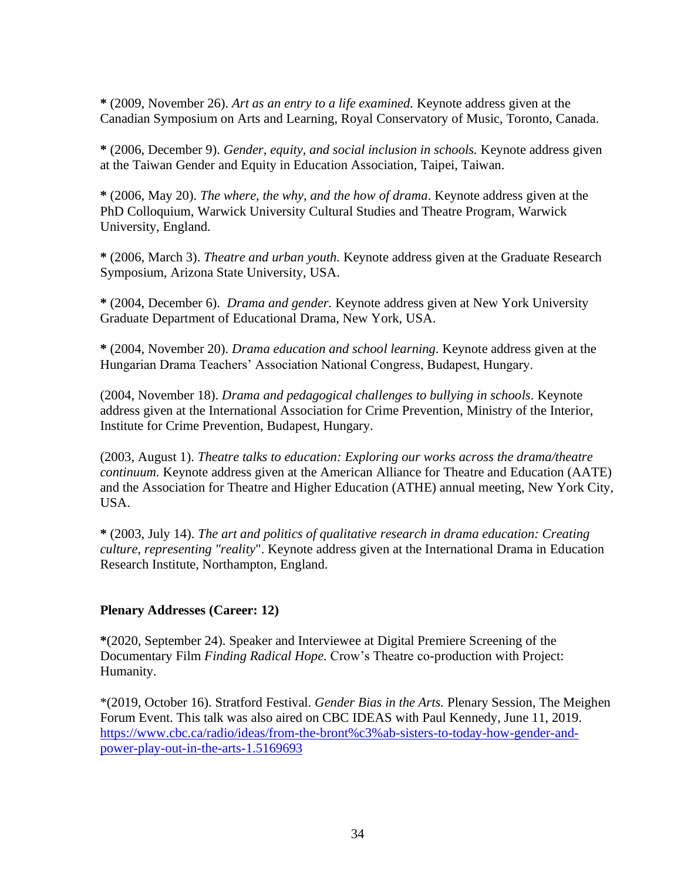**\*** (2009, November 26). *Art as an entry to a life examined.* Keynote address given at the Canadian Symposium on Arts and Learning, Royal Conservatory of Music, Toronto, Canada.

**\*** (2006, December 9). *Gender, equity, and social inclusion in schools.* Keynote address given at the Taiwan Gender and Equity in Education Association, Taipei, Taiwan.

**\*** (2006, May 20). *The where, the why, and the how of drama*. Keynote address given at the PhD Colloquium, Warwick University Cultural Studies and Theatre Program, Warwick University, England.

**\*** (2006, March 3). *Theatre and urban youth.* Keynote address given at the Graduate Research Symposium, Arizona State University, USA.

**\*** (2004, December 6). *Drama and gender.* Keynote address given at New York University Graduate Department of Educational Drama, New York, USA.

**\*** (2004, November 20). *Drama education and school learning.* Keynote address given at the Hungarian Drama Teachers' Association National Congress, Budapest, Hungary.

(2004, November 18). *Drama and pedagogical challenges to bullying in schools*. Keynote address given at the International Association for Crime Prevention, Ministry of the Interior, Institute for Crime Prevention, Budapest, Hungary.

(2003, August 1). *Theatre talks to education: Exploring our works across the drama/theatre continuum.* Keynote address given at the American Alliance for Theatre and Education (AATE) and the Association for Theatre and Higher Education (ATHE) annual meeting, New York City, USA.

**\*** (2003, July 14). *The art and politics of qualitative research in drama education: Creating culture, representing "reality*". Keynote address given at the International Drama in Education Research Institute, Northampton, England.

**Plenary Addresses (Career: 12)**

**\***(2020, September 24). Speaker and Interviewee at Digital Premiere Screening of the Documentary Film *Finding Radical Hope.* Crow's Theatre co-production with Project: Humanity.

\*(2019, October 16). Stratford Festival. *Gender Bias in the Arts.* Plenary Session, The Meighen Forum Event. This talk was also aired on CBC IDEAS with Paul Kennedy, June 11, 2019. https://www.cbc.ca/radio/ideas/from-the-bront%c3%ab-sisters-to-today-how-gender-and-power-play-out-in-the-arts-1.5169693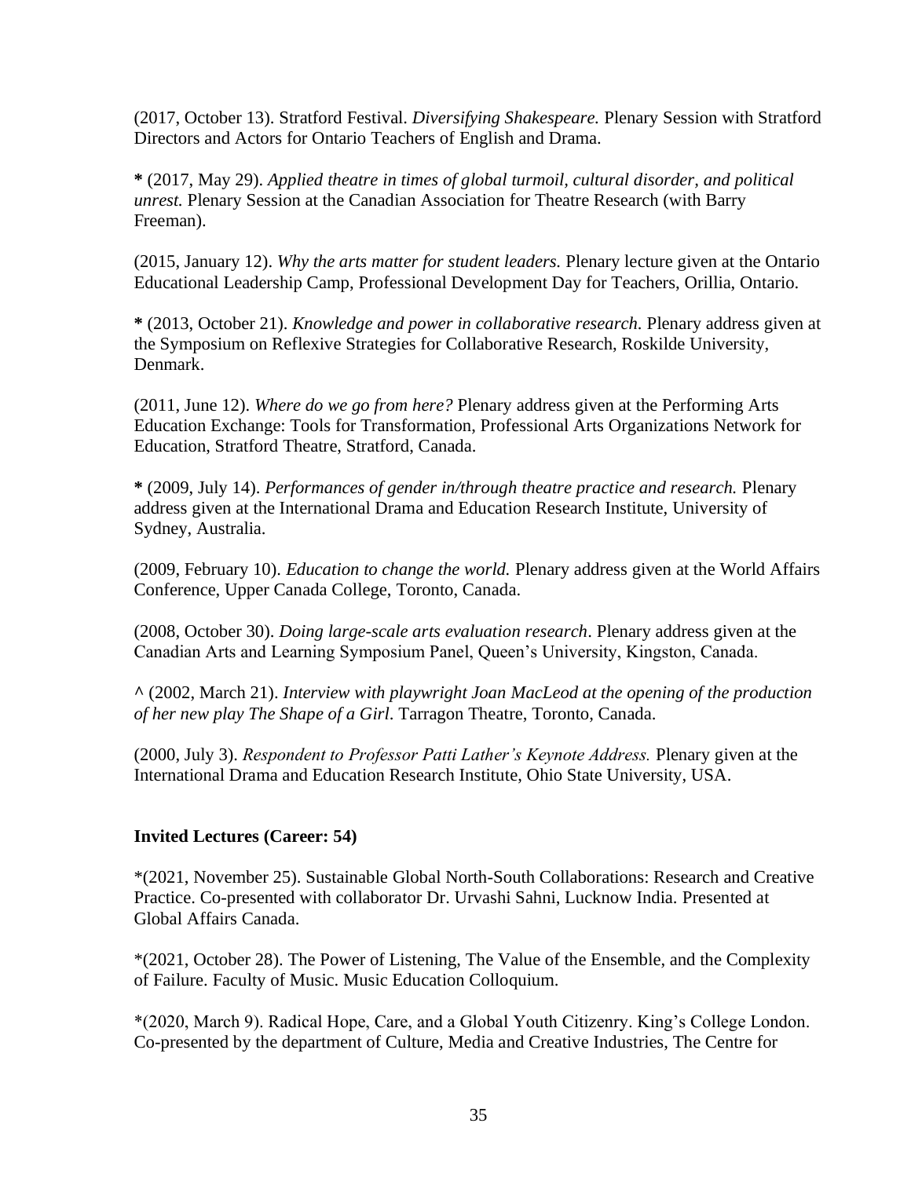(2017, October 13). Stratford Festival. *Diversifying Shakespeare.* Plenary Session with Stratford Directors and Actors for Ontario Teachers of English and Drama.

**\*** (2017, May 29). *Applied theatre in times of global turmoil, cultural disorder, and political unrest.* Plenary Session at the Canadian Association for Theatre Research (with Barry Freeman).

(2015, January 12). *Why the arts matter for student leaders.* Plenary lecture given at the Ontario Educational Leadership Camp, Professional Development Day for Teachers, Orillia, Ontario.

**\*** (2013, October 21). *Knowledge and power in collaborative research.* Plenary address given at the Symposium on Reflexive Strategies for Collaborative Research, Roskilde University, Denmark.

(2011, June 12). *Where do we go from here?* Plenary address given at the Performing Arts Education Exchange: Tools for Transformation, Professional Arts Organizations Network for Education, Stratford Theatre, Stratford, Canada.

**\*** (2009, July 14). *Performances of gender in/through theatre practice and research.* Plenary address given at the International Drama and Education Research Institute, University of Sydney, Australia.

(2009, February 10). *Education to change the world.* Plenary address given at the World Affairs Conference, Upper Canada College, Toronto, Canada.

(2008, October 30). *Doing large-scale arts evaluation research*. Plenary address given at the Canadian Arts and Learning Symposium Panel, Queen's University, Kingston, Canada.

**^** (2002, March 21). *Interview with playwright Joan MacLeod at the opening of the production of her new play The Shape of a Girl*. Tarragon Theatre, Toronto, Canada.

(2000, July 3). *Respondent to Professor Patti Lather's Keynote Address.* Plenary given at the International Drama and Education Research Institute, Ohio State University, USA.

**Invited Lectures (Career: 54)**

\*(2021, November 25). Sustainable Global North-South Collaborations: Research and Creative Practice. Co-presented with collaborator Dr. Urvashi Sahni, Lucknow India. Presented at Global Affairs Canada.

\*(2021, October 28). The Power of Listening, The Value of the Ensemble, and the Complexity of Failure. Faculty of Music. Music Education Colloquium.

\*(2020, March 9). Radical Hope, Care, and a Global Youth Citizenry. King's College London. Co-presented by the department of Culture, Media and Creative Industries, The Centre for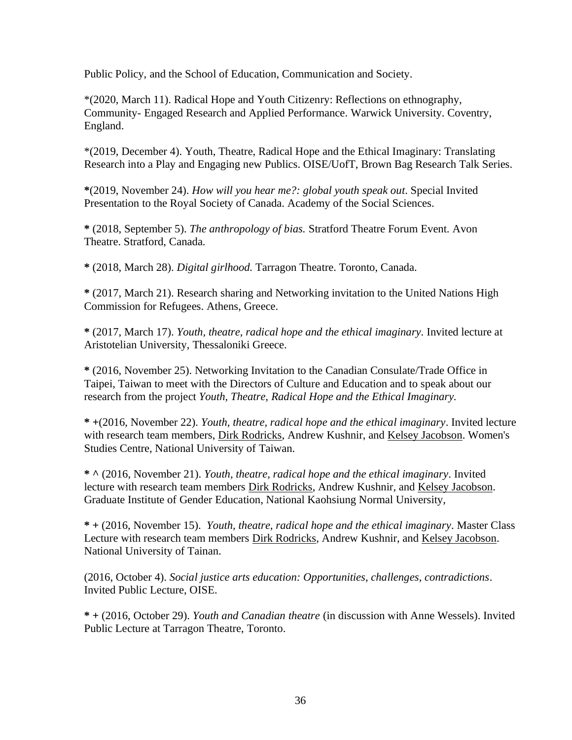Public Policy, and the School of Education, Communication and Society.

*(2020, March 11). Radical Hope and Youth Citizenry: Reflections on ethnography, Community- Engaged Research and Applied Performance. Warwick University. Coventry, England.

*(2019, December 4). Youth, Theatre, Radical Hope and the Ethical Imaginary: Translating Research into a Play and Engaging new Publics. OISE/UofT, Brown Bag Research Talk Series.

**\***(2019, November 24). *How will you hear me?: global youth speak out*. Special Invited Presentation to the Royal Society of Canada. Academy of the Social Sciences.

**\*** (2018, September 5). *The anthropology of bias.* Stratford Theatre Forum Event. Avon Theatre. Stratford, Canada.

**\*** (2018, March 28). *Digital girlhood.* Tarragon Theatre. Toronto, Canada.

**\*** (2017, March 21). Research sharing and Networking invitation to the United Nations High Commission for Refugees. Athens, Greece.

**\*** (2017, March 17). *Youth, theatre, radical hope and the ethical imaginary*. Invited lecture at Aristotelian University, Thessaloniki Greece.

**\*** (2016, November 25). Networking Invitation to the Canadian Consulate/Trade Office in Taipei, Taiwan to meet with the Directors of Culture and Education and to speak about our research from the project *Youth, Theatre, Radical Hope and the Ethical Imaginary.*

**\* +**(2016, November 22). *Youth, theatre, radical hope and the ethical imaginary*. Invited lecture with research team members, <u>Dirk Rodricks</u>, Andrew Kushnir, and <u>Kelsey Jacobson</u>. Women's Studies Centre, National University of Taiwan.

**\* ^** (2016, November 21). *Youth, theatre, radical hope and the ethical imaginary*. Invited lecture with research team members <u>Dirk Rodricks</u>, Andrew Kushnir, and <u>Kelsey Jacobson</u>. Graduate Institute of Gender Education, National Kaohsiung Normal University,

**\* +** (2016, November 15). *Youth, theatre, radical hope and the ethical imaginary*. Master Class Lecture with research team members <u>Dirk Rodricks</u>, Andrew Kushnir, and <u>Kelsey Jacobson</u>. National University of Tainan.

(2016, October 4). *Social justice arts education: Opportunities, challenges, contradictions*. Invited Public Lecture, OISE.

**\* +** (2016, October 29). *Youth and Canadian theatre* (in discussion with Anne Wessels). Invited Public Lecture at Tarragon Theatre, Toronto.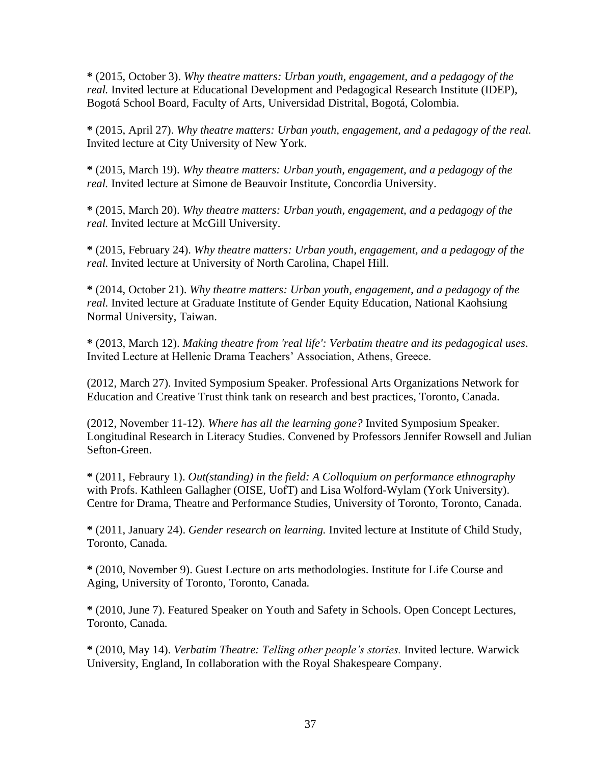**\*** (2015, October 3). *Why theatre matters: Urban youth, engagement, and a pedagogy of the real.* Invited lecture at Educational Development and Pedagogical Research Institute (IDEP), Bogotá School Board, Faculty of Arts, Universidad Distrital, Bogotá, Colombia.

**\*** (2015, April 27). *Why theatre matters: Urban youth, engagement, and a pedagogy of the real.* Invited lecture at City University of New York.

**\*** (2015, March 19). *Why theatre matters: Urban youth, engagement, and a pedagogy of the real.* Invited lecture at Simone de Beauvoir Institute, Concordia University.

**\*** (2015, March 20). *Why theatre matters: Urban youth, engagement, and a pedagogy of the real.* Invited lecture at McGill University.

**\*** (2015, February 24). *Why theatre matters: Urban youth, engagement, and a pedagogy of the real.* Invited lecture at University of North Carolina, Chapel Hill.

**\*** (2014, October 21). *Why theatre matters: Urban youth, engagement, and a pedagogy of the real.* Invited lecture at Graduate Institute of Gender Equity Education, National Kaohsiung Normal University, Taiwan.

**\*** (2013, March 12). *Making theatre from 'real life': Verbatim theatre and its pedagogical uses*. Invited Lecture at Hellenic Drama Teachers' Association, Athens, Greece.

(2012, March 27). Invited Symposium Speaker. Professional Arts Organizations Network for Education and Creative Trust think tank on research and best practices, Toronto, Canada.

(2012, November 11-12). *Where has all the learning gone?* Invited Symposium Speaker. Longitudinal Research in Literacy Studies. Convened by Professors Jennifer Rowsell and Julian Sefton-Green.

**\*** (2011, Febraury 1). *Out(standing) in the field: A Colloquium on performance ethnography* with Profs. Kathleen Gallagher (OISE, UofT) and Lisa Wolford-Wylam (York University). Centre for Drama, Theatre and Performance Studies, University of Toronto, Toronto, Canada.

**\*** (2011, January 24). *Gender research on learning.* Invited lecture at Institute of Child Study, Toronto, Canada.

**\*** (2010, November 9). Guest Lecture on arts methodologies. Institute for Life Course and Aging, University of Toronto, Toronto, Canada.

**\*** (2010, June 7). Featured Speaker on Youth and Safety in Schools. Open Concept Lectures, Toronto, Canada.

**\*** (2010, May 14). *Verbatim Theatre: Telling other people's stories.* Invited lecture. Warwick University, England, In collaboration with the Royal Shakespeare Company.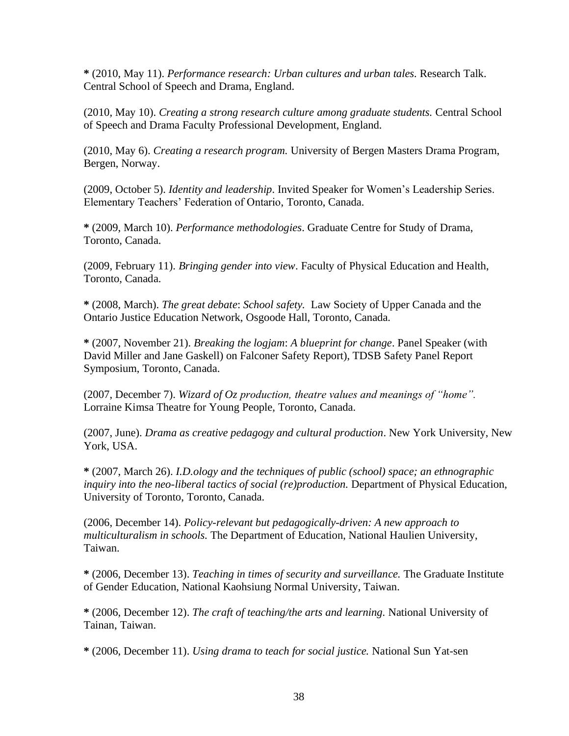**\*** (2010, May 11). *Performance research: Urban cultures and urban tales*. Research Talk. Central School of Speech and Drama, England.

(2010, May 10). *Creating a strong research culture among graduate students.* Central School of Speech and Drama Faculty Professional Development, England.

(2010, May 6). *Creating a research program.* University of Bergen Masters Drama Program, Bergen, Norway.

(2009, October 5). *Identity and leadership*. Invited Speaker for Women's Leadership Series. Elementary Teachers' Federation of Ontario, Toronto, Canada.

**\*** (2009, March 10). *Performance methodologies*. Graduate Centre for Study of Drama, Toronto, Canada.

(2009, February 11). *Bringing gender into view*. Faculty of Physical Education and Health, Toronto, Canada.

**\*** (2008, March). *The great debate*: *School safety.* Law Society of Upper Canada and the Ontario Justice Education Network, Osgoode Hall, Toronto, Canada.

**\*** (2007, November 21). *Breaking the logjam*: *A blueprint for change*. Panel Speaker (with David Miller and Jane Gaskell) on Falconer Safety Report), TDSB Safety Panel Report Symposium, Toronto, Canada.

(2007, December 7). *Wizard of Oz production, theatre values and meanings of "home".* Lorraine Kimsa Theatre for Young People, Toronto, Canada.

(2007, June). *Drama as creative pedagogy and cultural production*. New York University, New York, USA.

**\*** (2007, March 26). *I.D.ology and the techniques of public (school) space; an ethnographic inquiry into the neo-liberal tactics of social (re)production.* Department of Physical Education, University of Toronto, Toronto, Canada.

(2006, December 14). *Policy-relevant but pedagogically-driven: A new approach to multiculturalism in schools.* The Department of Education, National Haulien University, Taiwan.

**\*** (2006, December 13). *Teaching in times of security and surveillance.* The Graduate Institute of Gender Education, National Kaohsiung Normal University, Taiwan.

**\*** (2006, December 12). *The craft of teaching/the arts and learning.* National University of Tainan, Taiwan.

**\*** (2006, December 11). *Using drama to teach for social justice.* National Sun Yat-sen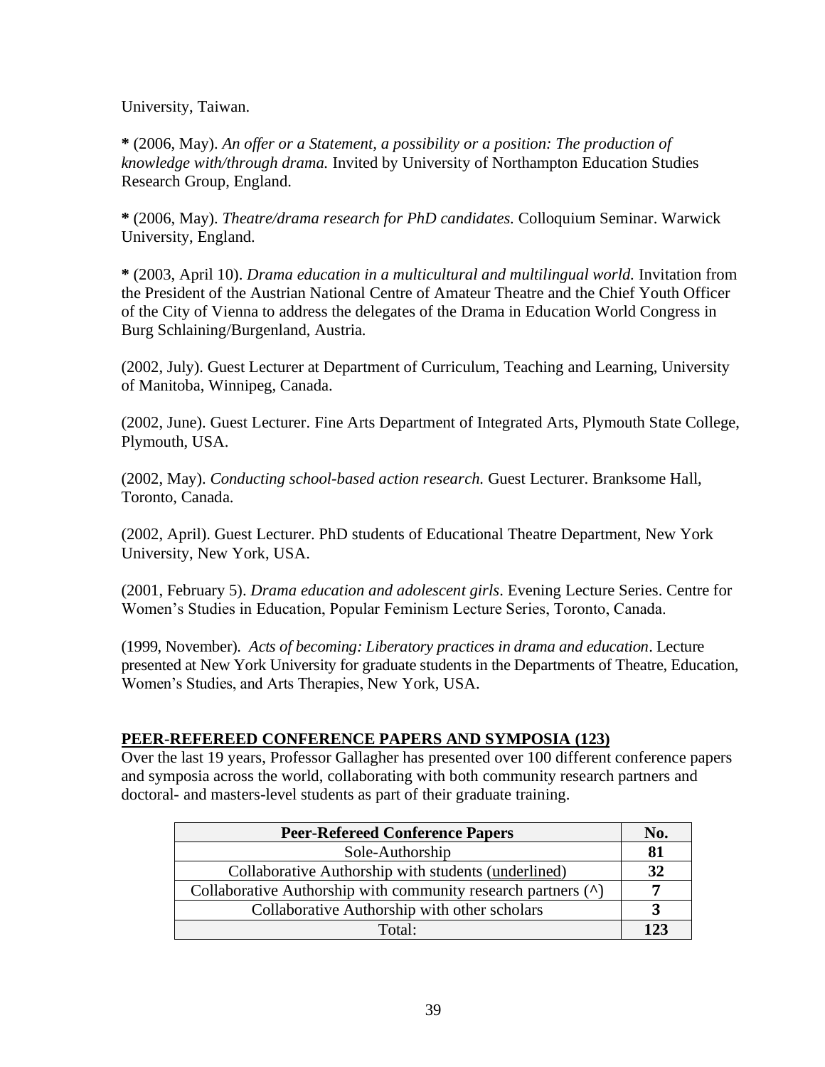University, Taiwan.

**\*** (2006, May). *An offer or a Statement, a possibility or a position: The production of knowledge with/through drama.* Invited by University of Northampton Education Studies Research Group, England.

**\*** (2006, May). *Theatre/drama research for PhD candidates.* Colloquium Seminar. Warwick University, England.

**\*** (2003, April 10). *Drama education in a multicultural and multilingual world.* Invitation from the President of the Austrian National Centre of Amateur Theatre and the Chief Youth Officer of the City of Vienna to address the delegates of the Drama in Education World Congress in Burg Schlaining/Burgenland, Austria.

(2002, July). Guest Lecturer at Department of Curriculum, Teaching and Learning, University of Manitoba, Winnipeg, Canada.

(2002, June). Guest Lecturer. Fine Arts Department of Integrated Arts, Plymouth State College, Plymouth, USA.

(2002, May). *Conducting school-based action research.* Guest Lecturer. Branksome Hall, Toronto, Canada.

(2002, April). Guest Lecturer. PhD students of Educational Theatre Department, New York University, New York, USA.

(2001, February 5). *Drama education and adolescent girls*. Evening Lecture Series. Centre for Women's Studies in Education, Popular Feminism Lecture Series, Toronto, Canada.

(1999, November). *Acts of becoming: Liberatory practices in drama and education*. Lecture presented at New York University for graduate students in the Departments of Theatre, Education, Women's Studies, and Arts Therapies, New York, USA.

## PEER-REFEREED CONFERENCE PAPERS AND SYMPOSIA (123)

Over the last 19 years, Professor Gallagher has presented over 100 different conference papers and symposia across the world, collaborating with both community research partners and doctoral- and masters-level students as part of their graduate training.

| Peer-Refereed Conference Papers | No. |
|---|---|
| Sole-Authorship | **81** |
| Collaborative Authorship with students (<u>underlined</u>) | **32** |
| Collaborative Authorship with community research partners (^) | **7** |
| Collaborative Authorship with other scholars | **3** |
| Total: | **123** |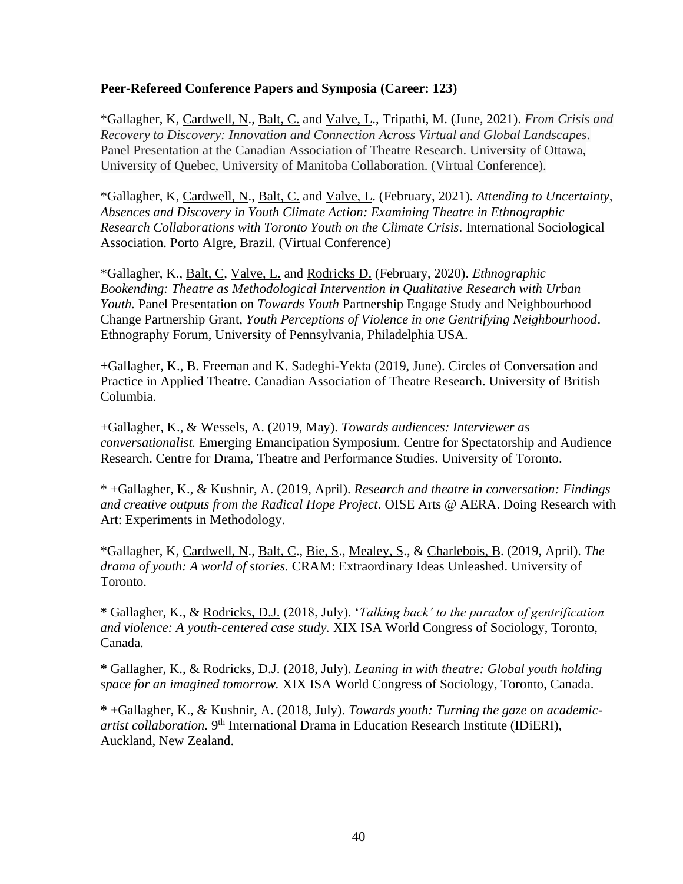**Peer-Refereed Conference Papers and Symposia (Career: 123)**

*Gallagher, K, Cardwell, N., Balt, C. and Valve, L., Tripathi, M. (June, 2021). *From Crisis and Recovery to Discovery: Innovation and Connection Across Virtual and Global Landscapes*. Panel Presentation at the Canadian Association of Theatre Research. University of Ottawa, University of Quebec, University of Manitoba Collaboration. (Virtual Conference).

*Gallagher, K, Cardwell, N., Balt, C. and Valve, L. (February, 2021). *Attending to Uncertainty, Absences and Discovery in Youth Climate Action: Examining Theatre in Ethnographic Research Collaborations with Toronto Youth on the Climate Crisis*. International Sociological Association. Porto Algre, Brazil. (Virtual Conference)

*Gallagher, K., Balt, C, Valve, L. and Rodricks D. (February, 2020). *Ethnographic Bookending: Theatre as Methodological Intervention in Qualitative Research with Urban Youth.* Panel Presentation on *Towards Youth* Partnership Engage Study and Neighbourhood Change Partnership Grant, *Youth Perceptions of Violence in one Gentrifying Neighbourhood*. Ethnography Forum, University of Pennsylvania, Philadelphia USA.

+Gallagher, K., B. Freeman and K. Sadeghi-Yekta (2019, June). Circles of Conversation and Practice in Applied Theatre. Canadian Association of Theatre Research. University of British Columbia.

+Gallagher, K., & Wessels, A. (2019, May). *Towards audiences: Interviewer as conversationalist.* Emerging Emancipation Symposium. Centre for Spectatorship and Audience Research. Centre for Drama, Theatre and Performance Studies. University of Toronto.

* +Gallagher, K., & Kushnir, A. (2019, April). *Research and theatre in conversation: Findings and creative outputs from the Radical Hope Project*. OISE Arts @ AERA. Doing Research with Art: Experiments in Methodology.

*Gallagher, K, Cardwell, N., Balt, C., Bie, S., Mealey, S., & Charlebois, B. (2019, April). *The drama of youth: A world of stories.* CRAM: Extraordinary Ideas Unleashed. University of Toronto.

**\*** Gallagher, K., & Rodricks, D.J. (2018, July). '*Talking back' to the paradox of gentrification and violence: A youth-centered case study.* XIX ISA World Congress of Sociology, Toronto, Canada.

**\*** Gallagher, K., & Rodricks, D.J. (2018, July). *Leaning in with theatre: Global youth holding space for an imagined tomorrow.* XIX ISA World Congress of Sociology, Toronto, Canada.

**\* +**Gallagher, K., & Kushnir, A. (2018, July). *Towards youth: Turning the gaze on academic-artist collaboration.* 9th International Drama in Education Research Institute (IDiERI), Auckland, New Zealand.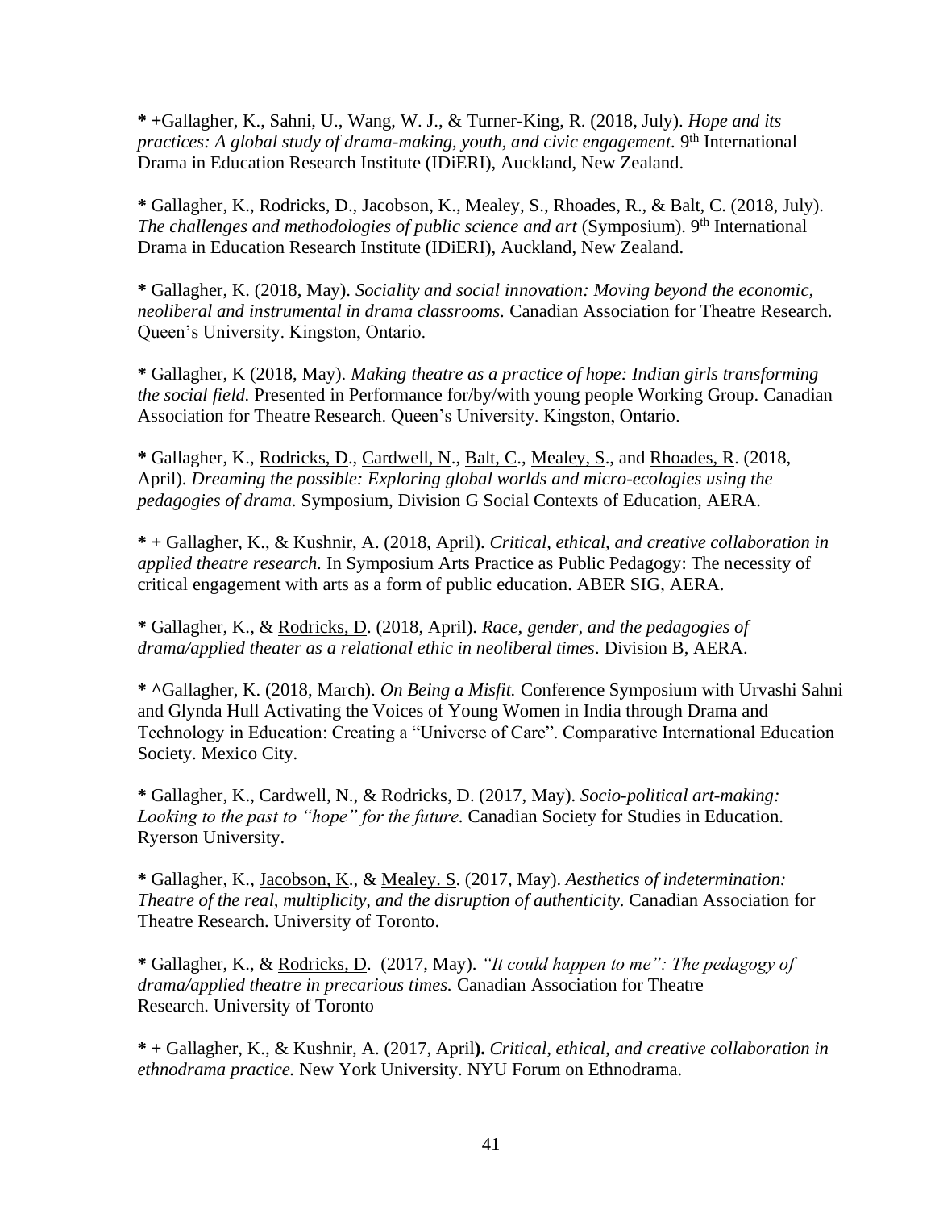**\* +**Gallagher, K., Sahni, U., Wang, W. J., & Turner-King, R. (2018, July). *Hope and its practices: A global study of drama-making, youth, and civic engagement.* 9th International Drama in Education Research Institute (IDiERI), Auckland, New Zealand.

**\*** Gallagher, K., Rodricks, D., Jacobson, K., Mealey, S., Rhoades, R., & Balt, C. (2018, July). *The challenges and methodologies of public science and art* (Symposium). 9th International Drama in Education Research Institute (IDiERI), Auckland, New Zealand.

**\*** Gallagher, K. (2018, May). *Sociality and social innovation: Moving beyond the economic, neoliberal and instrumental in drama classrooms.* Canadian Association for Theatre Research. Queen's University. Kingston, Ontario.

**\*** Gallagher, K (2018, May). *Making theatre as a practice of hope: Indian girls transforming the social field.* Presented in Performance for/by/with young people Working Group. Canadian Association for Theatre Research. Queen's University. Kingston, Ontario.

**\*** Gallagher, K., Rodricks, D., Cardwell, N., Balt, C., Mealey, S., and Rhoades, R. (2018, April). *Dreaming the possible: Exploring global worlds and micro-ecologies using the pedagogies of drama.* Symposium, Division G Social Contexts of Education, AERA.

**\* +** Gallagher, K., & Kushnir, A. (2018, April). *Critical, ethical, and creative collaboration in applied theatre research.* In Symposium Arts Practice as Public Pedagogy: The necessity of critical engagement with arts as a form of public education. ABER SIG, AERA.

**\*** Gallagher, K., & Rodricks, D. (2018, April). *Race, gender, and the pedagogies of drama/applied theater as a relational ethic in neoliberal times*. Division B, AERA.

**\* ^**Gallagher, K. (2018, March). *On Being a Misfit.* Conference Symposium with Urvashi Sahni and Glynda Hull Activating the Voices of Young Women in India through Drama and Technology in Education: Creating a "Universe of Care". Comparative International Education Society. Mexico City.

**\*** Gallagher, K., Cardwell, N., & Rodricks, D. (2017, May). *Socio-political art-making: Looking to the past to "hope" for the future.* Canadian Society for Studies in Education. Ryerson University.

**\*** Gallagher, K., Jacobson, K., & Mealey. S. (2017, May). *Aesthetics of indetermination: Theatre of the real, multiplicity, and the disruption of authenticity.* Canadian Association for Theatre Research. University of Toronto.

**\*** Gallagher, K., & Rodricks, D. (2017, May). *"It could happen to me": The pedagogy of drama/applied theatre in precarious times.* Canadian Association for Theatre Research. University of Toronto

**\* +** Gallagher, K., & Kushnir, A. (2017, April**).** *Critical, ethical, and creative collaboration in ethnodrama practice.* New York University. NYU Forum on Ethnodrama.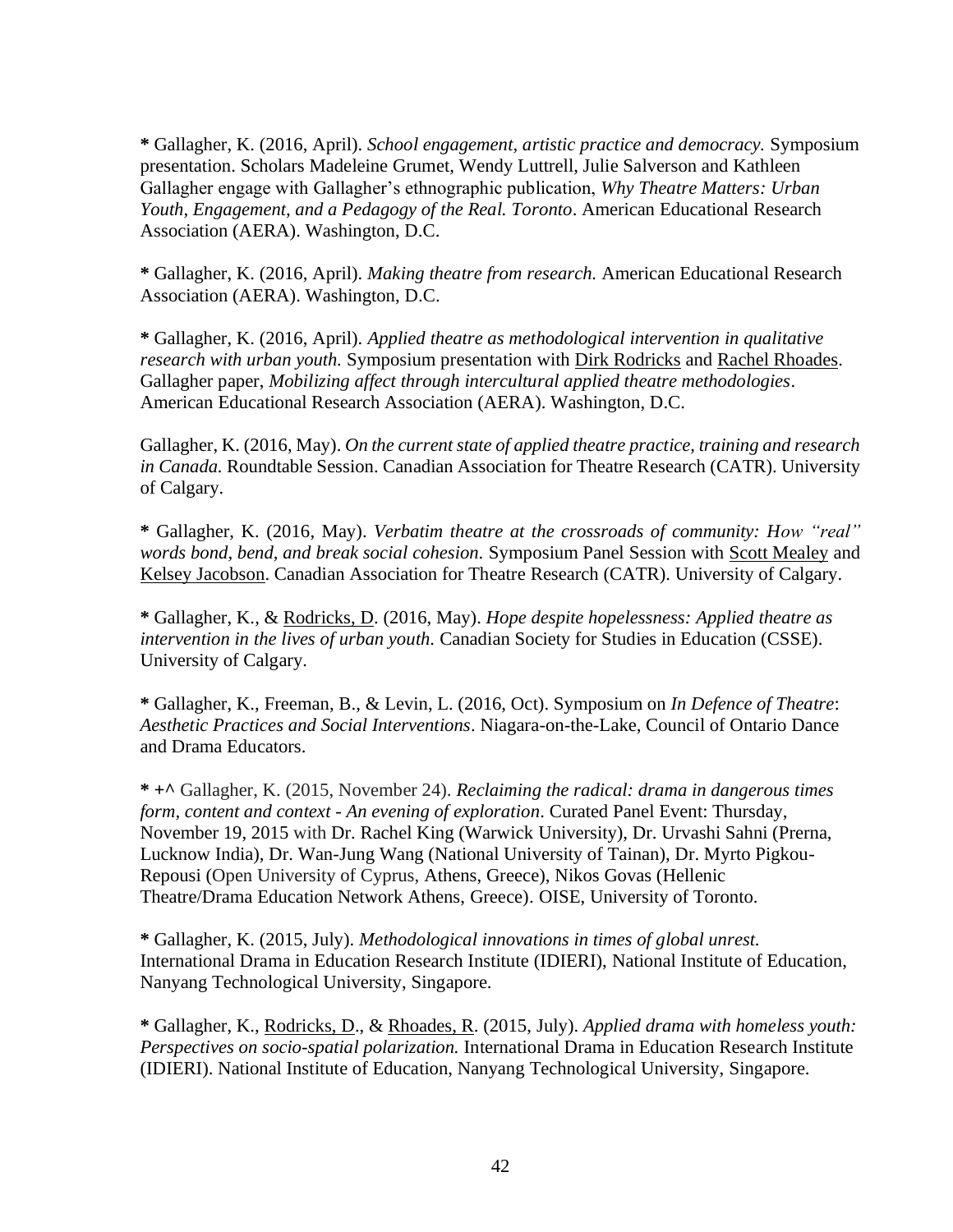**\*** Gallagher, K. (2016, April). *School engagement, artistic practice and democracy.* Symposium presentation. Scholars Madeleine Grumet, Wendy Luttrell, Julie Salverson and Kathleen Gallagher engage with Gallagher's ethnographic publication, *Why Theatre Matters: Urban Youth, Engagement, and a Pedagogy of the Real. Toronto*. American Educational Research Association (AERA). Washington, D.C.

**\*** Gallagher, K. (2016, April). *Making theatre from research.* American Educational Research Association (AERA). Washington, D.C.

**\*** Gallagher, K. (2016, April). *Applied theatre as methodological intervention in qualitative research with urban youth.* Symposium presentation with <u>Dirk Rodricks</u> and <u>Rachel Rhoades</u>. Gallagher paper, *Mobilizing affect through intercultural applied theatre methodologies*. American Educational Research Association (AERA). Washington, D.C.

Gallagher, K. (2016, May). *On the current state of applied theatre practice, training and research in Canada.* Roundtable Session. Canadian Association for Theatre Research (CATR). University of Calgary.

**\*** Gallagher, K. (2016, May). *Verbatim theatre at the crossroads of community: How "real" words bond, bend, and break social cohesion.* Symposium Panel Session with <u>Scott Mealey</u> and <u>Kelsey Jacobson</u>. Canadian Association for Theatre Research (CATR). University of Calgary.

**\*** Gallagher, K., & <u>Rodricks, D</u>. (2016, May). *Hope despite hopelessness: Applied theatre as intervention in the lives of urban youth.* Canadian Society for Studies in Education (CSSE). University of Calgary.

**\*** Gallagher, K., Freeman, B., & Levin, L. (2016, Oct). Symposium on *In Defence of Theatre*: *Aesthetic Practices and Social Interventions*. Niagara-on-the-Lake, Council of Ontario Dance and Drama Educators.

**\* +^** Gallagher, K. (2015, November 24). *Reclaiming the radical: drama in dangerous times form, content and context - An evening of exploration*. Curated Panel Event: Thursday, November 19, 2015 with Dr. Rachel King (Warwick University), Dr. Urvashi Sahni (Prerna, Lucknow India), Dr. Wan-Jung Wang (National University of Tainan), Dr. Myrto Pigkou-Repousi (Open University of Cyprus, Athens, Greece), Nikos Govas (Hellenic Theatre/Drama Education Network Athens, Greece). OISE, University of Toronto.

**\*** Gallagher, K. (2015, July). *Methodological innovations in times of global unrest.* International Drama in Education Research Institute (IDIERI), National Institute of Education, Nanyang Technological University, Singapore.

**\*** Gallagher, K., <u>Rodricks, D</u>., & <u>Rhoades, R</u>. (2015, July). *Applied drama with homeless youth: Perspectives on socio-spatial polarization.* International Drama in Education Research Institute (IDIERI). National Institute of Education, Nanyang Technological University, Singapore.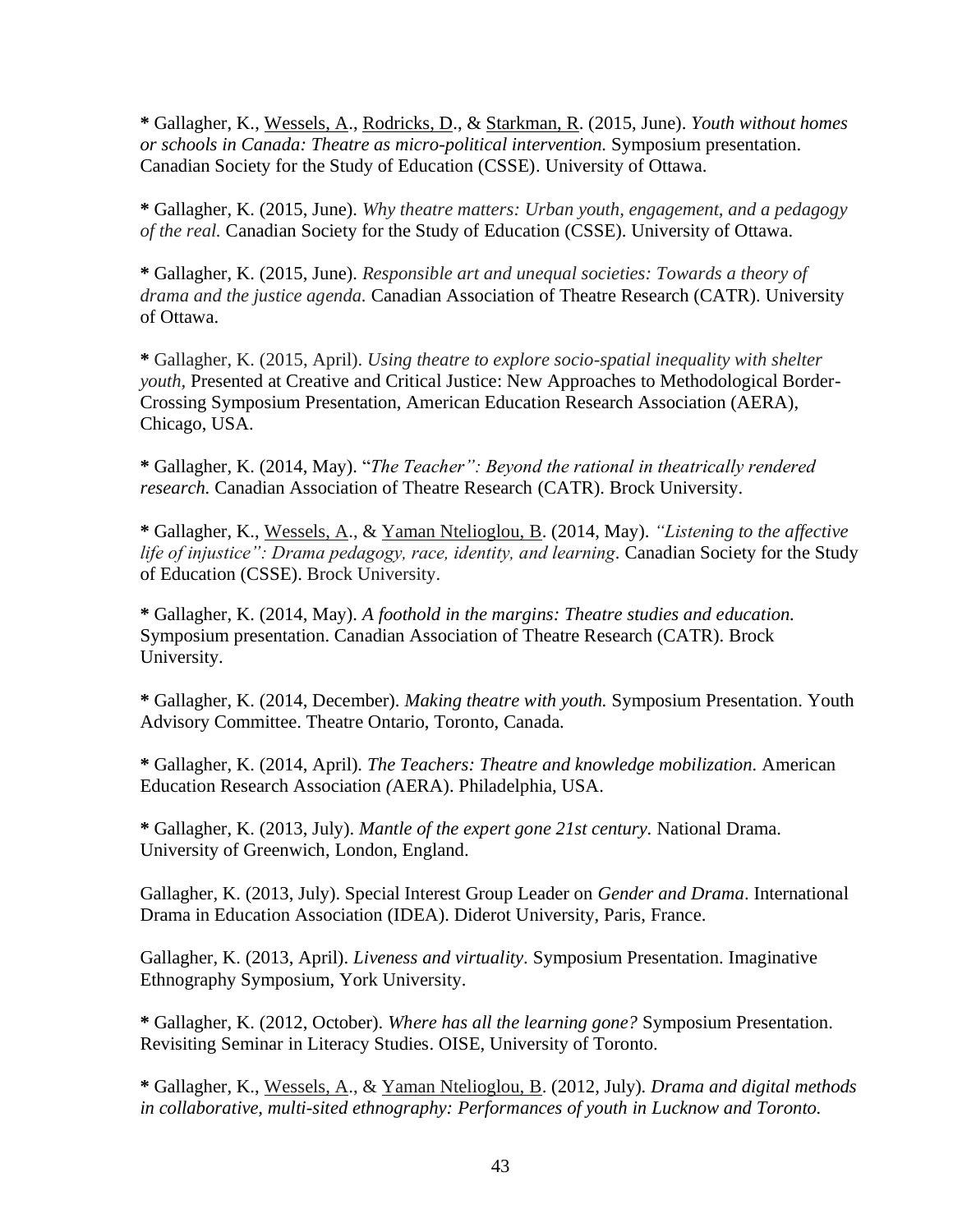**\*** Gallagher, K., <u>Wessels, A</u>., <u>Rodricks, D</u>., & <u>Starkman, R</u>. (2015, June). *Youth without homes or schools in Canada: Theatre as micro-political intervention.* Symposium presentation. Canadian Society for the Study of Education (CSSE). University of Ottawa.

**\*** Gallagher, K. (2015, June). *Why theatre matters: Urban youth, engagement, and a pedagogy of the real.* Canadian Society for the Study of Education (CSSE). University of Ottawa.

**\*** Gallagher, K. (2015, June). *Responsible art and unequal societies: Towards a theory of drama and the justice agenda.* Canadian Association of Theatre Research (CATR). University of Ottawa.

**\*** Gallagher, K. (2015, April). *Using theatre to explore socio-spatial inequality with shelter youth,* Presented at Creative and Critical Justice: New Approaches to Methodological Border-Crossing Symposium Presentation, American Education Research Association (AERA), Chicago, USA.

**\*** Gallagher, K. (2014, May). "*The Teacher": Beyond the rational in theatrically rendered research.* Canadian Association of Theatre Research (CATR). Brock University.

**\*** Gallagher, K., <u>Wessels, A</u>., & <u>Yaman Ntelioglou, B</u>. (2014, May). *"Listening to the affective life of injustice": Drama pedagogy, race, identity, and learning*. Canadian Society for the Study of Education (CSSE). Brock University.

**\*** Gallagher, K. (2014, May). *A foothold in the margins: Theatre studies and education.* Symposium presentation. Canadian Association of Theatre Research (CATR). Brock University.

**\*** Gallagher, K. (2014, December). *Making theatre with youth.* Symposium Presentation. Youth Advisory Committee. Theatre Ontario, Toronto, Canada.

**\*** Gallagher, K. (2014, April). *The Teachers: Theatre and knowledge mobilization.* American Education Research Association *(*AERA). Philadelphia, USA.

**\*** Gallagher, K. (2013, July). *Mantle of the expert gone 21st century.* National Drama. University of Greenwich, London, England.

Gallagher, K. (2013, July). Special Interest Group Leader on *Gender and Drama*. International Drama in Education Association (IDEA). Diderot University, Paris, France.

Gallagher, K. (2013, April). *Liveness and virtuality*. Symposium Presentation. Imaginative Ethnography Symposium, York University.

**\*** Gallagher, K. (2012, October). *Where has all the learning gone?* Symposium Presentation. Revisiting Seminar in Literacy Studies. OISE, University of Toronto.

**\*** Gallagher, K., <u>Wessels, A</u>., & <u>Yaman Ntelioglou, B</u>. (2012, July). *Drama and digital methods in collaborative, multi-sited ethnography: Performances of youth in Lucknow and Toronto.*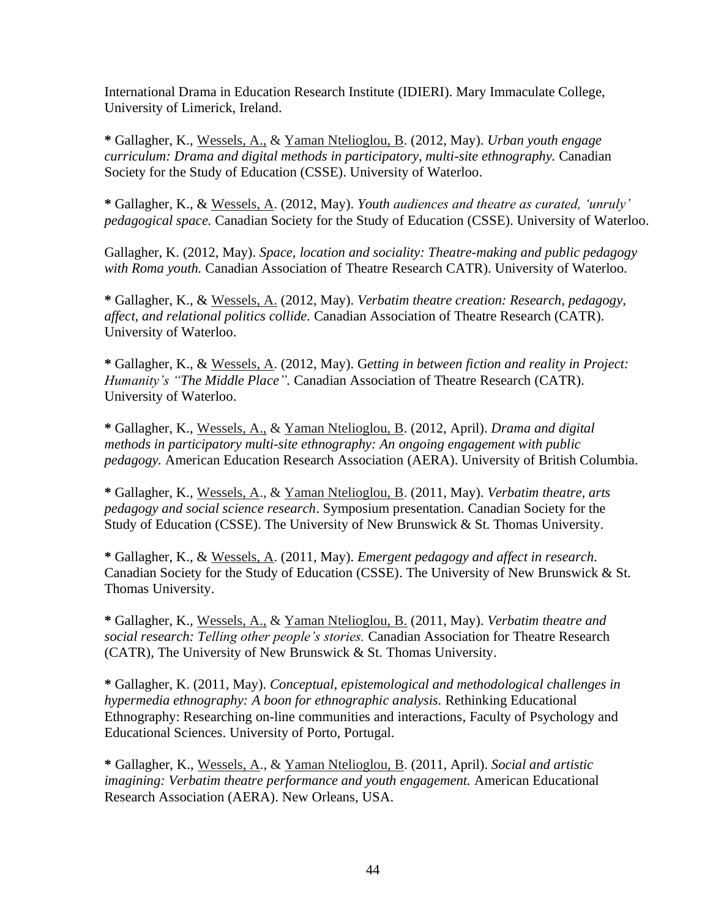International Drama in Education Research Institute (IDIERI). Mary Immaculate College, University of Limerick, Ireland.

**\*** Gallagher, K., <u>Wessels, A.,</u> & <u>Yaman Ntelioglou, B</u>. (2012, May). *Urban youth engage curriculum: Drama and digital methods in participatory, multi-site ethnography.* Canadian Society for the Study of Education (CSSE). University of Waterloo.

**\*** Gallagher, K., & <u>Wessels, A</u>. (2012, May). *Youth audiences and theatre as curated, 'unruly' pedagogical space.* Canadian Society for the Study of Education (CSSE). University of Waterloo.

Gallagher, K. (2012, May). *Space, location and sociality: Theatre-making and public pedagogy with Roma youth.* Canadian Association of Theatre Research CATR). University of Waterloo.

**\*** Gallagher, K., & <u>Wessels, A.</u> (2012, May). *Verbatim theatre creation: Research, pedagogy, affect, and relational politics collide.* Canadian Association of Theatre Research (CATR). University of Waterloo.

**\*** Gallagher, K., & <u>Wessels, A</u>. (2012, May). G*etting in between fiction and reality in Project: Humanity's "The Middle Place".* Canadian Association of Theatre Research (CATR). University of Waterloo.

**\*** Gallagher, K., <u>Wessels, A.,</u> & <u>Yaman Ntelioglou, B</u>. (2012, April). *Drama and digital methods in participatory multi-site ethnography: An ongoing engagement with public pedagogy.* American Education Research Association (AERA). University of British Columbia.

**\*** Gallagher, K., <u>Wessels, A</u>., & <u>Yaman Ntelioglou, B</u>. (2011, May). *Verbatim theatre, arts pedagogy and social science research*. Symposium presentation. Canadian Society for the Study of Education (CSSE). The University of New Brunswick & St. Thomas University.

**\*** Gallagher, K., & <u>Wessels, A</u>. (2011, May). *Emergent pedagogy and affect in research.* Canadian Society for the Study of Education (CSSE). The University of New Brunswick & St. Thomas University.

**\*** Gallagher, K., <u>Wessels, A.,</u> & <u>Yaman Ntelioglou, B.</u> (2011, May). *Verbatim theatre and social research: Telling other people's stories.* Canadian Association for Theatre Research (CATR), The University of New Brunswick & St. Thomas University.

**\*** Gallagher, K. (2011, May). *Conceptual, epistemological and methodological challenges in hypermedia ethnography: A boon for ethnographic analysis.* Rethinking Educational Ethnography: Researching on-line communities and interactions, Faculty of Psychology and Educational Sciences. University of Porto, Portugal.

**\*** Gallagher, K., <u>Wessels, A</u>., & <u>Yaman Ntelioglou, B</u>. (2011, April). *Social and artistic imagining: Verbatim theatre performance and youth engagement.* American Educational Research Association (AERA). New Orleans, USA.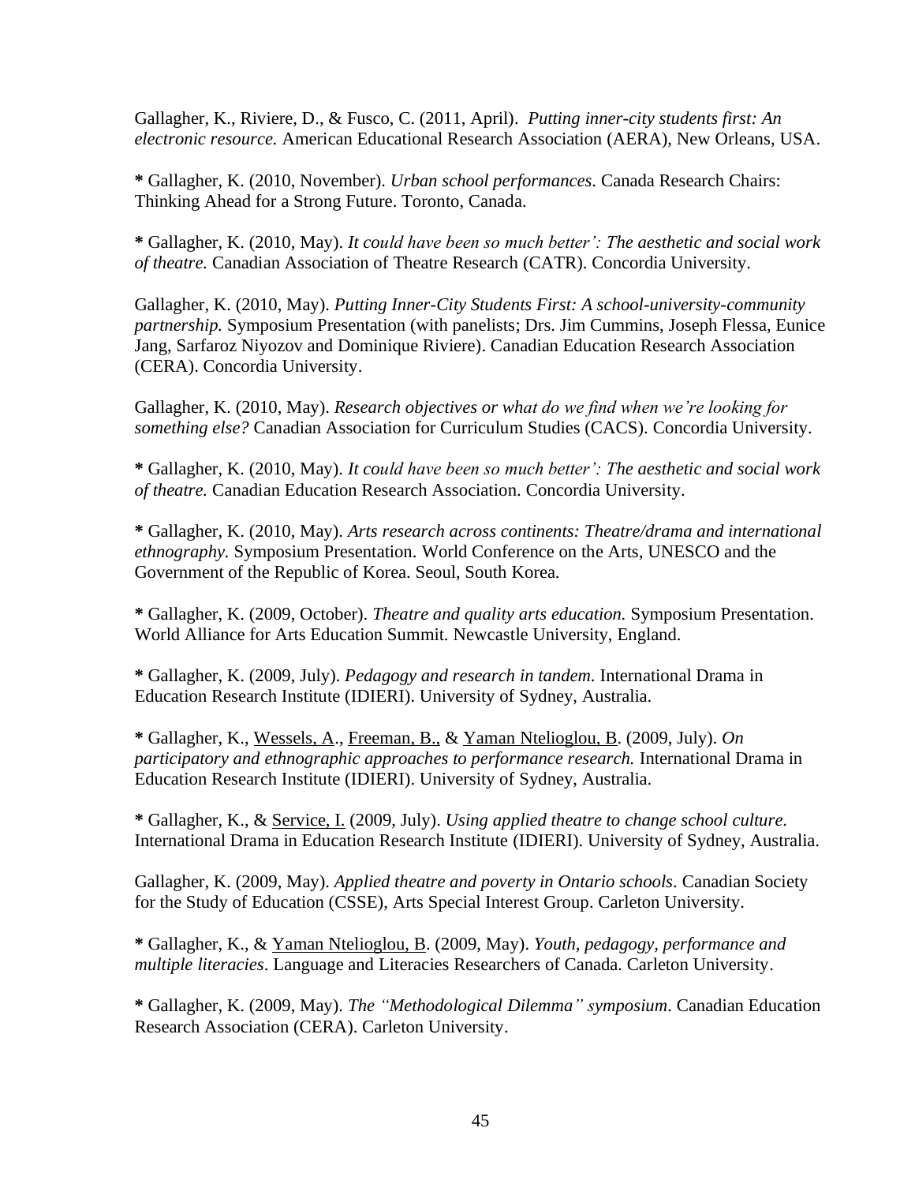Gallagher, K., Riviere, D., & Fusco, C. (2011, April). *Putting inner-city students first: An electronic resource.* American Educational Research Association (AERA), New Orleans, USA.

**\*** Gallagher, K. (2010, November). *Urban school performances.* Canada Research Chairs: Thinking Ahead for a Strong Future. Toronto, Canada.

**\*** Gallagher, K. (2010, May). *It could have been so much better': The aesthetic and social work of theatre.* Canadian Association of Theatre Research (CATR). Concordia University.

Gallagher, K. (2010, May). *Putting Inner-City Students First: A school-university-community partnership.* Symposium Presentation (with panelists; Drs. Jim Cummins, Joseph Flessa, Eunice Jang, Sarfaroz Niyozov and Dominique Riviere). Canadian Education Research Association (CERA). Concordia University.

Gallagher, K. (2010, May). *Research objectives or what do we find when we're looking for something else?* Canadian Association for Curriculum Studies (CACS). Concordia University.

**\*** Gallagher, K. (2010, May). *It could have been so much better': The aesthetic and social work of theatre.* Canadian Education Research Association. Concordia University.

**\*** Gallagher, K. (2010, May). *Arts research across continents: Theatre/drama and international ethnography.* Symposium Presentation. World Conference on the Arts, UNESCO and the Government of the Republic of Korea. Seoul, South Korea.

**\*** Gallagher, K. (2009, October). *Theatre and quality arts education.* Symposium Presentation. World Alliance for Arts Education Summit. Newcastle University, England.

**\*** Gallagher, K. (2009, July). *Pedagogy and research in tandem.* International Drama in Education Research Institute (IDIERI). University of Sydney, Australia.

**\*** Gallagher, K., <u>Wessels, A</u>., <u>Freeman, B.,</u> & <u>Yaman Ntelioglou, B</u>. (2009, July). *On participatory and ethnographic approaches to performance research.* International Drama in Education Research Institute (IDIERI). University of Sydney, Australia.

**\*** Gallagher, K., & <u>Service, I.</u> (2009, July). *Using applied theatre to change school culture.* International Drama in Education Research Institute (IDIERI). University of Sydney, Australia.

Gallagher, K. (2009, May). *Applied theatre and poverty in Ontario schools*. Canadian Society for the Study of Education (CSSE), Arts Special Interest Group. Carleton University.

**\*** Gallagher, K., & <u>Yaman Ntelioglou, B</u>. (2009, May). *Youth, pedagogy, performance and multiple literacies*. Language and Literacies Researchers of Canada. Carleton University.

**\*** Gallagher, K. (2009, May). *The "Methodological Dilemma" symposium*. Canadian Education Research Association (CERA). Carleton University.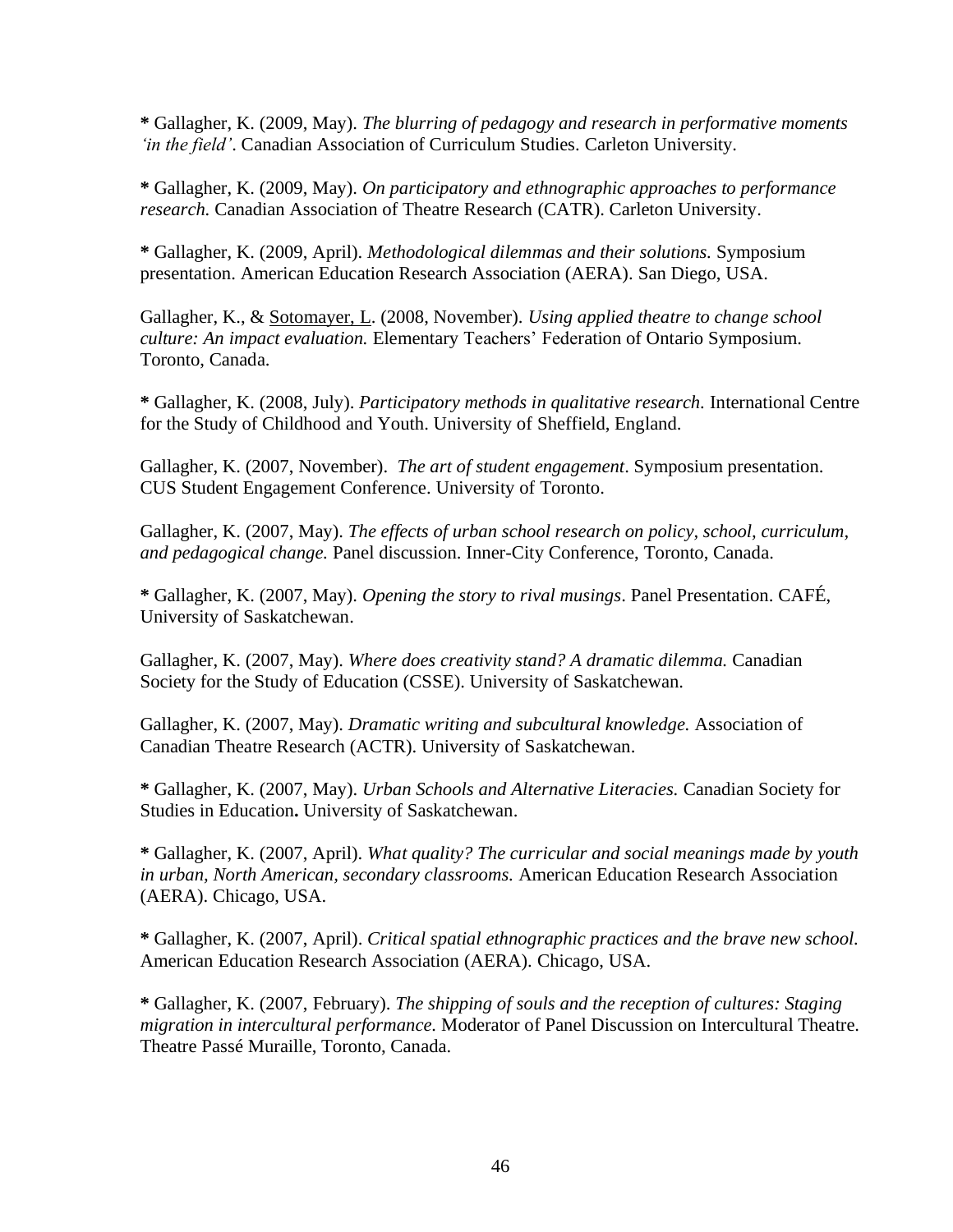**\*** Gallagher, K. (2009, May). *The blurring of pedagogy and research in performative moments 'in the field'*. Canadian Association of Curriculum Studies. Carleton University.

**\*** Gallagher, K. (2009, May). *On participatory and ethnographic approaches to performance research.* Canadian Association of Theatre Research (CATR). Carleton University.

**\*** Gallagher, K. (2009, April). *Methodological dilemmas and their solutions.* Symposium presentation. American Education Research Association (AERA). San Diego, USA.

Gallagher, K., & <u>Sotomayer, L</u>. (2008, November). *Using applied theatre to change school culture: An impact evaluation.* Elementary Teachers' Federation of Ontario Symposium. Toronto, Canada.

**\*** Gallagher, K. (2008, July). *Participatory methods in qualitative research.* International Centre for the Study of Childhood and Youth. University of Sheffield, England.

Gallagher, K. (2007, November). *The art of student engagement*. Symposium presentation. CUS Student Engagement Conference. University of Toronto.

Gallagher, K. (2007, May). *The effects of urban school research on policy, school, curriculum, and pedagogical change.* Panel discussion. Inner-City Conference, Toronto, Canada.

**\*** Gallagher, K. (2007, May). *Opening the story to rival musings*. Panel Presentation. CAFÉ, University of Saskatchewan.

Gallagher, K. (2007, May). *Where does creativity stand? A dramatic dilemma.* Canadian Society for the Study of Education (CSSE). University of Saskatchewan.

Gallagher, K. (2007, May). *Dramatic writing and subcultural knowledge.* Association of Canadian Theatre Research (ACTR). University of Saskatchewan.

**\*** Gallagher, K. (2007, May). *Urban Schools and Alternative Literacies.* Canadian Society for Studies in Education**.** University of Saskatchewan.

**\*** Gallagher, K. (2007, April). *What quality? The curricular and social meanings made by youth in urban, North American, secondary classrooms.* American Education Research Association (AERA). Chicago, USA.

**\*** Gallagher, K. (2007, April). *Critical spatial ethnographic practices and the brave new school.* American Education Research Association (AERA). Chicago, USA.

**\*** Gallagher, K. (2007, February). *The shipping of souls and the reception of cultures: Staging migration in intercultural performance.* Moderator of Panel Discussion on Intercultural Theatre. Theatre Passé Muraille, Toronto, Canada.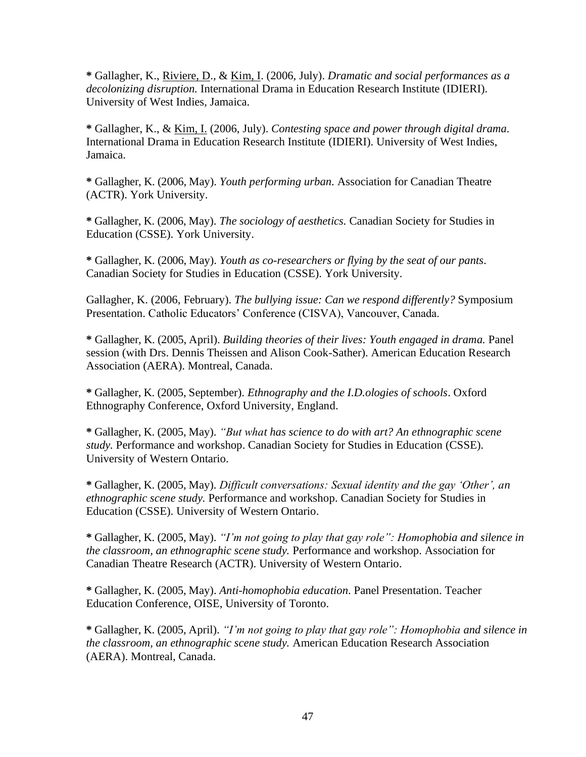**\*** Gallagher, K., <u>Riviere, D</u>., & <u>Kim, I</u>. (2006, July). *Dramatic and social performances as a decolonizing disruption.* International Drama in Education Research Institute (IDIERI). University of West Indies, Jamaica.

**\*** Gallagher, K., & <u>Kim, I.</u> (2006, July). *Contesting space and power through digital drama*. International Drama in Education Research Institute (IDIERI). University of West Indies, Jamaica.

**\*** Gallagher, K. (2006, May). *Youth performing urban.* Association for Canadian Theatre (ACTR). York University.

**\*** Gallagher, K. (2006, May). *The sociology of aesthetics.* Canadian Society for Studies in Education (CSSE). York University.

**\*** Gallagher, K. (2006, May). *Youth as co-researchers or flying by the seat of our pants*. Canadian Society for Studies in Education (CSSE). York University.

Gallagher, K. (2006, February). *The bullying issue: Can we respond differently?* Symposium Presentation. Catholic Educators' Conference (CISVA), Vancouver, Canada.

**\*** Gallagher, K. (2005, April). *Building theories of their lives: Youth engaged in drama.* Panel session (with Drs. Dennis Theissen and Alison Cook-Sather). American Education Research Association (AERA). Montreal, Canada.

**\*** Gallagher, K. (2005, September). *Ethnography and the I.D.ologies of schools*. Oxford Ethnography Conference, Oxford University, England.

**\*** Gallagher, K. (2005, May). *"But what has science to do with art? An ethnographic scene study.* Performance and workshop. Canadian Society for Studies in Education (CSSE). University of Western Ontario.

**\*** Gallagher, K. (2005, May). *Difficult conversations: Sexual identity and the gay 'Other', an ethnographic scene study.* Performance and workshop. Canadian Society for Studies in Education (CSSE). University of Western Ontario.

**\*** Gallagher, K. (2005, May). *"I'm not going to play that gay role": Homophobia and silence in the classroom, an ethnographic scene study.* Performance and workshop. Association for Canadian Theatre Research (ACTR). University of Western Ontario.

**\*** Gallagher, K. (2005, May). *Anti-homophobia education.* Panel Presentation. Teacher Education Conference, OISE, University of Toronto.

**\*** Gallagher, K. (2005, April). *"I'm not going to play that gay role": Homophobia and silence in the classroom, an ethnographic scene study.* American Education Research Association (AERA). Montreal, Canada.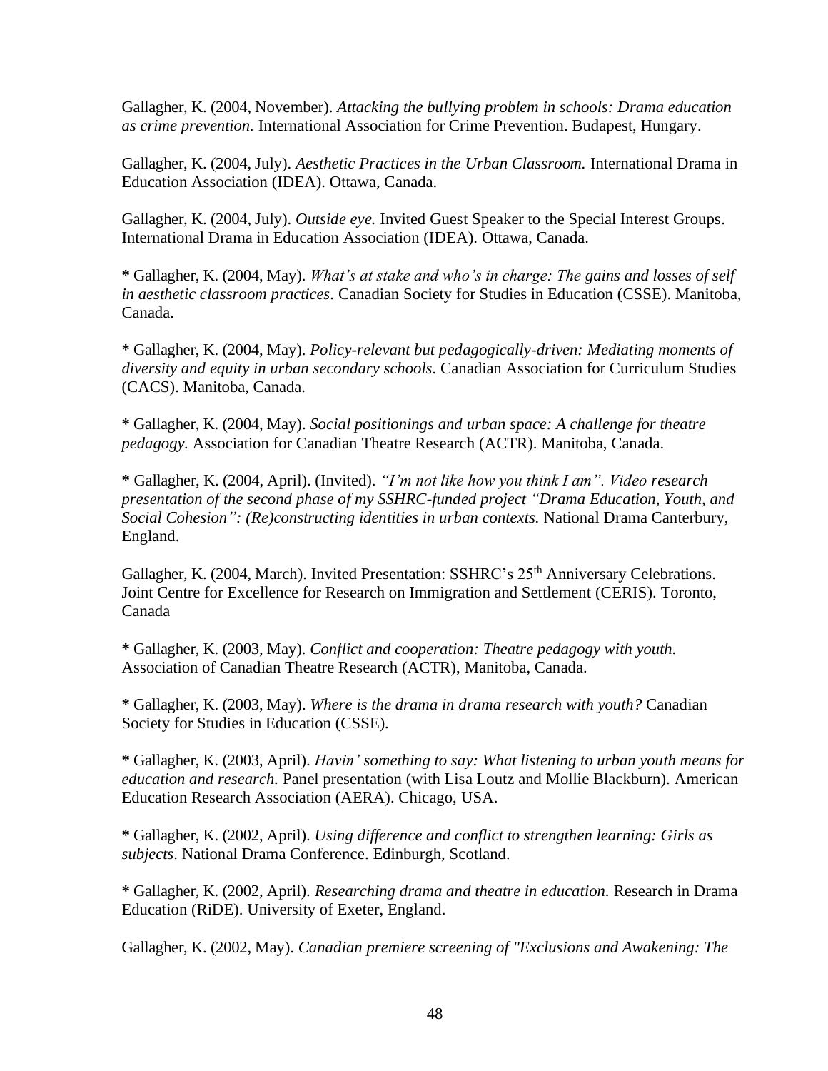Gallagher, K. (2004, November). *Attacking the bullying problem in schools: Drama education as crime prevention.* International Association for Crime Prevention. Budapest, Hungary.

Gallagher, K. (2004, July). *Aesthetic Practices in the Urban Classroom.* International Drama in Education Association (IDEA). Ottawa, Canada.

Gallagher, K. (2004, July). *Outside eye.* Invited Guest Speaker to the Special Interest Groups. International Drama in Education Association (IDEA). Ottawa, Canada.

**\*** Gallagher, K. (2004, May). *What's at stake and who's in charge: The gains and losses of self in aesthetic classroom practices.* Canadian Society for Studies in Education (CSSE). Manitoba, Canada.

**\*** Gallagher, K. (2004, May). *Policy-relevant but pedagogically-driven: Mediating moments of diversity and equity in urban secondary schools.* Canadian Association for Curriculum Studies (CACS). Manitoba, Canada.

**\*** Gallagher, K. (2004, May). *Social positionings and urban space: A challenge for theatre pedagogy.* Association for Canadian Theatre Research (ACTR). Manitoba, Canada.

**\*** Gallagher, K. (2004, April). (Invited). *"I'm not like how you think I am". Video research presentation of the second phase of my SSHRC-funded project "Drama Education, Youth, and Social Cohesion": (Re)constructing identities in urban contexts.* National Drama Canterbury, England.

Gallagher, K. (2004, March). Invited Presentation: SSHRC's 25th Anniversary Celebrations. Joint Centre for Excellence for Research on Immigration and Settlement (CERIS). Toronto, Canada

**\*** Gallagher, K. (2003, May). *Conflict and cooperation: Theatre pedagogy with youth.* Association of Canadian Theatre Research (ACTR), Manitoba, Canada.

**\*** Gallagher, K. (2003, May). *Where is the drama in drama research with youth?* Canadian Society for Studies in Education (CSSE).

**\*** Gallagher, K. (2003, April). *Havin' something to say: What listening to urban youth means for education and research.* Panel presentation (with Lisa Loutz and Mollie Blackburn). American Education Research Association (AERA). Chicago, USA.

**\*** Gallagher, K. (2002, April). *Using difference and conflict to strengthen learning: Girls as subjects*. National Drama Conference. Edinburgh, Scotland.

**\*** Gallagher, K. (2002, April). *Researching drama and theatre in education.* Research in Drama Education (RiDE). University of Exeter, England.

Gallagher, K. (2002, May). *Canadian premiere screening of "Exclusions and Awakening: The*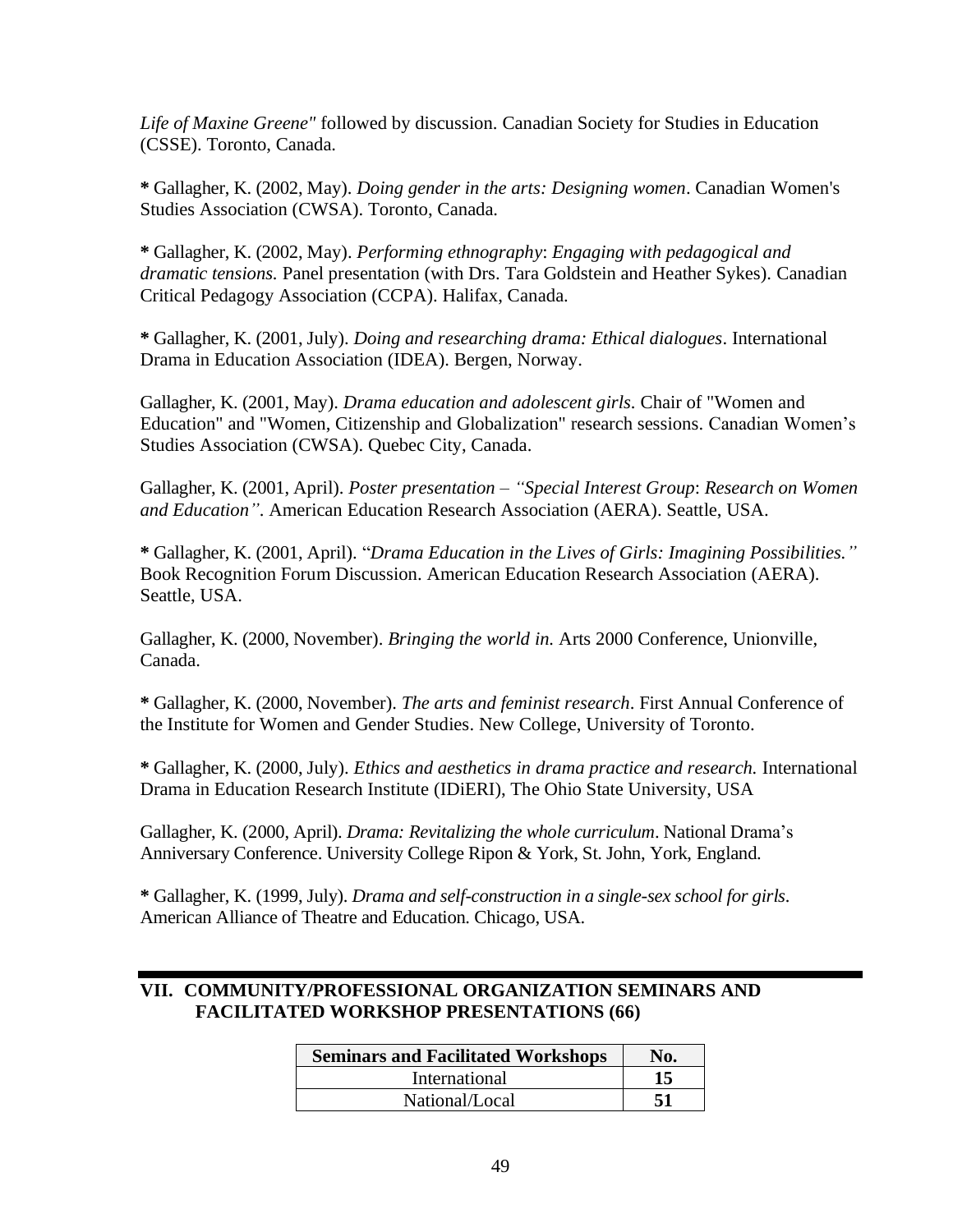*Life of Maxine Greene"* followed by discussion. Canadian Society for Studies in Education (CSSE). Toronto, Canada.

**\*** Gallagher, K. (2002, May). *Doing gender in the arts: Designing women*. Canadian Women's Studies Association (CWSA). Toronto, Canada.

**\*** Gallagher, K. (2002, May). *Performing ethnography*: *Engaging with pedagogical and dramatic tensions.* Panel presentation (with Drs. Tara Goldstein and Heather Sykes). Canadian Critical Pedagogy Association (CCPA). Halifax, Canada.

**\*** Gallagher, K. (2001, July). *Doing and researching drama: Ethical dialogues*. International Drama in Education Association (IDEA). Bergen, Norway.

Gallagher, K. (2001, May). *Drama education and adolescent girls.* Chair of "Women and Education" and "Women, Citizenship and Globalization" research sessions. Canadian Women's Studies Association (CWSA). Quebec City, Canada.

Gallagher, K. (2001, April). *Poster presentation – "Special Interest Group*: *Research on Women and Education"*. American Education Research Association (AERA). Seattle, USA.

**\*** Gallagher, K. (2001, April). "*Drama Education in the Lives of Girls: Imagining Possibilities."* Book Recognition Forum Discussion. American Education Research Association (AERA). Seattle, USA.

Gallagher, K. (2000, November). *Bringing the world in.* Arts 2000 Conference, Unionville, Canada.

**\*** Gallagher, K. (2000, November). *The arts and feminist research*. First Annual Conference of the Institute for Women and Gender Studies. New College, University of Toronto.

**\*** Gallagher, K. (2000, July). *Ethics and aesthetics in drama practice and research.* International Drama in Education Research Institute (IDiERI), The Ohio State University, USA

Gallagher, K. (2000, April). *Drama: Revitalizing the whole curriculum*. National Drama's Anniversary Conference. University College Ripon & York, St. John, York, England.

**\*** Gallagher, K. (1999, July). *Drama and self-construction in a single-sex school for girls.* American Alliance of Theatre and Education. Chicago, USA.

## VII. COMMUNITY/PROFESSIONAL ORGANIZATION SEMINARS AND FACILITATED WORKSHOP PRESENTATIONS (66)

| Seminars and Facilitated Workshops | No. |
|---|---|
| International | 15 |
| National/Local | 51 |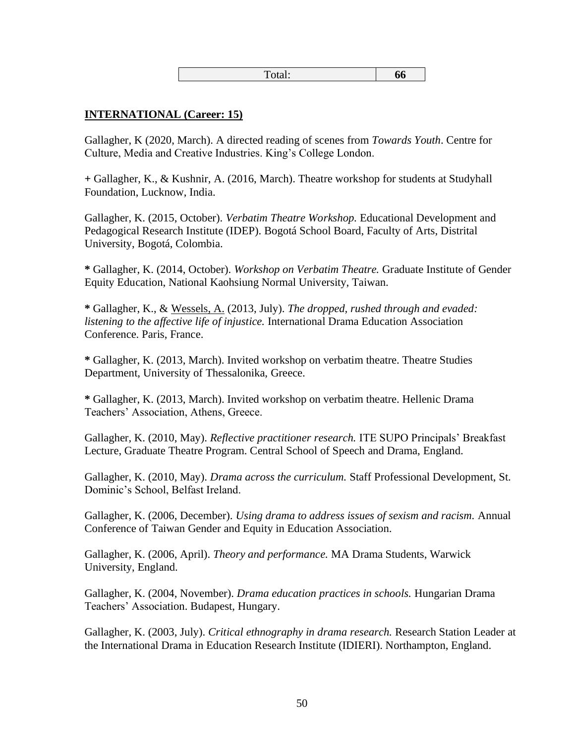| Total: | **66** |
| --- | --- |

**INTERNATIONAL (Career: 15)**

Gallagher, K (2020, March). A directed reading of scenes from *Towards Youth*. Centre for Culture, Media and Creative Industries. King's College London.

**+** Gallagher, K., & Kushnir, A. (2016, March). Theatre workshop for students at Studyhall Foundation, Lucknow, India.

Gallagher, K. (2015, October). *Verbatim Theatre Workshop.* Educational Development and Pedagogical Research Institute (IDEP). Bogotá School Board, Faculty of Arts, Distrital University, Bogotá, Colombia.

**\*** Gallagher, K. (2014, October). *Workshop on Verbatim Theatre.* Graduate Institute of Gender Equity Education, National Kaohsiung Normal University, Taiwan.

**\*** Gallagher, K., & <u>Wessels, A.</u> (2013, July). *The dropped, rushed through and evaded: listening to the affective life of injustice.* International Drama Education Association Conference. Paris, France.

**\*** Gallagher, K. (2013, March). Invited workshop on verbatim theatre. Theatre Studies Department, University of Thessalonika, Greece.

**\*** Gallagher, K. (2013, March). Invited workshop on verbatim theatre. Hellenic Drama Teachers' Association, Athens, Greece.

Gallagher, K. (2010, May). *Reflective practitioner research.* ITE SUPO Principals' Breakfast Lecture, Graduate Theatre Program. Central School of Speech and Drama, England.

Gallagher, K. (2010, May). *Drama across the curriculum.* Staff Professional Development, St. Dominic's School, Belfast Ireland.

Gallagher, K. (2006, December). *Using drama to address issues of sexism and racism.* Annual Conference of Taiwan Gender and Equity in Education Association.

Gallagher, K. (2006, April). *Theory and performance.* MA Drama Students, Warwick University, England.

Gallagher, K. (2004, November). *Drama education practices in schools.* Hungarian Drama Teachers' Association. Budapest, Hungary.

Gallagher, K. (2003, July). *Critical ethnography in drama research.* Research Station Leader at the International Drama in Education Research Institute (IDIERI). Northampton, England.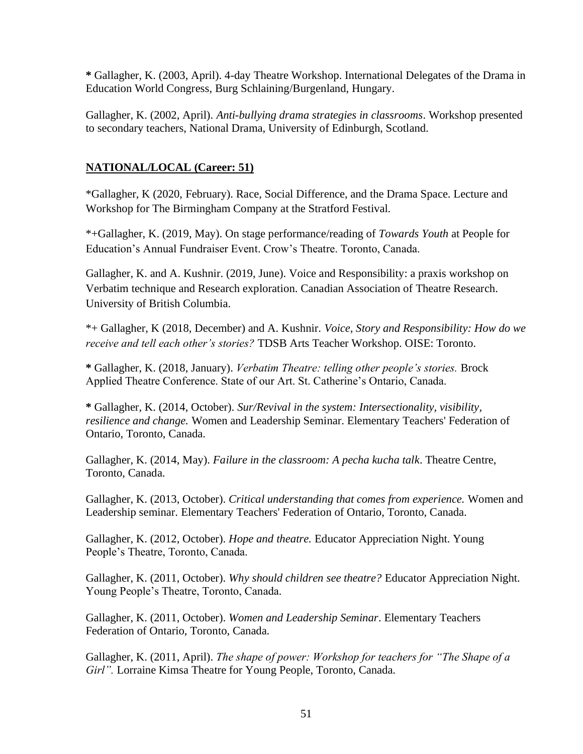**\*** Gallagher, K. (2003, April). 4-day Theatre Workshop. International Delegates of the Drama in Education World Congress, Burg Schlaining/Burgenland, Hungary.

Gallagher, K. (2002, April). *Anti-bullying drama strategies in classrooms*. Workshop presented to secondary teachers, National Drama, University of Edinburgh, Scotland.

## NATIONAL/LOCAL (Career: 51)

*Gallagher, K (2020, February). Race, Social Difference, and the Drama Space. Lecture and Workshop for The Birmingham Company at the Stratford Festival.

*+Gallagher, K. (2019, May). On stage performance/reading of *Towards Youth* at People for Education's Annual Fundraiser Event. Crow's Theatre. Toronto, Canada.

Gallagher, K. and A. Kushnir. (2019, June). Voice and Responsibility: a praxis workshop on Verbatim technique and Research exploration. Canadian Association of Theatre Research. University of British Columbia.

*+ Gallagher, K (2018, December) and A. Kushnir. *Voice, Story and Responsibility: How do we receive and tell each other's stories?* TDSB Arts Teacher Workshop. OISE: Toronto.

**\*** Gallagher, K. (2018, January). *Verbatim Theatre: telling other people's stories.* Brock Applied Theatre Conference. State of our Art. St. Catherine's Ontario, Canada.

**\*** Gallagher, K. (2014, October). *Sur/Revival in the system: Intersectionality, visibility, resilience and change.* Women and Leadership Seminar. Elementary Teachers' Federation of Ontario, Toronto, Canada.

Gallagher, K. (2014, May). *Failure in the classroom: A pecha kucha talk*. Theatre Centre, Toronto, Canada.

Gallagher, K. (2013, October). *Critical understanding that comes from experience.* Women and Leadership seminar. Elementary Teachers' Federation of Ontario, Toronto, Canada.

Gallagher, K. (2012, October). *Hope and theatre.* Educator Appreciation Night. Young People's Theatre, Toronto, Canada.

Gallagher, K. (2011, October). *Why should children see theatre?* Educator Appreciation Night. Young People's Theatre, Toronto, Canada.

Gallagher, K. (2011, October). *Women and Leadership Seminar*. Elementary Teachers Federation of Ontario, Toronto, Canada.

Gallagher, K. (2011, April). *The shape of power: Workshop for teachers for "The Shape of a Girl".* Lorraine Kimsa Theatre for Young People, Toronto, Canada.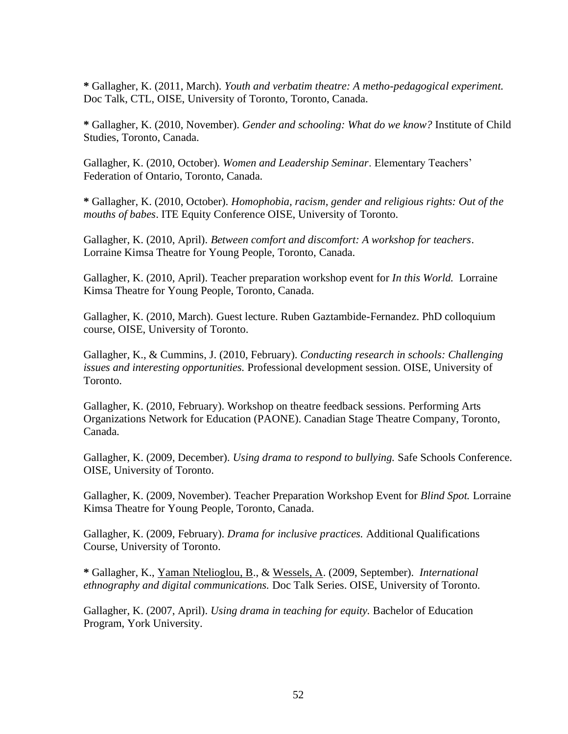**\*** Gallagher, K. (2011, March). *Youth and verbatim theatre: A metho-pedagogical experiment.* Doc Talk, CTL, OISE, University of Toronto, Toronto, Canada.

**\*** Gallagher, K. (2010, November). *Gender and schooling: What do we know?* Institute of Child Studies, Toronto, Canada.

Gallagher, K. (2010, October). *Women and Leadership Seminar*. Elementary Teachers' Federation of Ontario, Toronto, Canada.

**\*** Gallagher, K. (2010, October). *Homophobia, racism, gender and religious rights: Out of the mouths of babes*. ITE Equity Conference OISE, University of Toronto.

Gallagher, K. (2010, April). *Between comfort and discomfort: A workshop for teachers*. Lorraine Kimsa Theatre for Young People, Toronto, Canada.

Gallagher, K. (2010, April). Teacher preparation workshop event for *In this World.* Lorraine Kimsa Theatre for Young People, Toronto, Canada.

Gallagher, K. (2010, March). Guest lecture. Ruben Gaztambide-Fernandez. PhD colloquium course, OISE, University of Toronto.

Gallagher, K., & Cummins, J. (2010, February). *Conducting research in schools: Challenging issues and interesting opportunities.* Professional development session. OISE, University of Toronto.

Gallagher, K. (2010, February). Workshop on theatre feedback sessions. Performing Arts Organizations Network for Education (PAONE). Canadian Stage Theatre Company, Toronto, Canada.

Gallagher, K. (2009, December). *Using drama to respond to bullying.* Safe Schools Conference. OISE, University of Toronto.

Gallagher, K. (2009, November). Teacher Preparation Workshop Event for *Blind Spot.* Lorraine Kimsa Theatre for Young People, Toronto, Canada.

Gallagher, K. (2009, February). *Drama for inclusive practices.* Additional Qualifications Course, University of Toronto.

**\*** Gallagher, K., <u>Yaman Ntelioglou, B</u>., & <u>Wessels, A</u>. (2009, September). *International ethnography and digital communications.* Doc Talk Series. OISE, University of Toronto.

Gallagher, K. (2007, April). *Using drama in teaching for equity.* Bachelor of Education Program, York University.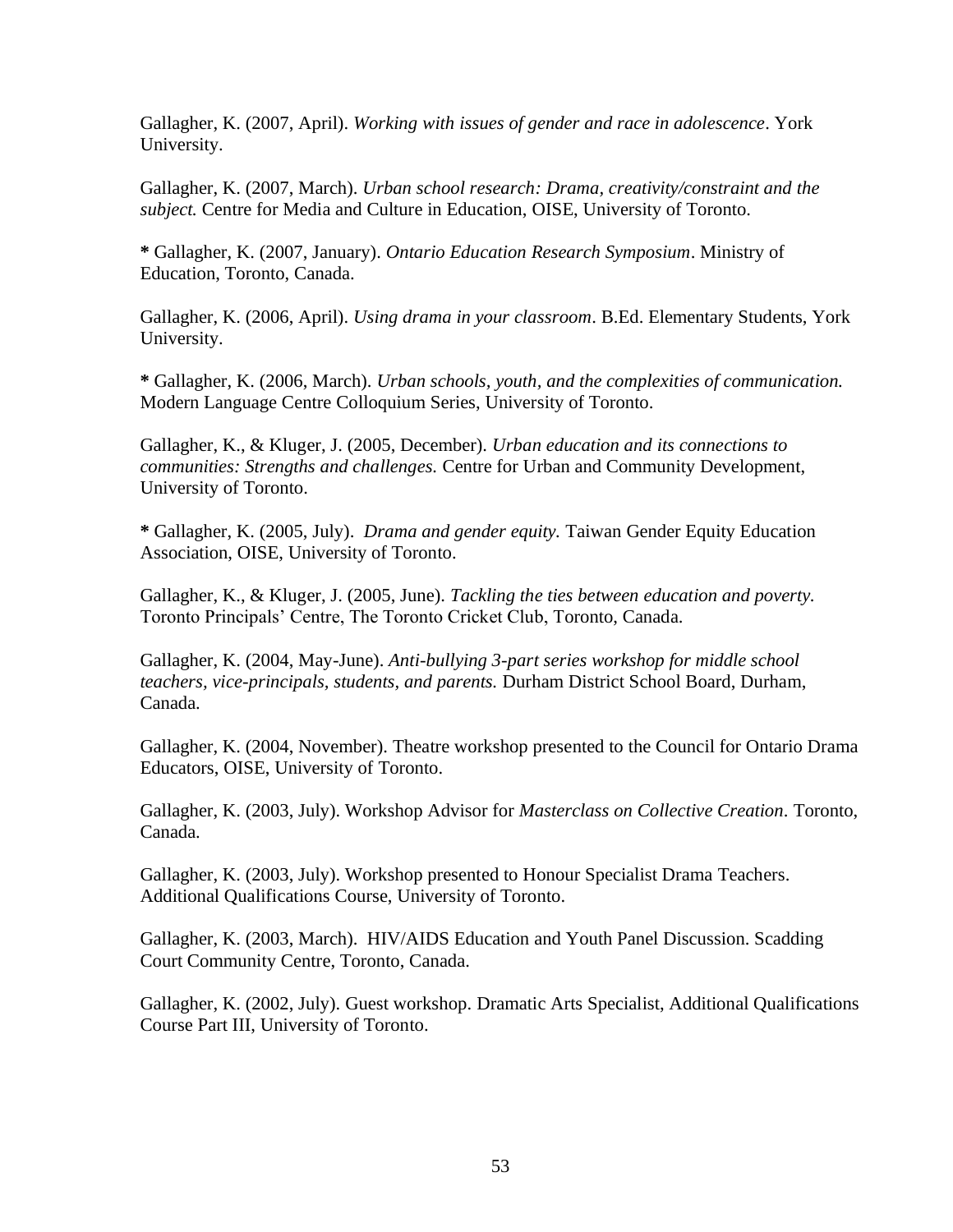Gallagher, K. (2007, April). *Working with issues of gender and race in adolescence*. York University.

Gallagher, K. (2007, March). *Urban school research: Drama, creativity/constraint and the subject.* Centre for Media and Culture in Education, OISE, University of Toronto.

**\*** Gallagher, K. (2007, January). *Ontario Education Research Symposium*. Ministry of Education, Toronto, Canada.

Gallagher, K. (2006, April). *Using drama in your classroom*. B.Ed. Elementary Students, York University.

**\*** Gallagher, K. (2006, March). *Urban schools, youth, and the complexities of communication.* Modern Language Centre Colloquium Series, University of Toronto.

Gallagher, K., & Kluger, J. (2005, December). *Urban education and its connections to communities: Strengths and challenges.* Centre for Urban and Community Development, University of Toronto.

**\*** Gallagher, K. (2005, July). *Drama and gender equity.* Taiwan Gender Equity Education Association, OISE, University of Toronto.

Gallagher, K., & Kluger, J. (2005, June). *Tackling the ties between education and poverty.* Toronto Principals' Centre, The Toronto Cricket Club, Toronto, Canada.

Gallagher, K. (2004, May-June). *Anti-bullying 3-part series workshop for middle school teachers, vice-principals, students, and parents.* Durham District School Board, Durham, Canada.

Gallagher, K. (2004, November). Theatre workshop presented to the Council for Ontario Drama Educators, OISE, University of Toronto.

Gallagher, K. (2003, July). Workshop Advisor for *Masterclass on Collective Creation*. Toronto, Canada.

Gallagher, K. (2003, July). Workshop presented to Honour Specialist Drama Teachers. Additional Qualifications Course, University of Toronto.

Gallagher, K. (2003, March). HIV/AIDS Education and Youth Panel Discussion. Scadding Court Community Centre, Toronto, Canada.

Gallagher, K. (2002, July). Guest workshop. Dramatic Arts Specialist, Additional Qualifications Course Part III, University of Toronto.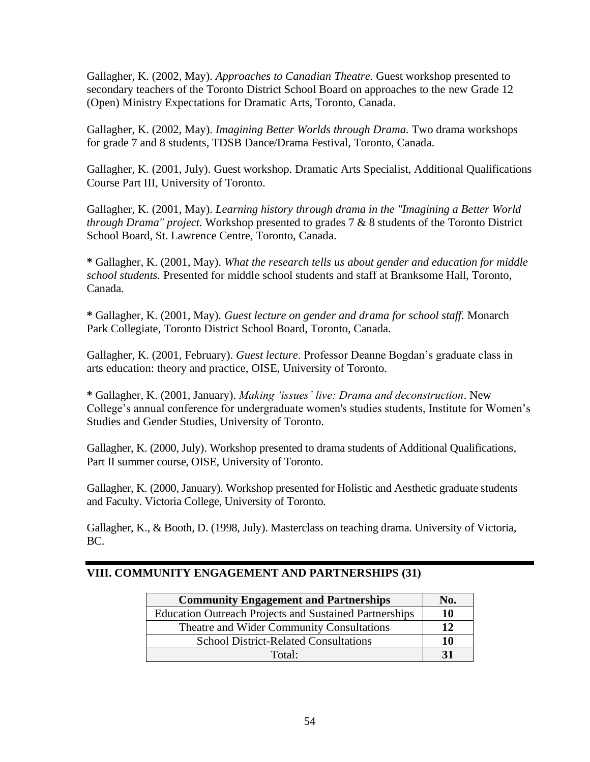Gallagher, K. (2002, May). *Approaches to Canadian Theatre.* Guest workshop presented to secondary teachers of the Toronto District School Board on approaches to the new Grade 12 (Open) Ministry Expectations for Dramatic Arts, Toronto, Canada.

Gallagher, K. (2002, May). *Imagining Better Worlds through Drama.* Two drama workshops for grade 7 and 8 students, TDSB Dance/Drama Festival, Toronto, Canada.

Gallagher, K. (2001, July). Guest workshop. Dramatic Arts Specialist, Additional Qualifications Course Part III, University of Toronto.

Gallagher, K. (2001, May). *Learning history through drama in the "Imagining a Better World through Drama" project.* Workshop presented to grades 7 & 8 students of the Toronto District School Board, St. Lawrence Centre, Toronto, Canada.

**\*** Gallagher, K. (2001, May). *What the research tells us about gender and education for middle school students.* Presented for middle school students and staff at Branksome Hall, Toronto, Canada.

**\*** Gallagher, K. (2001, May). *Guest lecture on gender and drama for school staff.* Monarch Park Collegiate, Toronto District School Board, Toronto, Canada.

Gallagher, K. (2001, February). *Guest lecture*. Professor Deanne Bogdan's graduate class in arts education: theory and practice, OISE, University of Toronto.

**\*** Gallagher, K. (2001, January). *Making 'issues' live: Drama and deconstruction*. New College's annual conference for undergraduate women's studies students, Institute for Women's Studies and Gender Studies, University of Toronto.

Gallagher, K. (2000, July). Workshop presented to drama students of Additional Qualifications, Part II summer course, OISE, University of Toronto.

Gallagher, K. (2000, January). Workshop presented for Holistic and Aesthetic graduate students and Faculty. Victoria College, University of Toronto.

Gallagher, K., & Booth, D. (1998, July). Masterclass on teaching drama. University of Victoria, BC.

## VIII. COMMUNITY ENGAGEMENT AND PARTNERSHIPS (31)

| Community Engagement and Partnerships | No. |
|---|---|
| Education Outreach Projects and Sustained Partnerships | **10** |
| Theatre and Wider Community Consultations | **12** |
| School District-Related Consultations | **10** |
| Total: | **31** |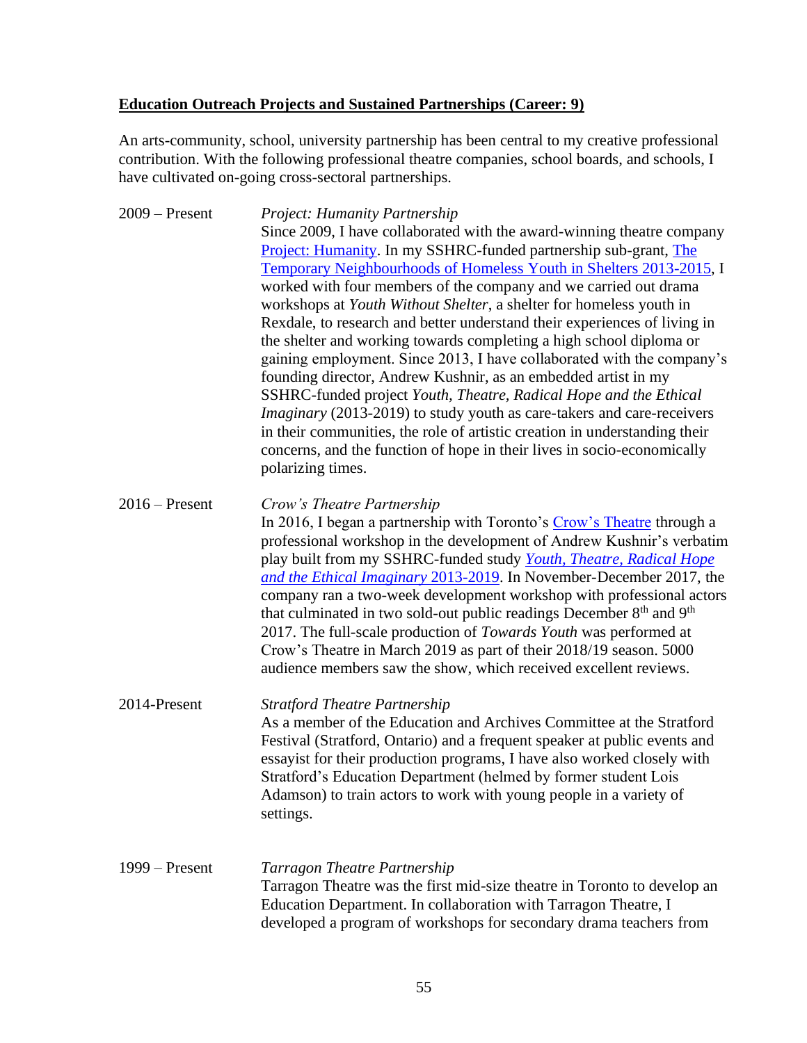**Education Outreach Projects and Sustained Partnerships (Career: 9)**

An arts-community, school, university partnership has been central to my creative professional contribution. With the following professional theatre companies, school boards, and schools, I have cultivated on-going cross-sectoral partnerships.

2009 – Present

*Project: Humanity Partnership*

Since 2009, I have collaborated with the award-winning theatre company Project: Humanity. In my SSHRC-funded partnership sub-grant, The Temporary Neighbourhoods of Homeless Youth in Shelters 2013-2015, I worked with four members of the company and we carried out drama workshops at *Youth Without Shelter*, a shelter for homeless youth in Rexdale, to research and better understand their experiences of living in the shelter and working towards completing a high school diploma or gaining employment. Since 2013, I have collaborated with the company's founding director, Andrew Kushnir, as an embedded artist in my SSHRC-funded project *Youth, Theatre, Radical Hope and the Ethical Imaginary* (2013-2019) to study youth as care-takers and care-receivers in their communities, the role of artistic creation in understanding their concerns, and the function of hope in their lives in socio-economically polarizing times.

2016 – Present

*Crow's Theatre Partnership*

In 2016, I began a partnership with Toronto's Crow's Theatre through a professional workshop in the development of Andrew Kushnir's verbatim play built from my SSHRC-funded study *Youth, Theatre, Radical Hope and the Ethical Imaginary* 2013-2019. In November-December 2017, the company ran a two-week development workshop with professional actors that culminated in two sold-out public readings December 8th and 9th 2017. The full-scale production of *Towards Youth* was performed at Crow's Theatre in March 2019 as part of their 2018/19 season. 5000 audience members saw the show, which received excellent reviews.

2014-Present

*Stratford Theatre Partnership*

As a member of the Education and Archives Committee at the Stratford Festival (Stratford, Ontario) and a frequent speaker at public events and essayist for their production programs, I have also worked closely with Stratford's Education Department (helmed by former student Lois Adamson) to train actors to work with young people in a variety of settings.

1999 – Present

*Tarragon Theatre Partnership*

Tarragon Theatre was the first mid-size theatre in Toronto to develop an Education Department. In collaboration with Tarragon Theatre, I developed a program of workshops for secondary drama teachers from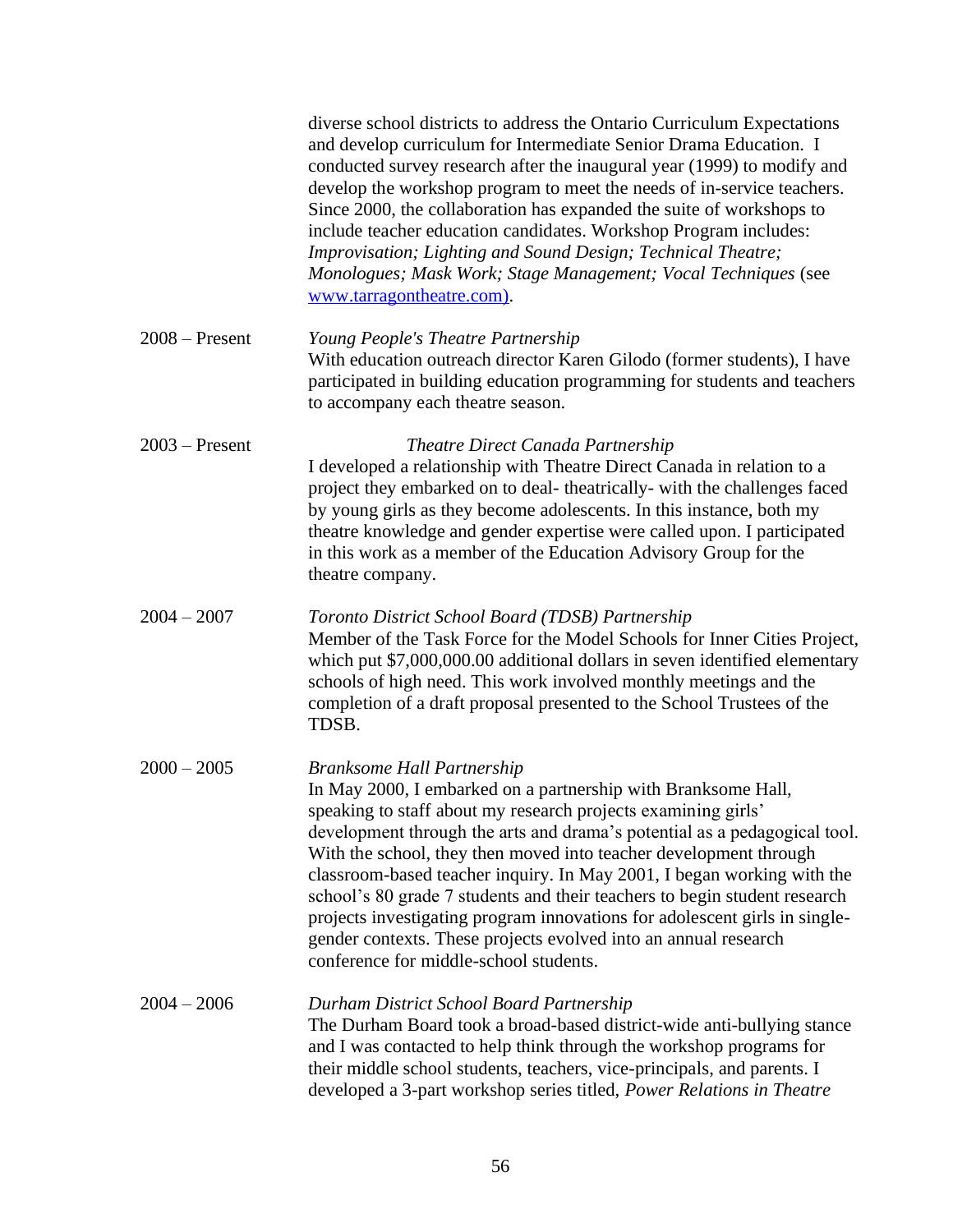diverse school districts to address the Ontario Curriculum Expectations and develop curriculum for Intermediate Senior Drama Education. I conducted survey research after the inaugural year (1999) to modify and develop the workshop program to meet the needs of in-service teachers. Since 2000, the collaboration has expanded the suite of workshops to include teacher education candidates. Workshop Program includes: *Improvisation; Lighting and Sound Design; Technical Theatre; Monologues; Mask Work; Stage Management; Vocal Techniques* (see [www.tarragontheatre.com)](http://www.tarragontheatre.com).

2008 – Present *Young People's Theatre Partnership*
With education outreach director Karen Gilodo (former students), I have participated in building education programming for students and teachers to accompany each theatre season.

2003 – Present *Theatre Direct Canada Partnership*
I developed a relationship with Theatre Direct Canada in relation to a project they embarked on to deal- theatrically- with the challenges faced by young girls as they become adolescents. In this instance, both my theatre knowledge and gender expertise were called upon. I participated in this work as a member of the Education Advisory Group for the theatre company.

2004 – 2007 *Toronto District School Board (TDSB) Partnership*
Member of the Task Force for the Model Schools for Inner Cities Project, which put $7,000,000.00 additional dollars in seven identified elementary schools of high need. This work involved monthly meetings and the completion of a draft proposal presented to the School Trustees of the TDSB.

2000 – 2005 *Branksome Hall Partnership*
In May 2000, I embarked on a partnership with Branksome Hall, speaking to staff about my research projects examining girls' development through the arts and drama's potential as a pedagogical tool. With the school, they then moved into teacher development through classroom-based teacher inquiry. In May 2001, I began working with the school's 80 grade 7 students and their teachers to begin student research projects investigating program innovations for adolescent girls in single-gender contexts. These projects evolved into an annual research conference for middle-school students.

2004 – 2006 *Durham District School Board Partnership*
The Durham Board took a broad-based district-wide anti-bullying stance and I was contacted to help think through the workshop programs for their middle school students, teachers, vice-principals, and parents. I developed a 3-part workshop series titled, *Power Relations in Theatre*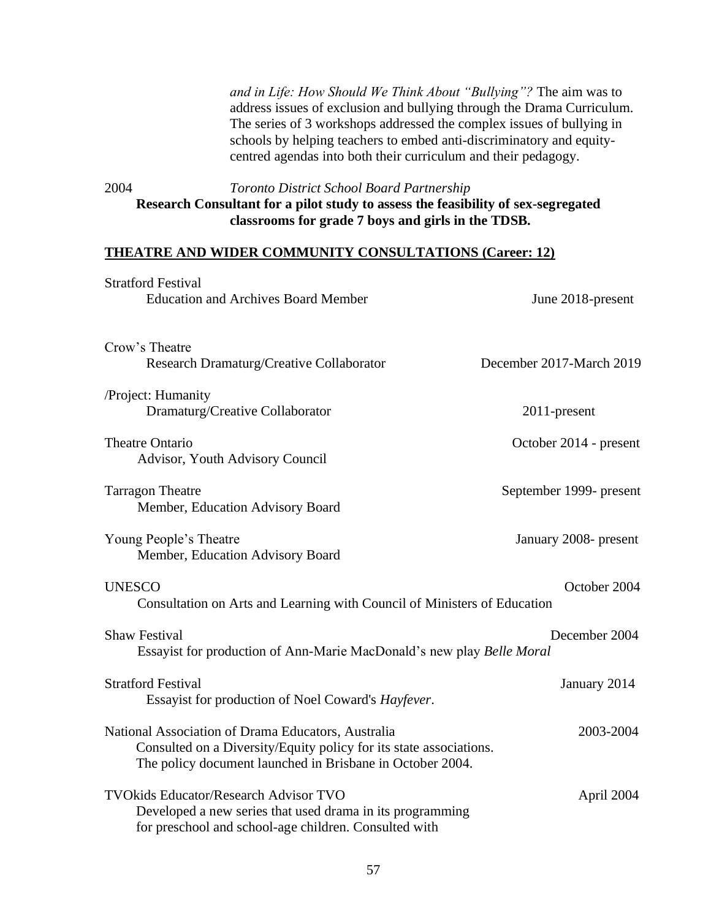*and in Life: How Should We Think About "Bullying"?* The aim was to address issues of exclusion and bullying through the Drama Curriculum. The series of 3 workshops addressed the complex issues of bullying in schools by helping teachers to embed anti-discriminatory and equity-centred agendas into both their curriculum and their pedagogy.

2004 *Toronto District School Board Partnership*
**Research Consultant for a pilot study to assess the feasibility of sex-segregated classrooms for grade 7 boys and girls in the TDSB.**

## THEATRE AND WIDER COMMUNITY CONSULTATIONS (Career: 12)

Stratford Festival
Education and Archives Board Member — June 2018-present

Crow's Theatre
Research Dramaturg/Creative Collaborator — December 2017-March 2019

/Project: Humanity
Dramaturg/Creative Collaborator — 2011-present

Theatre Ontario — October 2014 - present
Advisor, Youth Advisory Council

Tarragon Theatre — September 1999- present
Member, Education Advisory Board

Young People's Theatre — January 2008- present
Member, Education Advisory Board

UNESCO — October 2004
Consultation on Arts and Learning with Council of Ministers of Education

Shaw Festival — December 2004
Essayist for production of Ann-Marie MacDonald's new play *Belle Moral*

Stratford Festival — January 2014
Essayist for production of Noel Coward's *Hayfever*.

National Association of Drama Educators, Australia — 2003-2004
Consulted on a Diversity/Equity policy for its state associations.
The policy document launched in Brisbane in October 2004.

TVOkids Educator/Research Advisor TVO — April 2004
Developed a new series that used drama in its programming for preschool and school-age children. Consulted with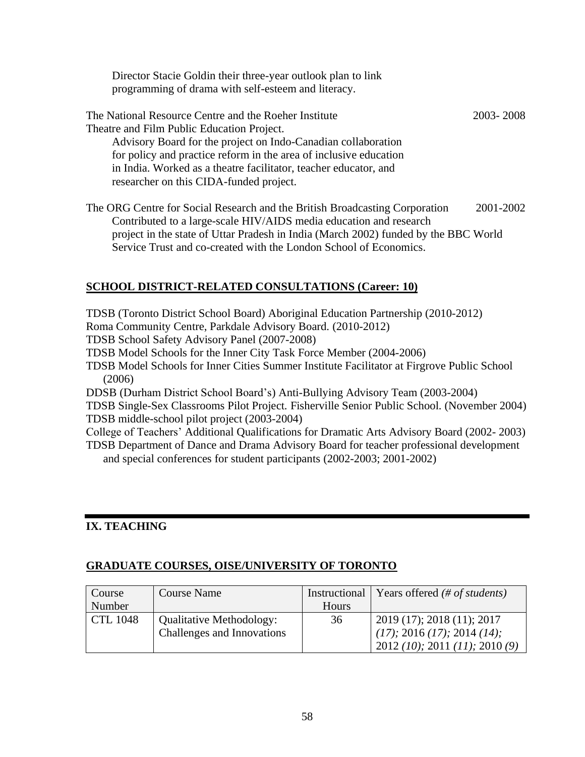Director Stacie Goldin their three-year outlook plan to link programming of drama with self-esteem and literacy.

The National Resource Centre and the Roeher Institute 2003- 2008
Theatre and Film Public Education Project.
Advisory Board for the project on Indo-Canadian collaboration for policy and practice reform in the area of inclusive education in India. Worked as a theatre facilitator, teacher educator, and researcher on this CIDA-funded project.

The ORG Centre for Social Research and the British Broadcasting Corporation 2001-2002
Contributed to a large-scale HIV/AIDS media education and research project in the state of Uttar Pradesh in India (March 2002) funded by the BBC World Service Trust and co-created with the London School of Economics.

## SCHOOL DISTRICT-RELATED CONSULTATIONS (Career: 10)

TDSB (Toronto District School Board) Aboriginal Education Partnership (2010-2012)
Roma Community Centre, Parkdale Advisory Board. (2010-2012)
TDSB School Safety Advisory Panel (2007-2008)
TDSB Model Schools for the Inner City Task Force Member (2004-2006)
TDSB Model Schools for Inner Cities Summer Institute Facilitator at Firgrove Public School (2006)
DDSB (Durham District School Board's) Anti-Bullying Advisory Team (2003-2004)
TDSB Single-Sex Classrooms Pilot Project. Fisherville Senior Public School. (November 2004)
TDSB middle-school pilot project (2003-2004)
College of Teachers' Additional Qualifications for Dramatic Arts Advisory Board (2002- 2003)
TDSB Department of Dance and Drama Advisory Board for teacher professional development and special conferences for student participants (2002-2003; 2001-2002)

# IX. TEACHING

## GRADUATE COURSES, OISE/UNIVERSITY OF TORONTO

| Course Number | Course Name | Instructional Hours | Years offered *(# of students)* |
|---|---|---|---|
| CTL 1048 | Qualitative Methodology: Challenges and Innovations | 36 | 2019 (17); 2018 (11); 2017 *(17);* 2016 *(17);* 2014 *(14);* 2012 *(10);* 2011 *(11);* 2010 *(9)* |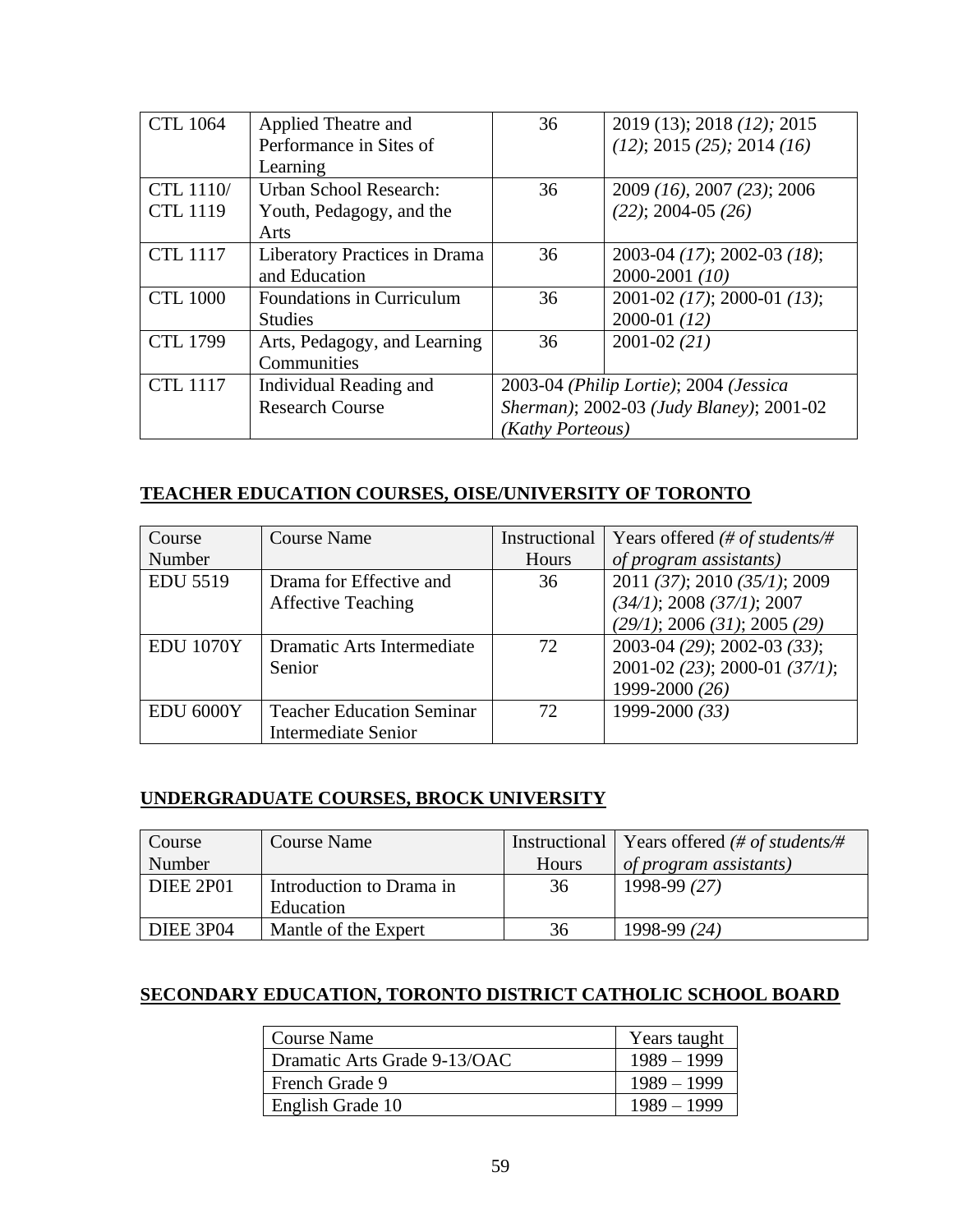| | | | |
|---|---|---|---|
| CTL 1064 | Applied Theatre and Performance in Sites of Learning | 36 | 2019 (13); 2018 *(12);* 2015 *(12)*; 2015 *(25);* 2014 *(16)* |
| CTL 1110/ CTL 1119 | Urban School Research: Youth, Pedagogy, and the Arts | 36 | 2009 *(16)*, 2007 *(23)*; 2006 *(22)*; 2004-05 *(26)* |
| CTL 1117 | Liberatory Practices in Drama and Education | 36 | 2003-04 *(17)*; 2002-03 *(18)*; 2000-2001 *(10)* |
| CTL 1000 | Foundations in Curriculum Studies | 36 | 2001-02 *(17)*; 2000-01 *(13)*; 2000-01 *(12)* |
| CTL 1799 | Arts, Pedagogy, and Learning Communities | 36 | 2001-02 *(21)* |
| CTL 1117 | Individual Reading and Research Course | 2003-04 *(Philip Lortie)*; 2004 *(Jessica Sherman)*; 2002-03 *(Judy Blaney)*; 2001-02 *(Kathy Porteous)* | |

## TEACHER EDUCATION COURSES, OISE/UNIVERSITY OF TORONTO

| Course Number | Course Name | Instructional Hours | Years offered *(# of students/# of program assistants)* |
|---|---|---|---|
| EDU 5519 | Drama for Effective and Affective Teaching | 36 | 2011 *(37)*; 2010 *(35/1)*; 2009 *(34/1)*; 2008 *(37/1)*; 2007 *(29/1)*; 2006 *(31)*; 2005 *(29)* |
| EDU 1070Y | Dramatic Arts Intermediate Senior | 72 | 2003-04 *(29)*; 2002-03 *(33)*; 2001-02 *(23)*; 2000-01 *(37/1)*; 1999-2000 *(26)* |
| EDU 6000Y | Teacher Education Seminar Intermediate Senior | 72 | 1999-2000 *(33)* |

## UNDERGRADUATE COURSES, BROCK UNIVERSITY

| Course Number | Course Name | Instructional Hours | Years offered *(# of students/# of program assistants)* |
|---|---|---|---|
| DIEE 2P01 | Introduction to Drama in Education | 36 | 1998-99 *(27)* |
| DIEE 3P04 | Mantle of the Expert | 36 | 1998-99 *(24)* |

## SECONDARY EDUCATION, TORONTO DISTRICT CATHOLIC SCHOOL BOARD

| Course Name | Years taught |
|---|---|
| Dramatic Arts Grade 9-13/OAC | 1989 – 1999 |
| French Grade 9 | 1989 – 1999 |
| English Grade 10 | 1989 – 1999 |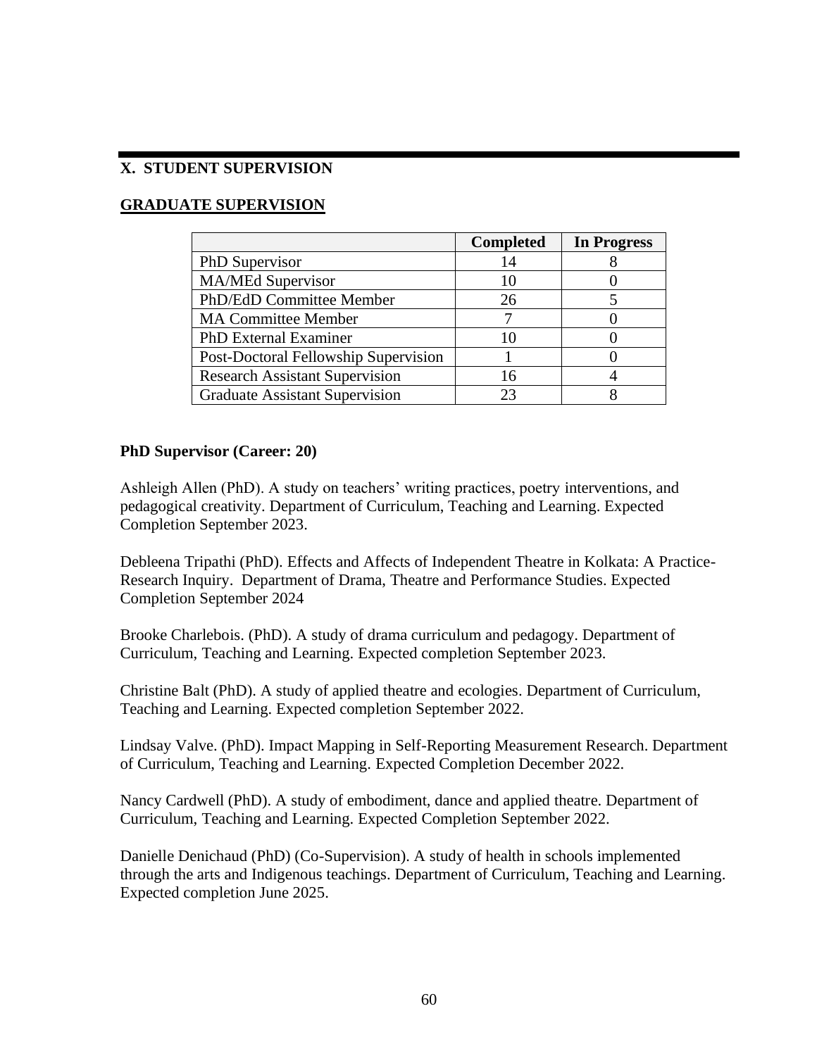## X. STUDENT SUPERVISION

### GRADUATE SUPERVISION

| | Completed | In Progress |
|---|---|---|
| PhD Supervisor | 14 | 8 |
| MA/MEd Supervisor | 10 | 0 |
| PhD/EdD Committee Member | 26 | 5 |
| MA Committee Member | 7 | 0 |
| PhD External Examiner | 10 | 0 |
| Post-Doctoral Fellowship Supervision | 1 | 0 |
| Research Assistant Supervision | 16 | 4 |
| Graduate Assistant Supervision | 23 | 8 |

**PhD Supervisor (Career: 20)**

Ashleigh Allen (PhD). A study on teachers' writing practices, poetry interventions, and pedagogical creativity. Department of Curriculum, Teaching and Learning. Expected Completion September 2023.

Debleena Tripathi (PhD). Effects and Affects of Independent Theatre in Kolkata: A Practice-Research Inquiry. Department of Drama, Theatre and Performance Studies. Expected Completion September 2024

Brooke Charlebois. (PhD). A study of drama curriculum and pedagogy. Department of Curriculum, Teaching and Learning. Expected completion September 2023.

Christine Balt (PhD). A study of applied theatre and ecologies. Department of Curriculum, Teaching and Learning. Expected completion September 2022.

Lindsay Valve. (PhD). Impact Mapping in Self-Reporting Measurement Research. Department of Curriculum, Teaching and Learning. Expected Completion December 2022.

Nancy Cardwell (PhD). A study of embodiment, dance and applied theatre. Department of Curriculum, Teaching and Learning. Expected Completion September 2022.

Danielle Denichaud (PhD) (Co-Supervision). A study of health in schools implemented through the arts and Indigenous teachings. Department of Curriculum, Teaching and Learning. Expected completion June 2025.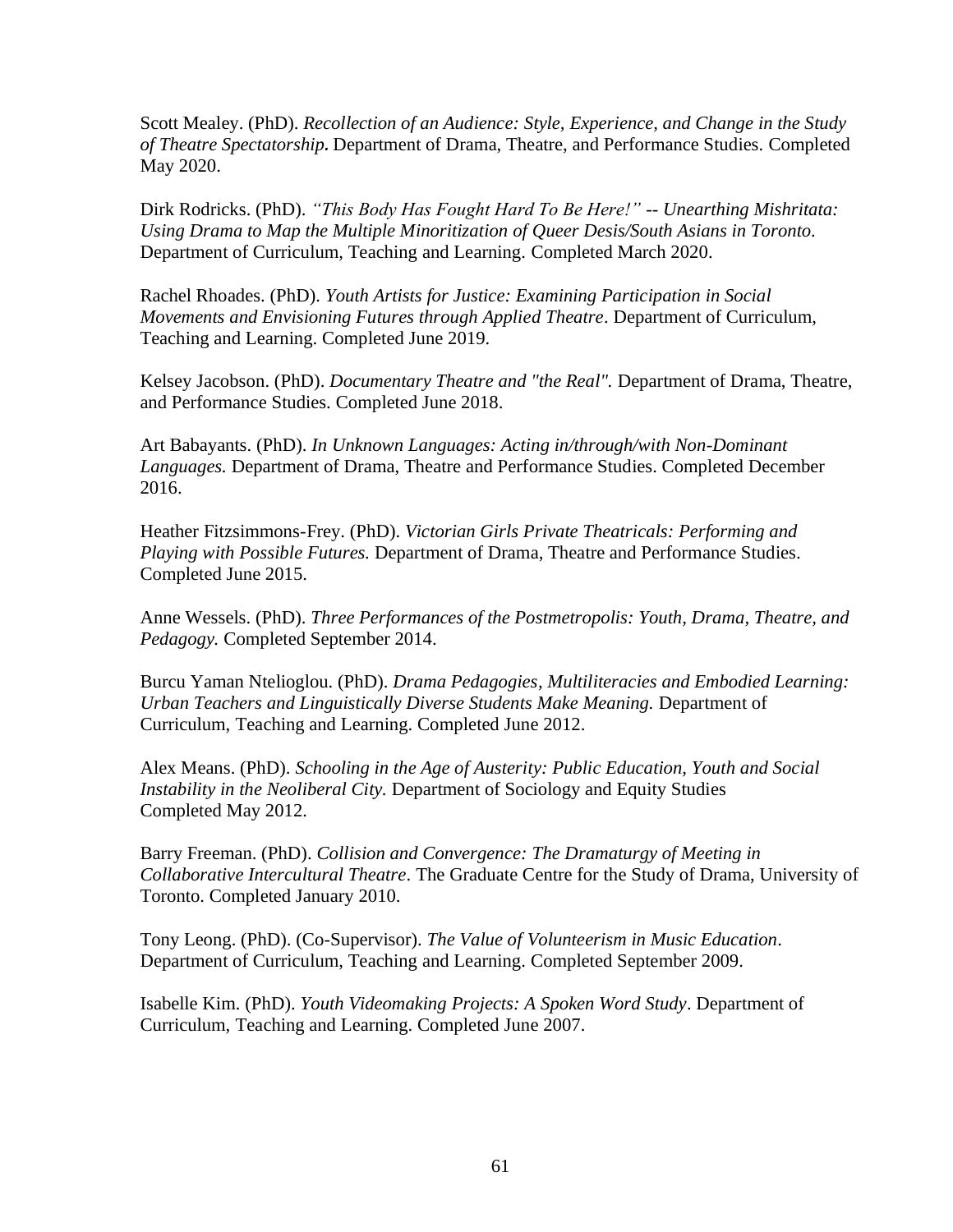Scott Mealey. (PhD). *Recollection of an Audience: Style, Experience, and Change in the Study of Theatre Spectatorship.* Department of Drama, Theatre, and Performance Studies. Completed May 2020.

Dirk Rodricks. (PhD). *"This Body Has Fought Hard To Be Here!" -- Unearthing Mishritata: Using Drama to Map the Multiple Minoritization of Queer Desis/South Asians in Toronto*. Department of Curriculum, Teaching and Learning. Completed March 2020.

Rachel Rhoades. (PhD). *Youth Artists for Justice: Examining Participation in Social Movements and Envisioning Futures through Applied Theatre*. Department of Curriculum, Teaching and Learning. Completed June 2019.

Kelsey Jacobson. (PhD). *Documentary Theatre and "the Real".* Department of Drama, Theatre, and Performance Studies. Completed June 2018.

Art Babayants. (PhD). *In Unknown Languages: Acting in/through/with Non-Dominant Languages.* Department of Drama, Theatre and Performance Studies. Completed December 2016.

Heather Fitzsimmons-Frey. (PhD). *Victorian Girls Private Theatricals: Performing and Playing with Possible Futures.* Department of Drama, Theatre and Performance Studies. Completed June 2015.

Anne Wessels. (PhD). *Three Performances of the Postmetropolis: Youth, Drama, Theatre, and Pedagogy.* Completed September 2014.

Burcu Yaman Ntelioglou. (PhD). *Drama Pedagogies, Multiliteracies and Embodied Learning: Urban Teachers and Linguistically Diverse Students Make Meaning.* Department of Curriculum, Teaching and Learning. Completed June 2012.

Alex Means. (PhD). *Schooling in the Age of Austerity: Public Education, Youth and Social Instability in the Neoliberal City.* Department of Sociology and Equity Studies Completed May 2012.

Barry Freeman. (PhD). *Collision and Convergence: The Dramaturgy of Meeting in Collaborative Intercultural Theatre*. The Graduate Centre for the Study of Drama, University of Toronto. Completed January 2010.

Tony Leong. (PhD). (Co-Supervisor). *The Value of Volunteerism in Music Education*. Department of Curriculum, Teaching and Learning. Completed September 2009.

Isabelle Kim. (PhD). *Youth Videomaking Projects: A Spoken Word Study*. Department of Curriculum, Teaching and Learning. Completed June 2007.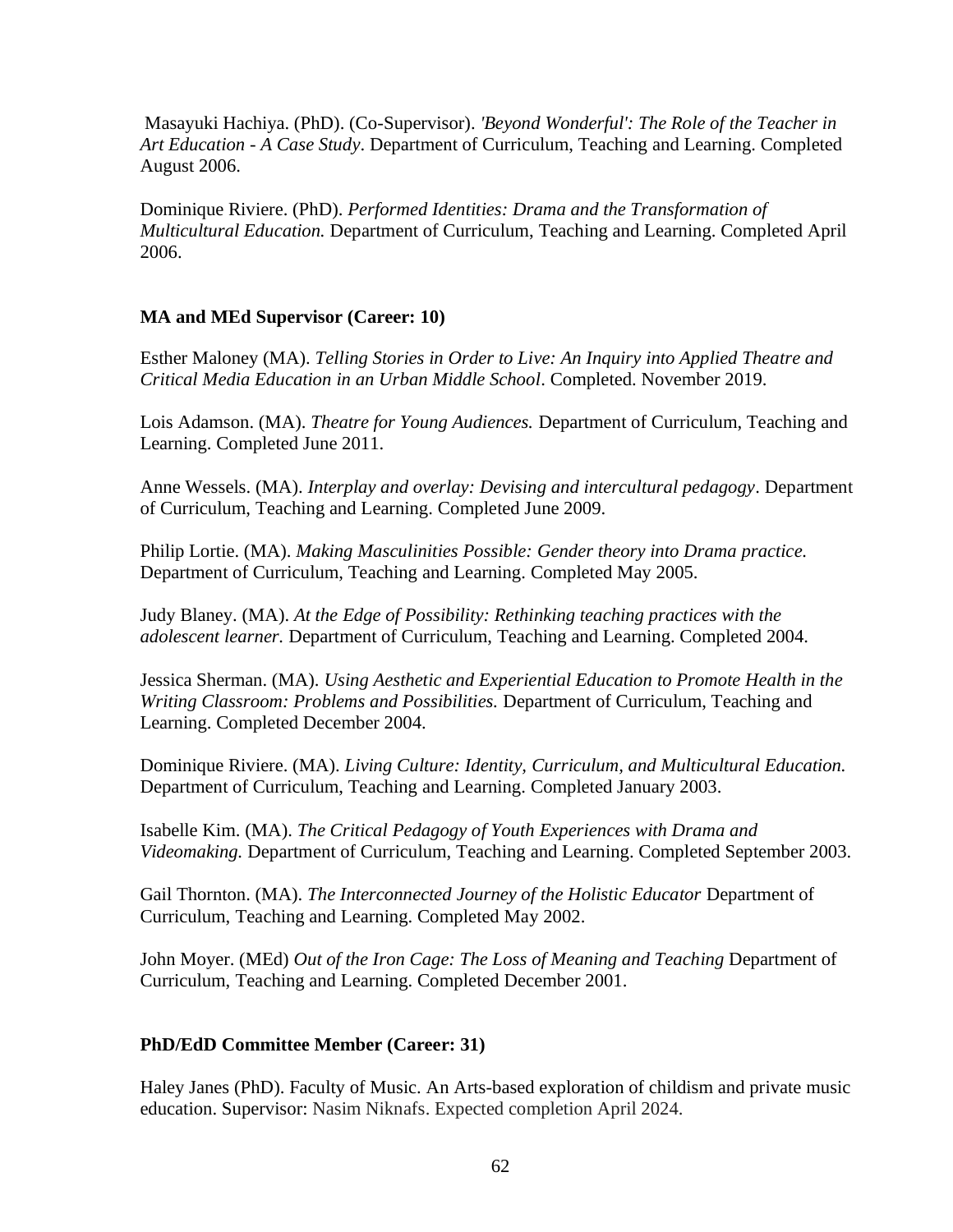Masayuki Hachiya. (PhD). (Co-Supervisor). *'Beyond Wonderful': The Role of the Teacher in Art Education - A Case Study*. Department of Curriculum, Teaching and Learning. Completed August 2006.

Dominique Riviere. (PhD). *Performed Identities: Drama and the Transformation of Multicultural Education.* Department of Curriculum, Teaching and Learning. Completed April 2006.

**MA and MEd Supervisor (Career: 10)**

Esther Maloney (MA). *Telling Stories in Order to Live: An Inquiry into Applied Theatre and Critical Media Education in an Urban Middle School*. Completed. November 2019.

Lois Adamson. (MA). *Theatre for Young Audiences.* Department of Curriculum, Teaching and Learning. Completed June 2011.

Anne Wessels. (MA). *Interplay and overlay: Devising and intercultural pedagogy*. Department of Curriculum, Teaching and Learning. Completed June 2009.

Philip Lortie. (MA). *Making Masculinities Possible: Gender theory into Drama practice.* Department of Curriculum, Teaching and Learning. Completed May 2005.

Judy Blaney. (MA). *At the Edge of Possibility: Rethinking teaching practices with the adolescent learner.* Department of Curriculum, Teaching and Learning. Completed 2004.

Jessica Sherman. (MA). *Using Aesthetic and Experiential Education to Promote Health in the Writing Classroom: Problems and Possibilities.* Department of Curriculum, Teaching and Learning. Completed December 2004.

Dominique Riviere. (MA). *Living Culture: Identity, Curriculum, and Multicultural Education.* Department of Curriculum, Teaching and Learning. Completed January 2003.

Isabelle Kim. (MA). *The Critical Pedagogy of Youth Experiences with Drama and Videomaking.* Department of Curriculum, Teaching and Learning. Completed September 2003.

Gail Thornton. (MA). *The Interconnected Journey of the Holistic Educator* Department of Curriculum, Teaching and Learning. Completed May 2002.

John Moyer. (MEd) *Out of the Iron Cage: The Loss of Meaning and Teaching* Department of Curriculum, Teaching and Learning. Completed December 2001.

**PhD/EdD Committee Member (Career: 31)**

Haley Janes (PhD). Faculty of Music. An Arts-based exploration of childism and private music education. Supervisor: Nasim Niknafs. Expected completion April 2024.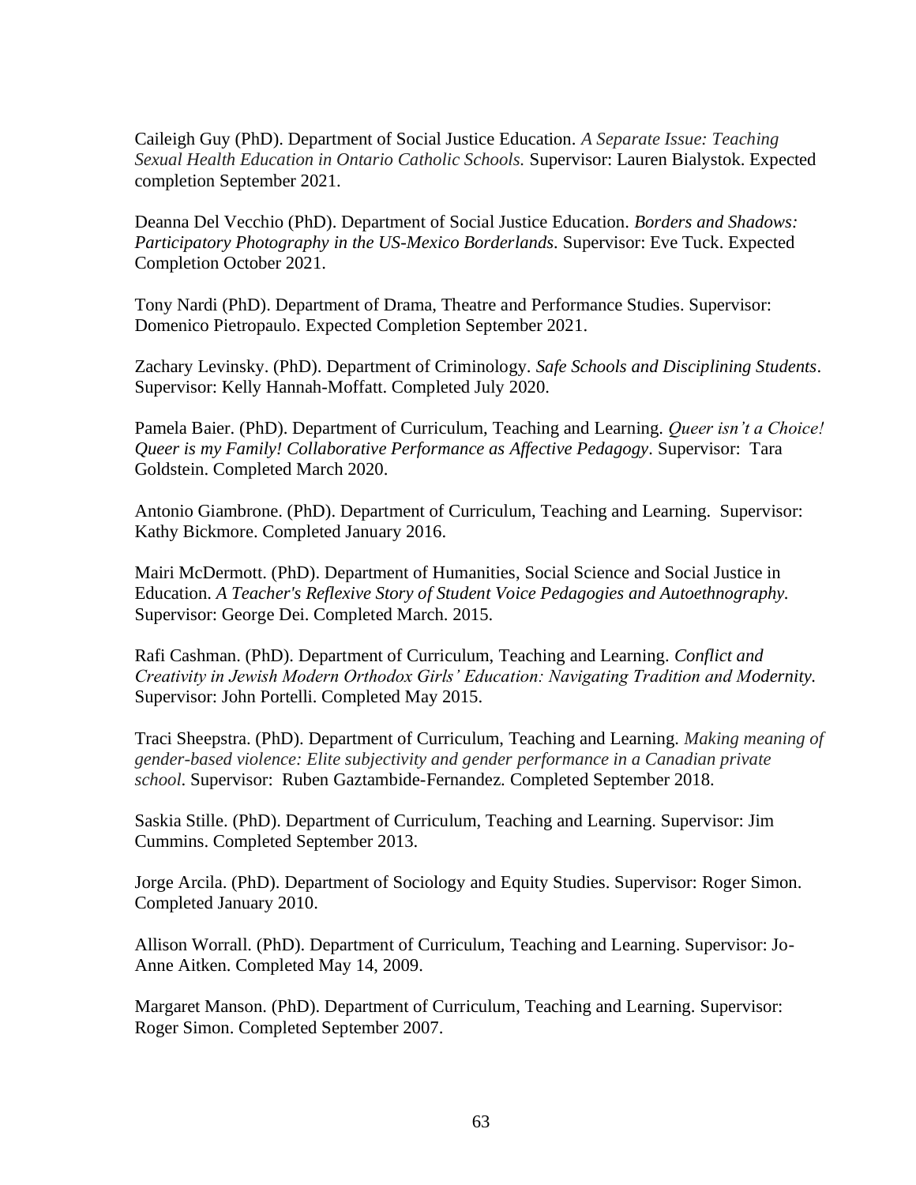Caileigh Guy (PhD). Department of Social Justice Education. *A Separate Issue: Teaching Sexual Health Education in Ontario Catholic Schools.* Supervisor: Lauren Bialystok. Expected completion September 2021.

Deanna Del Vecchio (PhD). Department of Social Justice Education. *Borders and Shadows: Participatory Photography in the US-Mexico Borderlands.* Supervisor: Eve Tuck. Expected Completion October 2021.

Tony Nardi (PhD). Department of Drama, Theatre and Performance Studies. Supervisor: Domenico Pietropaulo. Expected Completion September 2021.

Zachary Levinsky. (PhD). Department of Criminology. *Safe Schools and Disciplining Students*. Supervisor: Kelly Hannah-Moffatt. Completed July 2020.

Pamela Baier. (PhD). Department of Curriculum, Teaching and Learning. *Queer isn't a Choice! Queer is my Family! Collaborative Performance as Affective Pedagogy*. Supervisor: Tara Goldstein. Completed March 2020.

Antonio Giambrone. (PhD). Department of Curriculum, Teaching and Learning. Supervisor: Kathy Bickmore. Completed January 2016.

Mairi McDermott. (PhD). Department of Humanities, Social Science and Social Justice in Education. *A Teacher's Reflexive Story of Student Voice Pedagogies and Autoethnography.* Supervisor: George Dei. Completed March. 2015.

Rafi Cashman. (PhD). Department of Curriculum, Teaching and Learning. *Conflict and Creativity in Jewish Modern Orthodox Girls' Education: Navigating Tradition and Modernity.* Supervisor: John Portelli. Completed May 2015.

Traci Sheepstra. (PhD). Department of Curriculum, Teaching and Learning. *Making meaning of gender-based violence: Elite subjectivity and gender performance in a Canadian private school*. Supervisor: Ruben Gaztambide-Fernandez. Completed September 2018.

Saskia Stille. (PhD). Department of Curriculum, Teaching and Learning. Supervisor: Jim Cummins. Completed September 2013.

Jorge Arcila. (PhD). Department of Sociology and Equity Studies. Supervisor: Roger Simon. Completed January 2010.

Allison Worrall. (PhD). Department of Curriculum, Teaching and Learning. Supervisor: Jo-Anne Aitken. Completed May 14, 2009.

Margaret Manson. (PhD). Department of Curriculum, Teaching and Learning. Supervisor: Roger Simon. Completed September 2007.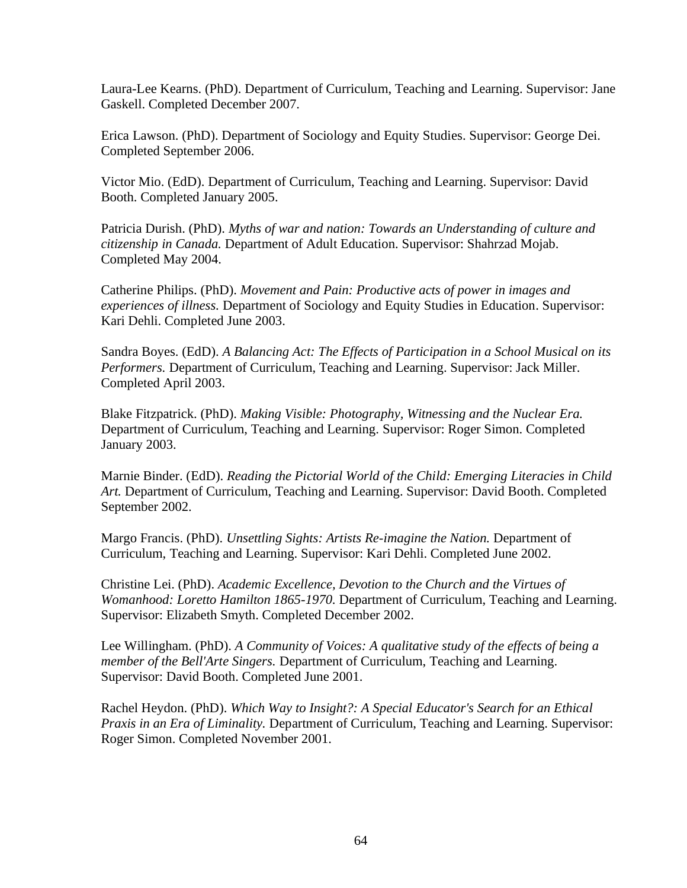Laura-Lee Kearns. (PhD). Department of Curriculum, Teaching and Learning. Supervisor: Jane Gaskell. Completed December 2007.

Erica Lawson. (PhD). Department of Sociology and Equity Studies. Supervisor: George Dei. Completed September 2006.

Victor Mio. (EdD). Department of Curriculum, Teaching and Learning. Supervisor: David Booth. Completed January 2005.

Patricia Durish. (PhD). *Myths of war and nation: Towards an Understanding of culture and citizenship in Canada.* Department of Adult Education. Supervisor: Shahrzad Mojab. Completed May 2004.

Catherine Philips. (PhD). *Movement and Pain: Productive acts of power in images and experiences of illness.* Department of Sociology and Equity Studies in Education. Supervisor: Kari Dehli. Completed June 2003.

Sandra Boyes. (EdD). *A Balancing Act: The Effects of Participation in a School Musical on its Performers.* Department of Curriculum, Teaching and Learning. Supervisor: Jack Miller. Completed April 2003.

Blake Fitzpatrick. (PhD). *Making Visible: Photography, Witnessing and the Nuclear Era.* Department of Curriculum, Teaching and Learning. Supervisor: Roger Simon. Completed January 2003.

Marnie Binder. (EdD). *Reading the Pictorial World of the Child: Emerging Literacies in Child Art.* Department of Curriculum, Teaching and Learning. Supervisor: David Booth. Completed September 2002.

Margo Francis. (PhD). *Unsettling Sights: Artists Re-imagine the Nation.* Department of Curriculum, Teaching and Learning. Supervisor: Kari Dehli. Completed June 2002.

Christine Lei. (PhD). *Academic Excellence, Devotion to the Church and the Virtues of Womanhood: Loretto Hamilton 1865-1970.* Department of Curriculum, Teaching and Learning. Supervisor: Elizabeth Smyth. Completed December 2002.

Lee Willingham. (PhD). *A Community of Voices: A qualitative study of the effects of being a member of the Bell'Arte Singers.* Department of Curriculum, Teaching and Learning. Supervisor: David Booth. Completed June 2001.

Rachel Heydon. (PhD). *Which Way to Insight?: A Special Educator's Search for an Ethical Praxis in an Era of Liminality.* Department of Curriculum, Teaching and Learning. Supervisor: Roger Simon. Completed November 2001.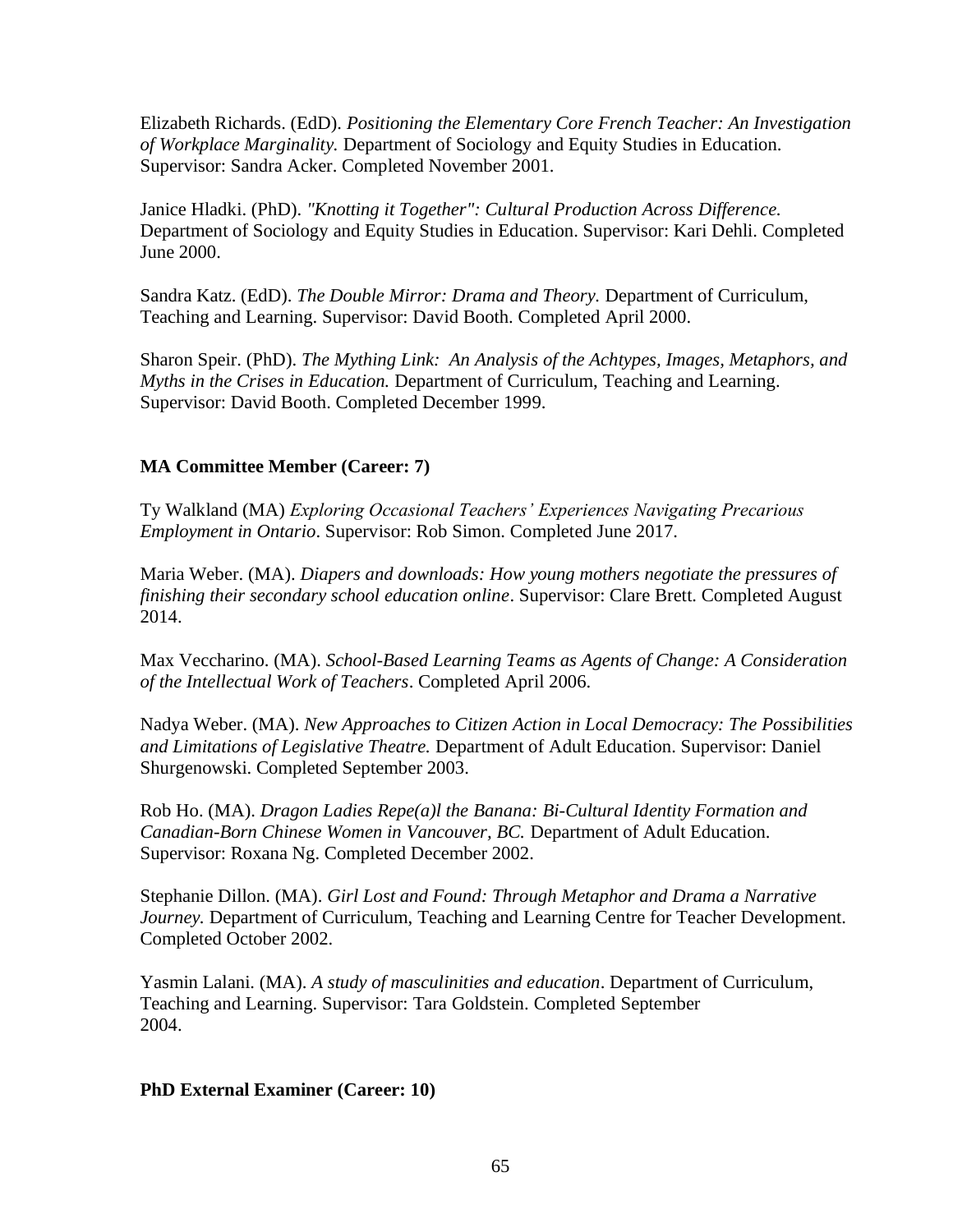Elizabeth Richards. (EdD). *Positioning the Elementary Core French Teacher: An Investigation of Workplace Marginality.* Department of Sociology and Equity Studies in Education. Supervisor: Sandra Acker. Completed November 2001.

Janice Hladki. (PhD). *"Knotting it Together": Cultural Production Across Difference.* Department of Sociology and Equity Studies in Education. Supervisor: Kari Dehli. Completed June 2000.

Sandra Katz. (EdD). *The Double Mirror: Drama and Theory.* Department of Curriculum, Teaching and Learning. Supervisor: David Booth. Completed April 2000.

Sharon Speir. (PhD). *The Mything Link: An Analysis of the Achtypes, Images, Metaphors, and Myths in the Crises in Education.* Department of Curriculum, Teaching and Learning. Supervisor: David Booth. Completed December 1999.

**MA Committee Member (Career: 7)**

Ty Walkland (MA) *Exploring Occasional Teachers' Experiences Navigating Precarious Employment in Ontario*. Supervisor: Rob Simon. Completed June 2017.

Maria Weber. (MA). *Diapers and downloads: How young mothers negotiate the pressures of finishing their secondary school education online*. Supervisor: Clare Brett. Completed August 2014.

Max Veccharino. (MA). *School-Based Learning Teams as Agents of Change: A Consideration of the Intellectual Work of Teachers*. Completed April 2006.

Nadya Weber. (MA). *New Approaches to Citizen Action in Local Democracy: The Possibilities and Limitations of Legislative Theatre.* Department of Adult Education. Supervisor: Daniel Shurgenowski. Completed September 2003.

Rob Ho. (MA). *Dragon Ladies Repe(a)l the Banana: Bi-Cultural Identity Formation and Canadian-Born Chinese Women in Vancouver, BC.* Department of Adult Education. Supervisor: Roxana Ng. Completed December 2002.

Stephanie Dillon. (MA). *Girl Lost and Found: Through Metaphor and Drama a Narrative Journey.* Department of Curriculum, Teaching and Learning Centre for Teacher Development. Completed October 2002.

Yasmin Lalani. (MA). *A study of masculinities and education*. Department of Curriculum, Teaching and Learning. Supervisor: Tara Goldstein. Completed September 2004.

**PhD External Examiner (Career: 10)**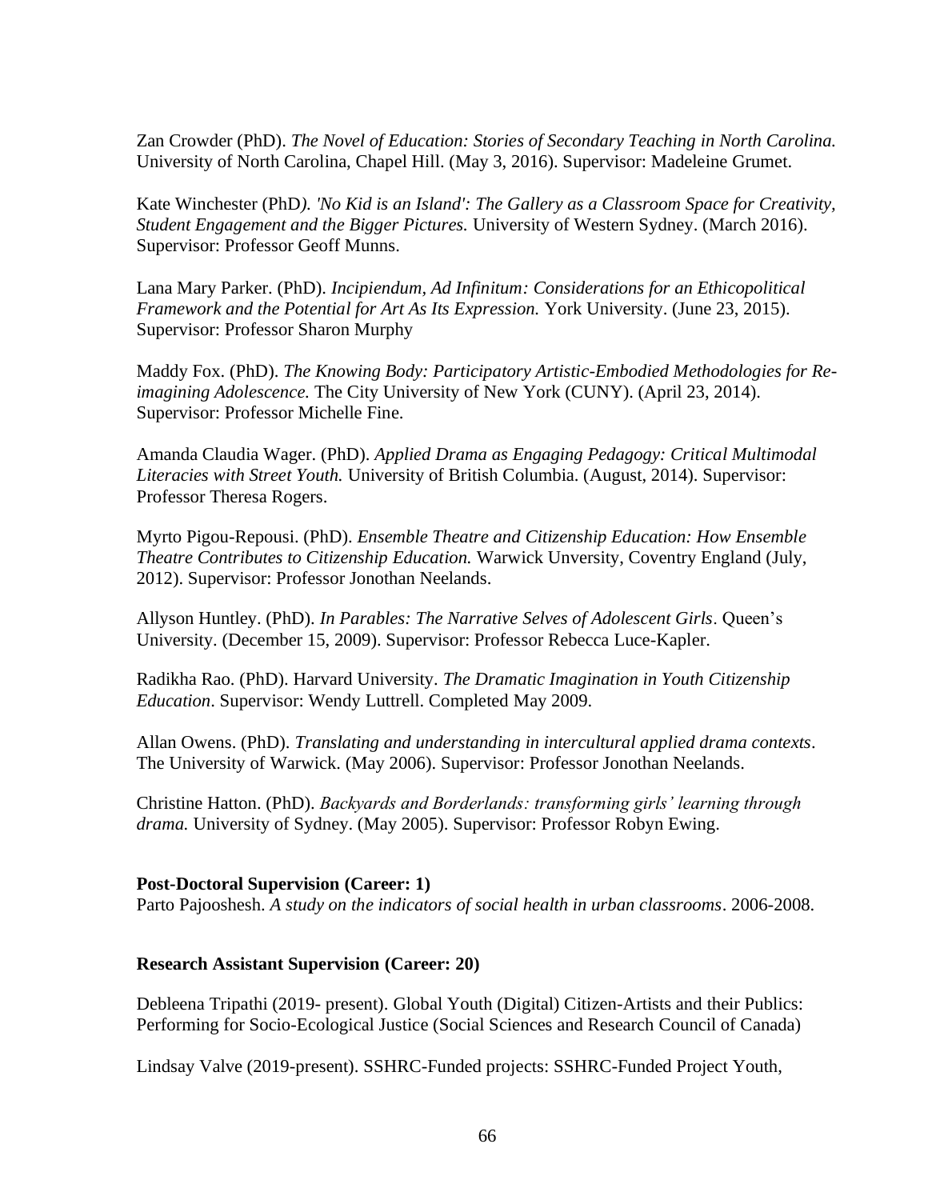Zan Crowder (PhD). *The Novel of Education: Stories of Secondary Teaching in North Carolina.* University of North Carolina, Chapel Hill. (May 3, 2016). Supervisor: Madeleine Grumet.

Kate Winchester (PhD*). 'No Kid is an Island': The Gallery as a Classroom Space for Creativity, Student Engagement and the Bigger Pictures.* University of Western Sydney. (March 2016). Supervisor: Professor Geoff Munns.

Lana Mary Parker. (PhD). *Incipiendum, Ad Infinitum: Considerations for an Ethicopolitical Framework and the Potential for Art As Its Expression.* York University. (June 23, 2015). Supervisor: Professor Sharon Murphy

Maddy Fox. (PhD). *The Knowing Body: Participatory Artistic-Embodied Methodologies for Re-imagining Adolescence.* The City University of New York (CUNY). (April 23, 2014). Supervisor: Professor Michelle Fine.

Amanda Claudia Wager. (PhD). *Applied Drama as Engaging Pedagogy: Critical Multimodal Literacies with Street Youth.* University of British Columbia. (August, 2014). Supervisor: Professor Theresa Rogers.

Myrto Pigou-Repousi. (PhD). *Ensemble Theatre and Citizenship Education: How Ensemble Theatre Contributes to Citizenship Education.* Warwick Unversity, Coventry England (July, 2012). Supervisor: Professor Jonothan Neelands.

Allyson Huntley. (PhD). *In Parables: The Narrative Selves of Adolescent Girls*. Queen's University. (December 15, 2009). Supervisor: Professor Rebecca Luce-Kapler.

Radikha Rao. (PhD). Harvard University. *The Dramatic Imagination in Youth Citizenship Education*. Supervisor: Wendy Luttrell. Completed May 2009.

Allan Owens. (PhD). *Translating and understanding in intercultural applied drama contexts*. The University of Warwick. (May 2006). Supervisor: Professor Jonothan Neelands.

Christine Hatton. (PhD). *Backyards and Borderlands: transforming girls' learning through drama.* University of Sydney. (May 2005). Supervisor: Professor Robyn Ewing.

**Post-Doctoral Supervision (Career: 1)**
Parto Pajooshesh. *A study on the indicators of social health in urban classrooms*. 2006-2008.

**Research Assistant Supervision (Career: 20)**

Debleena Tripathi (2019- present). Global Youth (Digital) Citizen-Artists and their Publics: Performing for Socio-Ecological Justice (Social Sciences and Research Council of Canada)

Lindsay Valve (2019-present). SSHRC-Funded projects: SSHRC-Funded Project Youth,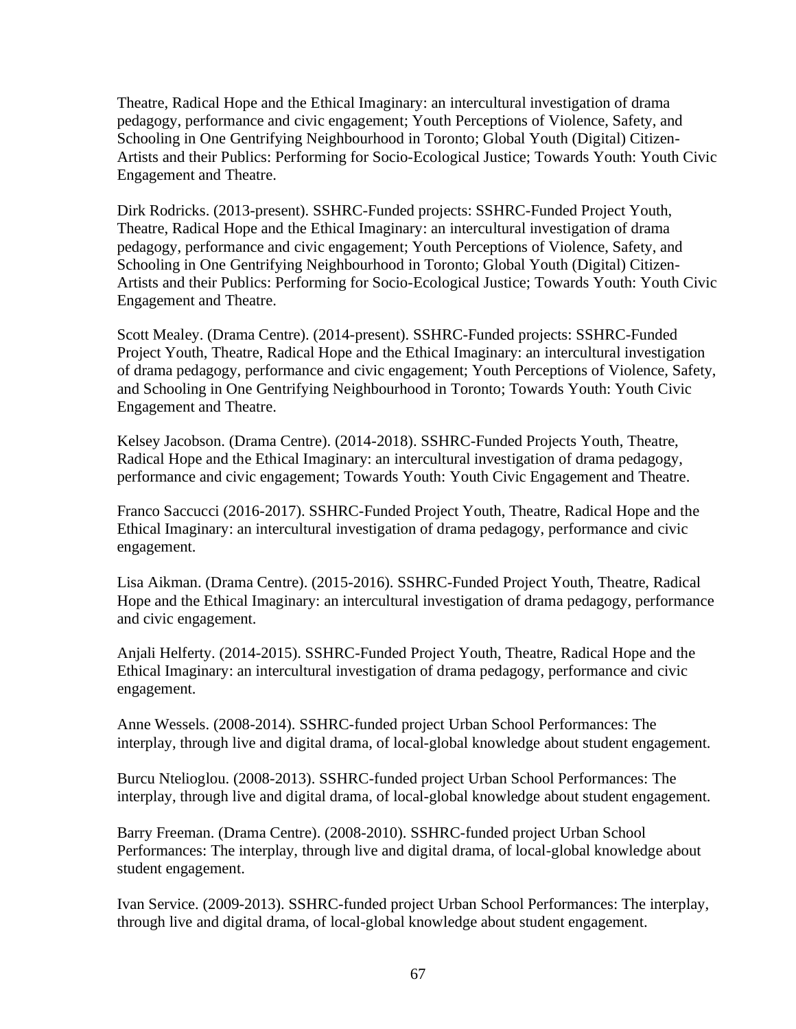Theatre, Radical Hope and the Ethical Imaginary: an intercultural investigation of drama pedagogy, performance and civic engagement; Youth Perceptions of Violence, Safety, and Schooling in One Gentrifying Neighbourhood in Toronto; Global Youth (Digital) Citizen-Artists and their Publics: Performing for Socio-Ecological Justice; Towards Youth: Youth Civic Engagement and Theatre.

Dirk Rodricks. (2013-present). SSHRC-Funded projects: SSHRC-Funded Project Youth, Theatre, Radical Hope and the Ethical Imaginary: an intercultural investigation of drama pedagogy, performance and civic engagement; Youth Perceptions of Violence, Safety, and Schooling in One Gentrifying Neighbourhood in Toronto; Global Youth (Digital) Citizen-Artists and their Publics: Performing for Socio-Ecological Justice; Towards Youth: Youth Civic Engagement and Theatre.

Scott Mealey. (Drama Centre). (2014-present). SSHRC-Funded projects: SSHRC-Funded Project Youth, Theatre, Radical Hope and the Ethical Imaginary: an intercultural investigation of drama pedagogy, performance and civic engagement; Youth Perceptions of Violence, Safety, and Schooling in One Gentrifying Neighbourhood in Toronto; Towards Youth: Youth Civic Engagement and Theatre.

Kelsey Jacobson. (Drama Centre). (2014-2018). SSHRC-Funded Projects Youth, Theatre, Radical Hope and the Ethical Imaginary: an intercultural investigation of drama pedagogy, performance and civic engagement; Towards Youth: Youth Civic Engagement and Theatre.

Franco Saccucci (2016-2017). SSHRC-Funded Project Youth, Theatre, Radical Hope and the Ethical Imaginary: an intercultural investigation of drama pedagogy, performance and civic engagement.

Lisa Aikman. (Drama Centre). (2015-2016). SSHRC-Funded Project Youth, Theatre, Radical Hope and the Ethical Imaginary: an intercultural investigation of drama pedagogy, performance and civic engagement.

Anjali Helferty. (2014-2015). SSHRC-Funded Project Youth, Theatre, Radical Hope and the Ethical Imaginary: an intercultural investigation of drama pedagogy, performance and civic engagement.

Anne Wessels. (2008-2014). SSHRC-funded project Urban School Performances: The interplay, through live and digital drama, of local-global knowledge about student engagement.

Burcu Ntelioglou. (2008-2013). SSHRC-funded project Urban School Performances: The interplay, through live and digital drama, of local-global knowledge about student engagement.

Barry Freeman. (Drama Centre). (2008-2010). SSHRC-funded project Urban School Performances: The interplay, through live and digital drama, of local-global knowledge about student engagement.

Ivan Service. (2009-2013). SSHRC-funded project Urban School Performances: The interplay, through live and digital drama, of local-global knowledge about student engagement.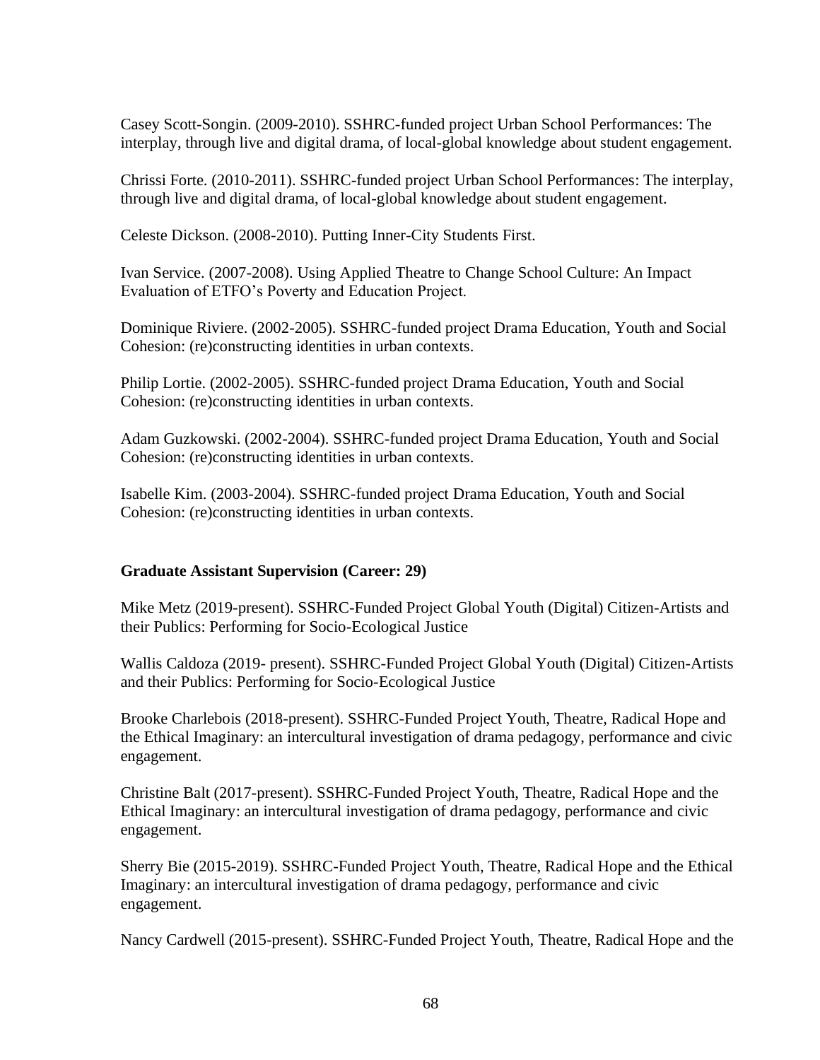Casey Scott-Songin. (2009-2010). SSHRC-funded project Urban School Performances: The interplay, through live and digital drama, of local-global knowledge about student engagement.

Chrissi Forte. (2010-2011). SSHRC-funded project Urban School Performances: The interplay, through live and digital drama, of local-global knowledge about student engagement.

Celeste Dickson. (2008-2010). Putting Inner-City Students First.

Ivan Service. (2007-2008). Using Applied Theatre to Change School Culture: An Impact Evaluation of ETFO's Poverty and Education Project.

Dominique Riviere. (2002-2005). SSHRC-funded project Drama Education, Youth and Social Cohesion: (re)constructing identities in urban contexts.

Philip Lortie. (2002-2005). SSHRC-funded project Drama Education, Youth and Social Cohesion: (re)constructing identities in urban contexts.

Adam Guzkowski. (2002-2004). SSHRC-funded project Drama Education, Youth and Social Cohesion: (re)constructing identities in urban contexts.

Isabelle Kim. (2003-2004). SSHRC-funded project Drama Education, Youth and Social Cohesion: (re)constructing identities in urban contexts.

**Graduate Assistant Supervision (Career: 29)**

Mike Metz (2019-present). SSHRC-Funded Project Global Youth (Digital) Citizen-Artists and their Publics: Performing for Socio-Ecological Justice

Wallis Caldoza (2019- present). SSHRC-Funded Project Global Youth (Digital) Citizen-Artists and their Publics: Performing for Socio-Ecological Justice

Brooke Charlebois (2018-present). SSHRC-Funded Project Youth, Theatre, Radical Hope and the Ethical Imaginary: an intercultural investigation of drama pedagogy, performance and civic engagement.

Christine Balt (2017-present). SSHRC-Funded Project Youth, Theatre, Radical Hope and the Ethical Imaginary: an intercultural investigation of drama pedagogy, performance and civic engagement.

Sherry Bie (2015-2019). SSHRC-Funded Project Youth, Theatre, Radical Hope and the Ethical Imaginary: an intercultural investigation of drama pedagogy, performance and civic engagement.

Nancy Cardwell (2015-present). SSHRC-Funded Project Youth, Theatre, Radical Hope and the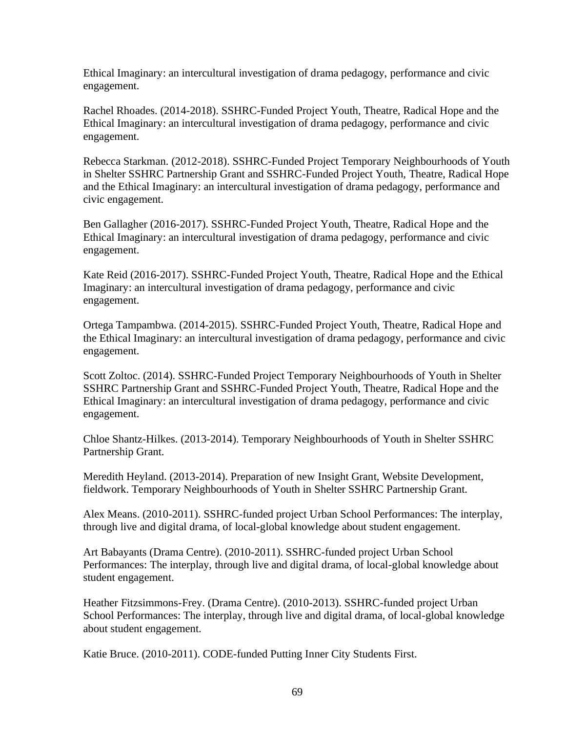Ethical Imaginary: an intercultural investigation of drama pedagogy, performance and civic engagement.

Rachel Rhoades. (2014-2018). SSHRC-Funded Project Youth, Theatre, Radical Hope and the Ethical Imaginary: an intercultural investigation of drama pedagogy, performance and civic engagement.

Rebecca Starkman. (2012-2018). SSHRC-Funded Project Temporary Neighbourhoods of Youth in Shelter SSHRC Partnership Grant and SSHRC-Funded Project Youth, Theatre, Radical Hope and the Ethical Imaginary: an intercultural investigation of drama pedagogy, performance and civic engagement.

Ben Gallagher (2016-2017). SSHRC-Funded Project Youth, Theatre, Radical Hope and the Ethical Imaginary: an intercultural investigation of drama pedagogy, performance and civic engagement.

Kate Reid (2016-2017). SSHRC-Funded Project Youth, Theatre, Radical Hope and the Ethical Imaginary: an intercultural investigation of drama pedagogy, performance and civic engagement.

Ortega Tampambwa. (2014-2015). SSHRC-Funded Project Youth, Theatre, Radical Hope and the Ethical Imaginary: an intercultural investigation of drama pedagogy, performance and civic engagement.

Scott Zoltoc. (2014). SSHRC-Funded Project Temporary Neighbourhoods of Youth in Shelter SSHRC Partnership Grant and SSHRC-Funded Project Youth, Theatre, Radical Hope and the Ethical Imaginary: an intercultural investigation of drama pedagogy, performance and civic engagement.

Chloe Shantz-Hilkes. (2013-2014). Temporary Neighbourhoods of Youth in Shelter SSHRC Partnership Grant.

Meredith Heyland. (2013-2014). Preparation of new Insight Grant, Website Development, fieldwork. Temporary Neighbourhoods of Youth in Shelter SSHRC Partnership Grant.

Alex Means. (2010-2011). SSHRC-funded project Urban School Performances: The interplay, through live and digital drama, of local-global knowledge about student engagement.

Art Babayants (Drama Centre). (2010-2011). SSHRC-funded project Urban School Performances: The interplay, through live and digital drama, of local-global knowledge about student engagement.

Heather Fitzsimmons-Frey. (Drama Centre). (2010-2013). SSHRC-funded project Urban School Performances: The interplay, through live and digital drama, of local-global knowledge about student engagement.

Katie Bruce. (2010-2011). CODE-funded Putting Inner City Students First.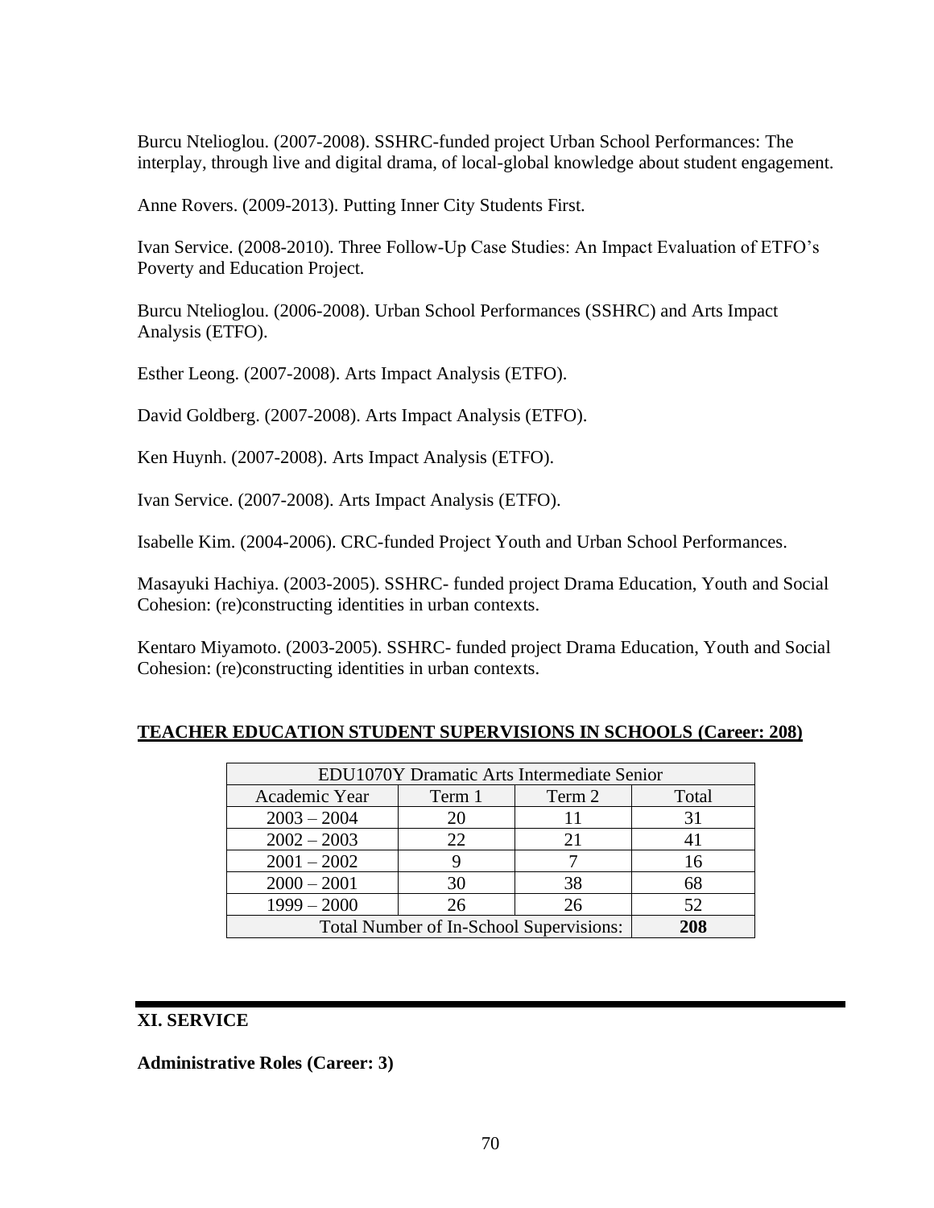Burcu Ntelioglou. (2007-2008). SSHRC-funded project Urban School Performances: The interplay, through live and digital drama, of local-global knowledge about student engagement.

Anne Rovers. (2009-2013). Putting Inner City Students First.

Ivan Service. (2008-2010). Three Follow-Up Case Studies: An Impact Evaluation of ETFO's Poverty and Education Project.

Burcu Ntelioglou. (2006-2008). Urban School Performances (SSHRC) and Arts Impact Analysis (ETFO).

Esther Leong. (2007-2008). Arts Impact Analysis (ETFO).

David Goldberg. (2007-2008). Arts Impact Analysis (ETFO).

Ken Huynh. (2007-2008). Arts Impact Analysis (ETFO).

Ivan Service. (2007-2008). Arts Impact Analysis (ETFO).

Isabelle Kim. (2004-2006). CRC-funded Project Youth and Urban School Performances.

Masayuki Hachiya. (2003-2005). SSHRC- funded project Drama Education, Youth and Social Cohesion: (re)constructing identities in urban contexts.

Kentaro Miyamoto. (2003-2005). SSHRC- funded project Drama Education, Youth and Social Cohesion: (re)constructing identities in urban contexts.

**TEACHER EDUCATION STUDENT SUPERVISIONS IN SCHOOLS (Career: 208)**

| EDU1070Y Dramatic Arts Intermediate Senior | | | |
|---|---|---|---|
| Academic Year | Term 1 | Term 2 | Total |
| 2003 – 2004 | 20 | 11 | 31 |
| 2002 – 2003 | 22 | 21 | 41 |
| 2001 – 2002 | 9 | 7 | 16 |
| 2000 – 2001 | 30 | 38 | 68 |
| 1999 – 2000 | 26 | 26 | 52 |
| Total Number of In-School Supervisions: | | | **208** |

## XI. SERVICE

**Administrative Roles (Career: 3)**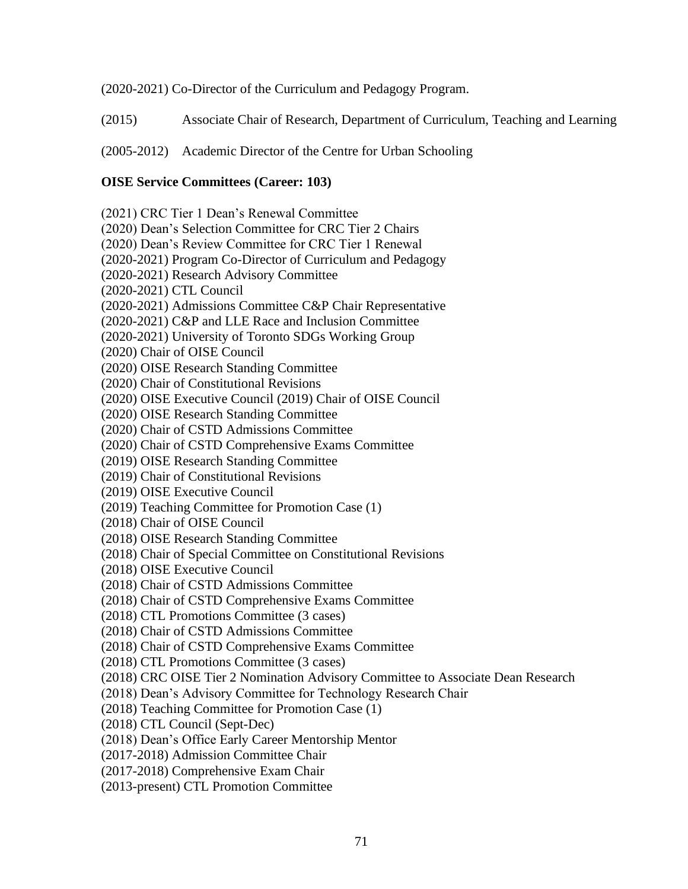(2020-2021) Co-Director of the Curriculum and Pedagogy Program.

(2015) Associate Chair of Research, Department of Curriculum, Teaching and Learning

(2005-2012) Academic Director of the Centre for Urban Schooling

**OISE Service Committees (Career: 103)**

(2021) CRC Tier 1 Dean's Renewal Committee
(2020) Dean's Selection Committee for CRC Tier 2 Chairs
(2020) Dean's Review Committee for CRC Tier 1 Renewal
(2020-2021) Program Co-Director of Curriculum and Pedagogy
(2020-2021) Research Advisory Committee
(2020-2021) CTL Council
(2020-2021) Admissions Committee C&P Chair Representative
(2020-2021) C&P and LLE Race and Inclusion Committee
(2020-2021) University of Toronto SDGs Working Group
(2020) Chair of OISE Council
(2020) OISE Research Standing Committee
(2020) Chair of Constitutional Revisions
(2020) OISE Executive Council (2019) Chair of OISE Council
(2020) OISE Research Standing Committee
(2020) Chair of CSTD Admissions Committee
(2020) Chair of CSTD Comprehensive Exams Committee
(2019) OISE Research Standing Committee
(2019) Chair of Constitutional Revisions
(2019) OISE Executive Council
(2019) Teaching Committee for Promotion Case (1)
(2018) Chair of OISE Council
(2018) OISE Research Standing Committee
(2018) Chair of Special Committee on Constitutional Revisions
(2018) OISE Executive Council
(2018) Chair of CSTD Admissions Committee
(2018) Chair of CSTD Comprehensive Exams Committee
(2018) CTL Promotions Committee (3 cases)
(2018) Chair of CSTD Admissions Committee
(2018) Chair of CSTD Comprehensive Exams Committee
(2018) CTL Promotions Committee (3 cases)
(2018) CRC OISE Tier 2 Nomination Advisory Committee to Associate Dean Research
(2018) Dean's Advisory Committee for Technology Research Chair
(2018) Teaching Committee for Promotion Case (1)
(2018) CTL Council (Sept-Dec)
(2018) Dean's Office Early Career Mentorship Mentor
(2017-2018) Admission Committee Chair
(2017-2018) Comprehensive Exam Chair
(2013-present) CTL Promotion Committee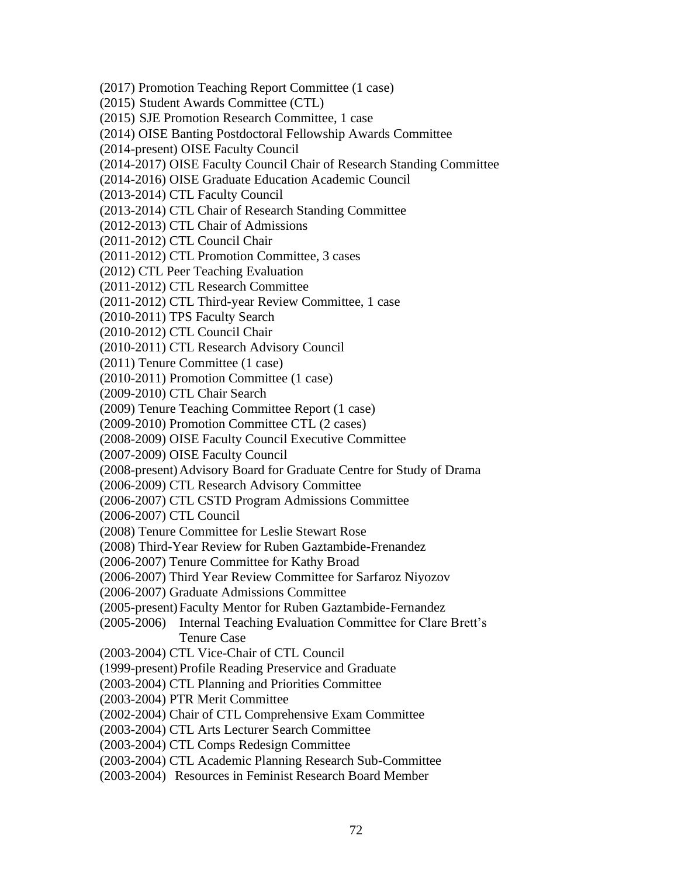(2017) Promotion Teaching Report Committee (1 case)
(2015) Student Awards Committee (CTL)
(2015) SJE Promotion Research Committee, 1 case
(2014) OISE Banting Postdoctoral Fellowship Awards Committee
(2014-present) OISE Faculty Council
(2014-2017) OISE Faculty Council Chair of Research Standing Committee
(2014-2016) OISE Graduate Education Academic Council
(2013-2014) CTL Faculty Council
(2013-2014) CTL Chair of Research Standing Committee
(2012-2013) CTL Chair of Admissions
(2011-2012) CTL Council Chair
(2011-2012) CTL Promotion Committee, 3 cases
(2012) CTL Peer Teaching Evaluation
(2011-2012) CTL Research Committee
(2011-2012) CTL Third-year Review Committee, 1 case
(2010-2011) TPS Faculty Search
(2010-2012) CTL Council Chair
(2010-2011) CTL Research Advisory Council
(2011) Tenure Committee (1 case)
(2010-2011) Promotion Committee (1 case)
(2009-2010) CTL Chair Search
(2009) Tenure Teaching Committee Report (1 case)
(2009-2010) Promotion Committee CTL (2 cases)
(2008-2009) OISE Faculty Council Executive Committee
(2007-2009) OISE Faculty Council
(2008-present) Advisory Board for Graduate Centre for Study of Drama
(2006-2009) CTL Research Advisory Committee
(2006-2007) CTL CSTD Program Admissions Committee
(2006-2007) CTL Council
(2008) Tenure Committee for Leslie Stewart Rose
(2008) Third-Year Review for Ruben Gaztambide-Frenandez
(2006-2007) Tenure Committee for Kathy Broad
(2006-2007) Third Year Review Committee for Sarfaroz Niyozov
(2006-2007) Graduate Admissions Committee
(2005-present) Faculty Mentor for Ruben Gaztambide-Fernandez
(2005-2006) Internal Teaching Evaluation Committee for Clare Brett's Tenure Case
(2003-2004) CTL Vice-Chair of CTL Council
(1999-present) Profile Reading Preservice and Graduate
(2003-2004) CTL Planning and Priorities Committee
(2003-2004) PTR Merit Committee
(2002-2004) Chair of CTL Comprehensive Exam Committee
(2003-2004) CTL Arts Lecturer Search Committee
(2003-2004) CTL Comps Redesign Committee
(2003-2004) CTL Academic Planning Research Sub-Committee
(2003-2004) Resources in Feminist Research Board Member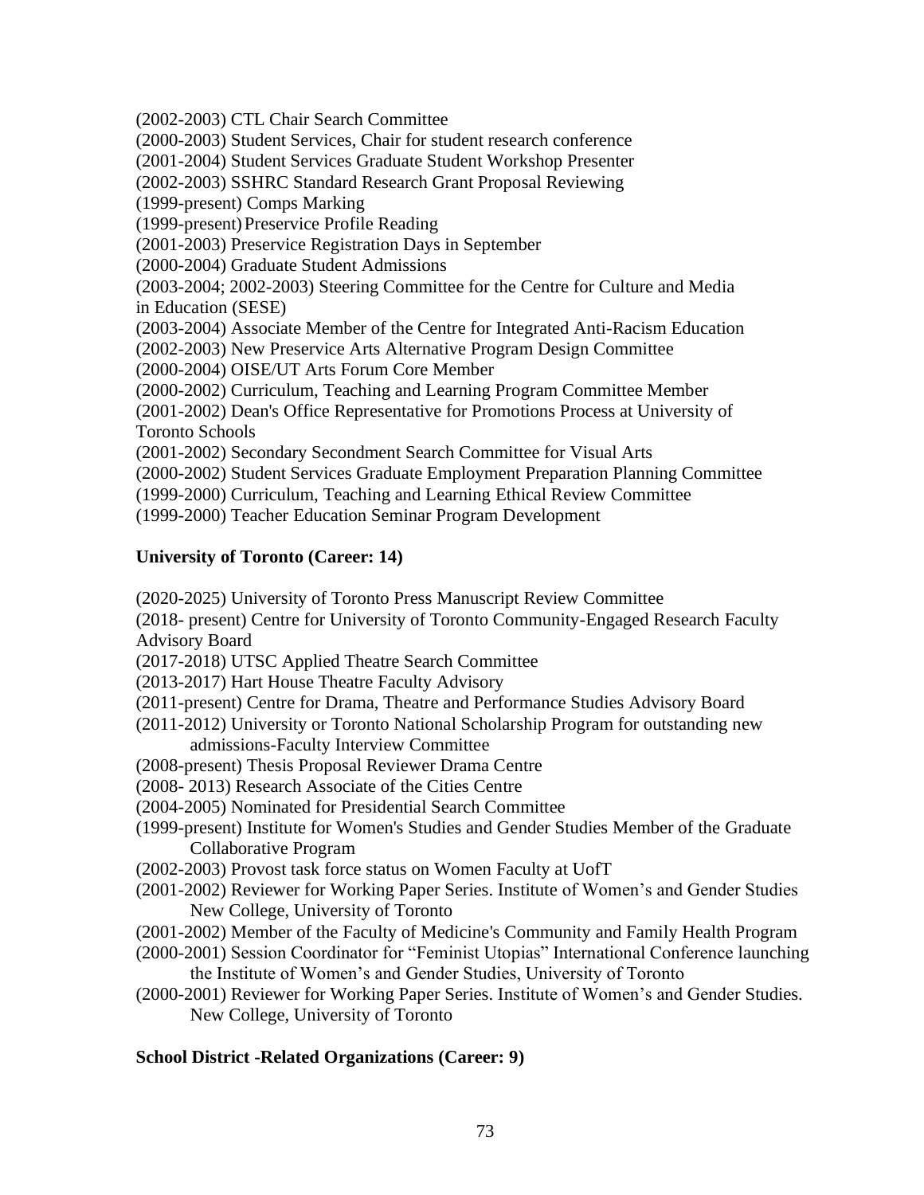(2002-2003) CTL Chair Search Committee
(2000-2003) Student Services, Chair for student research conference
(2001-2004) Student Services Graduate Student Workshop Presenter
(2002-2003) SSHRC Standard Research Grant Proposal Reviewing
(1999-present) Comps Marking
(1999-present) Preservice Profile Reading
(2001-2003) Preservice Registration Days in September
(2000-2004) Graduate Student Admissions
(2003-2004; 2002-2003) Steering Committee for the Centre for Culture and Media in Education (SESE)
(2003-2004) Associate Member of the Centre for Integrated Anti-Racism Education
(2002-2003) New Preservice Arts Alternative Program Design Committee
(2000-2004) OISE/UT Arts Forum Core Member
(2000-2002) Curriculum, Teaching and Learning Program Committee Member
(2001-2002) Dean's Office Representative for Promotions Process at University of Toronto Schools
(2001-2002) Secondary Secondment Search Committee for Visual Arts
(2000-2002) Student Services Graduate Employment Preparation Planning Committee
(1999-2000) Curriculum, Teaching and Learning Ethical Review Committee
(1999-2000) Teacher Education Seminar Program Development

**University of Toronto (Career: 14)**

(2020-2025) University of Toronto Press Manuscript Review Committee
(2018- present) Centre for University of Toronto Community-Engaged Research Faculty Advisory Board
(2017-2018) UTSC Applied Theatre Search Committee
(2013-2017) Hart House Theatre Faculty Advisory
(2011-present) Centre for Drama, Theatre and Performance Studies Advisory Board
(2011-2012) University or Toronto National Scholarship Program for outstanding new admissions-Faculty Interview Committee
(2008-present) Thesis Proposal Reviewer Drama Centre
(2008- 2013) Research Associate of the Cities Centre
(2004-2005) Nominated for Presidential Search Committee
(1999-present) Institute for Women's Studies and Gender Studies Member of the Graduate Collaborative Program
(2002-2003) Provost task force status on Women Faculty at UofT
(2001-2002) Reviewer for Working Paper Series. Institute of Women's and Gender Studies New College, University of Toronto
(2001-2002) Member of the Faculty of Medicine's Community and Family Health Program
(2000-2001) Session Coordinator for "Feminist Utopias" International Conference launching the Institute of Women's and Gender Studies, University of Toronto
(2000-2001) Reviewer for Working Paper Series. Institute of Women's and Gender Studies. New College, University of Toronto

**School District -Related Organizations (Career: 9)**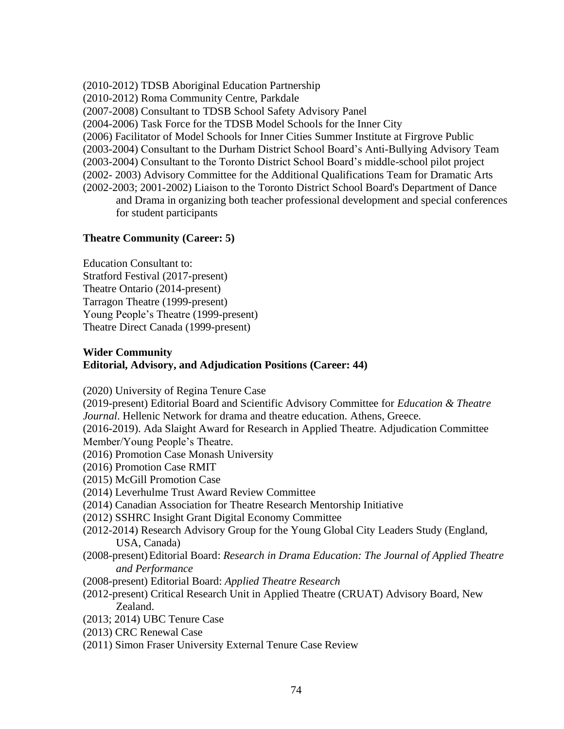(2010-2012) TDSB Aboriginal Education Partnership
(2010-2012) Roma Community Centre, Parkdale
(2007-2008) Consultant to TDSB School Safety Advisory Panel
(2004-2006) Task Force for the TDSB Model Schools for the Inner City
(2006) Facilitator of Model Schools for Inner Cities Summer Institute at Firgrove Public
(2003-2004) Consultant to the Durham District School Board's Anti-Bullying Advisory Team
(2003-2004) Consultant to the Toronto District School Board's middle-school pilot project
(2002- 2003) Advisory Committee for the Additional Qualifications Team for Dramatic Arts
(2002-2003; 2001-2002) Liaison to the Toronto District School Board's Department of Dance and Drama in organizing both teacher professional development and special conferences for student participants

**Theatre Community (Career: 5)**

Education Consultant to:
Stratford Festival (2017-present)
Theatre Ontario (2014-present)
Tarragon Theatre (1999-present)
Young People's Theatre (1999-present)
Theatre Direct Canada (1999-present)

**Wider Community**
**Editorial, Advisory, and Adjudication Positions (Career: 44)**

(2020) University of Regina Tenure Case
(2019-present) Editorial Board and Scientific Advisory Committee for *Education & Theatre Journal*. Hellenic Network for drama and theatre education. Athens, Greece.
(2016-2019). Ada Slaight Award for Research in Applied Theatre. Adjudication Committee Member/Young People's Theatre.
(2016) Promotion Case Monash University
(2016) Promotion Case RMIT
(2015) McGill Promotion Case
(2014) Leverhulme Trust Award Review Committee
(2014) Canadian Association for Theatre Research Mentorship Initiative
(2012) SSHRC Insight Grant Digital Economy Committee
(2012-2014) Research Advisory Group for the Young Global City Leaders Study (England, USA, Canada)
(2008-present) Editorial Board: *Research in Drama Education: The Journal of Applied Theatre and Performance*
(2008-present) Editorial Board: *Applied Theatre Research*
(2012-present) Critical Research Unit in Applied Theatre (CRUAT) Advisory Board, New Zealand.
(2013; 2014) UBC Tenure Case
(2013) CRC Renewal Case
(2011) Simon Fraser University External Tenure Case Review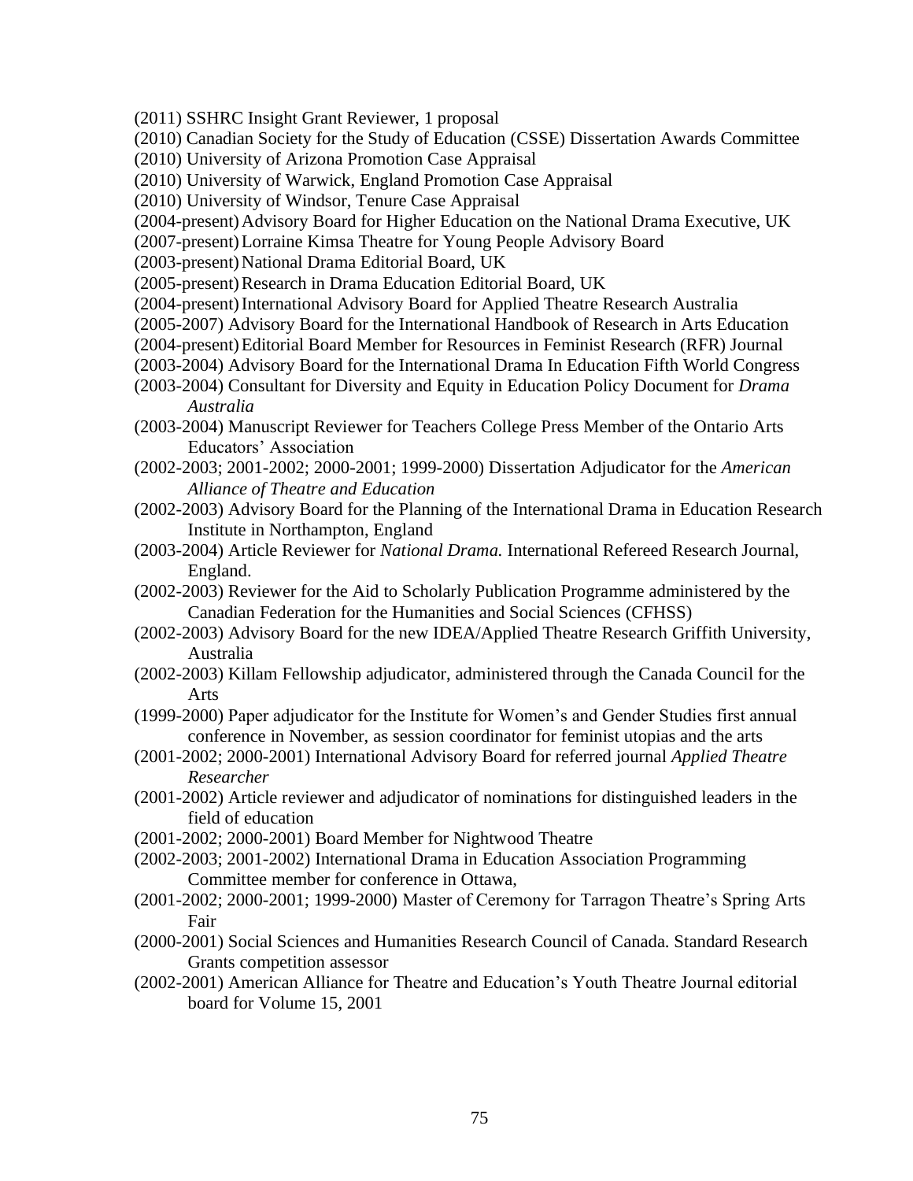(2011) SSHRC Insight Grant Reviewer, 1 proposal

(2010) Canadian Society for the Study of Education (CSSE) Dissertation Awards Committee

(2010) University of Arizona Promotion Case Appraisal

(2010) University of Warwick, England Promotion Case Appraisal

(2010) University of Windsor, Tenure Case Appraisal

(2004-present) Advisory Board for Higher Education on the National Drama Executive, UK

(2007-present) Lorraine Kimsa Theatre for Young People Advisory Board

(2003-present) National Drama Editorial Board, UK

(2005-present) Research in Drama Education Editorial Board, UK

(2004-present) International Advisory Board for Applied Theatre Research Australia

(2005-2007) Advisory Board for the International Handbook of Research in Arts Education

(2004-present) Editorial Board Member for Resources in Feminist Research (RFR) Journal

(2003-2004) Advisory Board for the International Drama In Education Fifth World Congress

(2003-2004) Consultant for Diversity and Equity in Education Policy Document for *Drama Australia*

(2003-2004) Manuscript Reviewer for Teachers College Press Member of the Ontario Arts Educators' Association

(2002-2003; 2001-2002; 2000-2001; 1999-2000) Dissertation Adjudicator for the *American Alliance of Theatre and Education*

(2002-2003) Advisory Board for the Planning of the International Drama in Education Research Institute in Northampton, England

(2003-2004) Article Reviewer for *National Drama.* International Refereed Research Journal, England.

(2002-2003) Reviewer for the Aid to Scholarly Publication Programme administered by the Canadian Federation for the Humanities and Social Sciences (CFHSS)

(2002-2003) Advisory Board for the new IDEA/Applied Theatre Research Griffith University, Australia

(2002-2003) Killam Fellowship adjudicator, administered through the Canada Council for the Arts

(1999-2000) Paper adjudicator for the Institute for Women's and Gender Studies first annual conference in November, as session coordinator for feminist utopias and the arts

(2001-2002; 2000-2001) International Advisory Board for referred journal *Applied Theatre Researcher*

(2001-2002) Article reviewer and adjudicator of nominations for distinguished leaders in the field of education

(2001-2002; 2000-2001) Board Member for Nightwood Theatre

(2002-2003; 2001-2002) International Drama in Education Association Programming Committee member for conference in Ottawa,

(2001-2002; 2000-2001; 1999-2000) Master of Ceremony for Tarragon Theatre's Spring Arts Fair

(2000-2001) Social Sciences and Humanities Research Council of Canada. Standard Research Grants competition assessor

(2002-2001) American Alliance for Theatre and Education's Youth Theatre Journal editorial board for Volume 15, 2001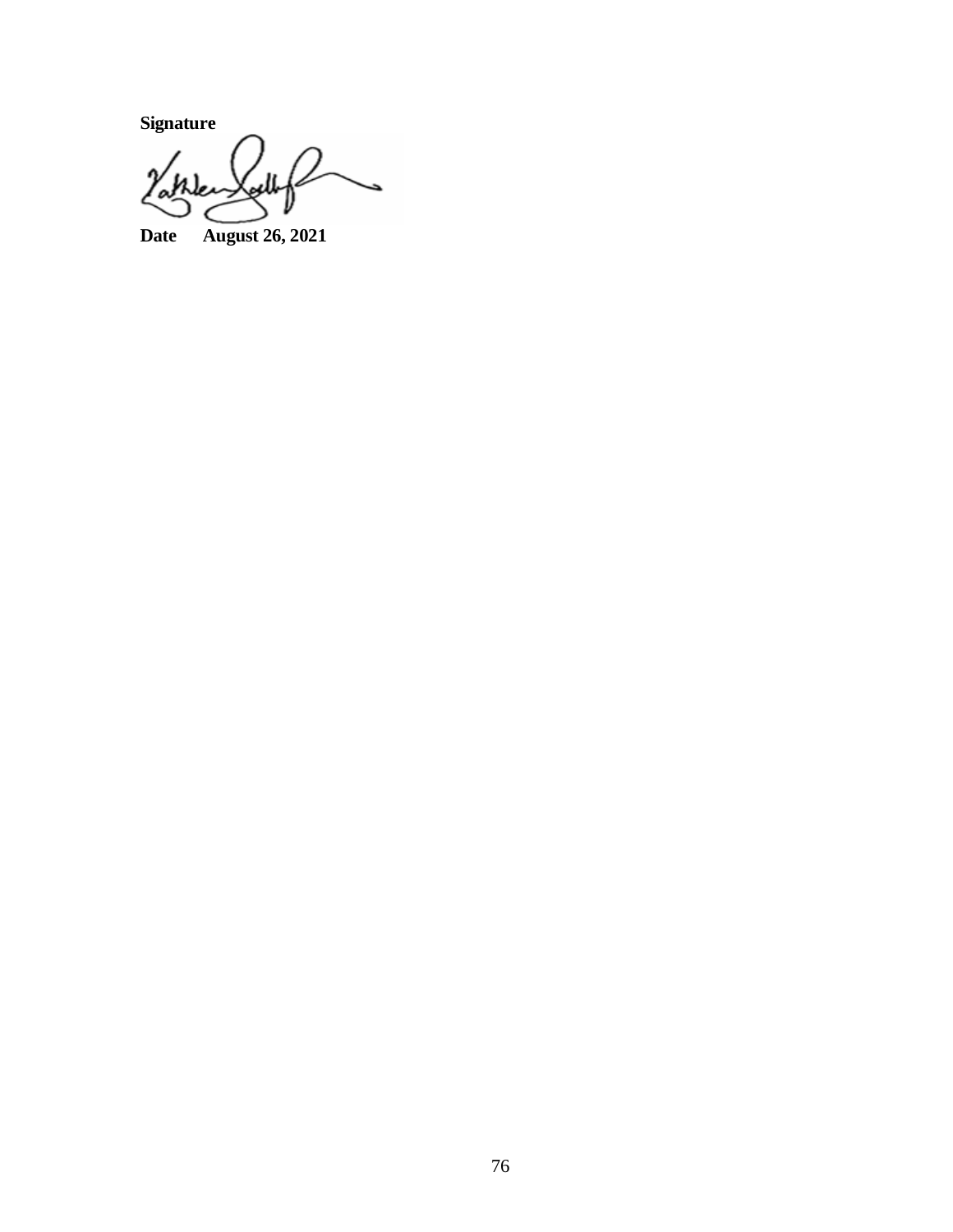**Signature**

**Date** **August 26, 2021**